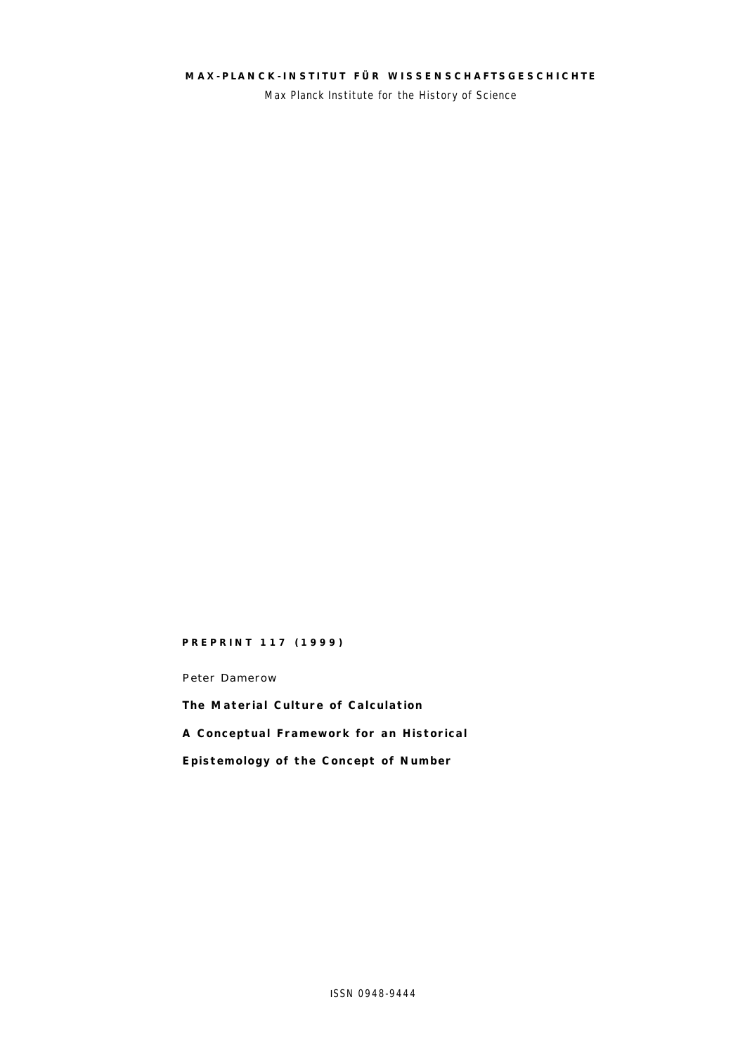**MAX-PLANCK-INSTITUT FÜR WISSENSCHAFTSGESCHICHTE**

Max Planck Institute for the History of Science

**PREPRINT 117 (1999)**

Peter Damerow

# The Material Culture of Calculation

## A Conceptual Framework for an Historical Epistemology of the Concept of Number

ISSN 0948-9444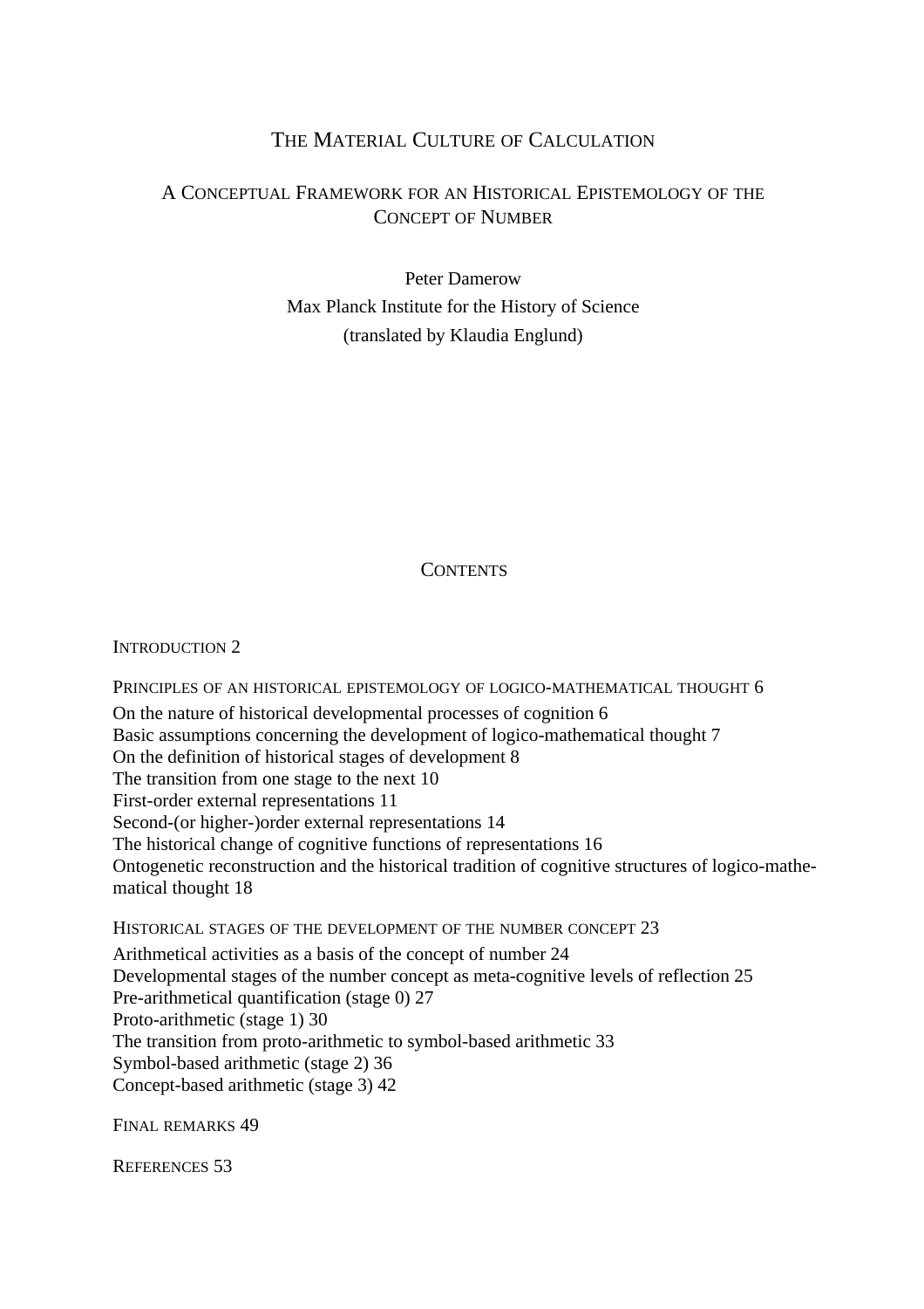# THE MATERIAL CULTURE OF CALCULATION

## A CONCEPTUAL FRAMEWORK FOR AN HISTORICAL EPISTEMOLOGY OF THE CONCEPT OF NUMBER

Peter Damerow
Max Planck Institute for the History of Science
(translated by Klaudia Englund)

## CONTENTS

INTRODUCTION 2

PRINCIPLES OF AN HISTORICAL EPISTEMOLOGY OF LOGICO-MATHEMATICAL THOUGHT 6

On the nature of historical developmental processes of cognition 6
Basic assumptions concerning the development of logico-mathematical thought 7
On the definition of historical stages of development 8
The transition from one stage to the next 10
First-order external representations 11
Second-(or higher-)order external representations 14
The historical change of cognitive functions of representations 16
Ontogenetic reconstruction and the historical tradition of cognitive structures of logico-mathematical thought 18

HISTORICAL STAGES OF THE DEVELOPMENT OF THE NUMBER CONCEPT 23

Arithmetical activities as a basis of the concept of number 24
Developmental stages of the number concept as meta-cognitive levels of reflection 25
Pre-arithmetical quantification (stage 0) 27
Proto-arithmetic (stage 1) 30
The transition from proto-arithmetic to symbol-based arithmetic 33
Symbol-based arithmetic (stage 2) 36
Concept-based arithmetic (stage 3) 42

FINAL REMARKS 49

REFERENCES 53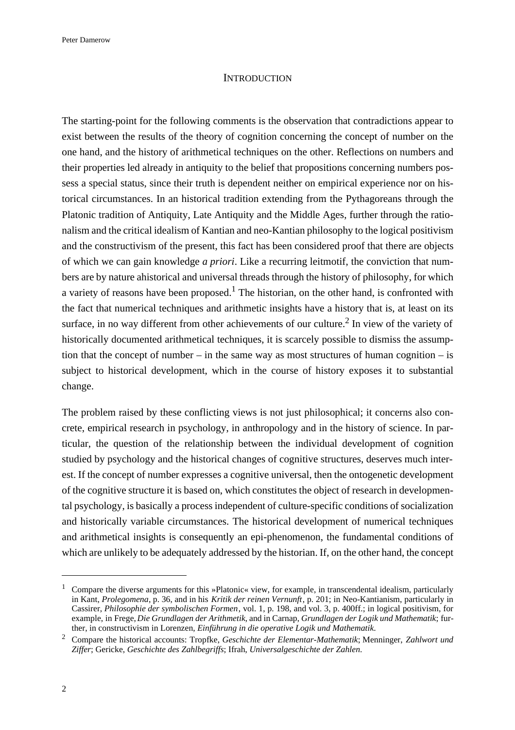## INTRODUCTION

The starting-point for the following comments is the observation that contradictions appear to exist between the results of the theory of cognition concerning the concept of number on the one hand, and the history of arithmetical techniques on the other. Reflections on numbers and their properties led already in antiquity to the belief that propositions concerning numbers possess a special status, since their truth is dependent neither on empirical experience nor on historical circumstances. In an historical tradition extending from the Pythagoreans through the Platonic tradition of Antiquity, Late Antiquity and the Middle Ages, further through the rationalism and the critical idealism of Kantian and neo-Kantian philosophy to the logical positivism and the constructivism of the present, this fact has been considered proof that there are objects of which we can gain knowledge *a priori*. Like a recurring leitmotif, the conviction that numbers are by nature ahistorical and universal threads through the history of philosophy, for which a variety of reasons have been proposed.[1] The historian, on the other hand, is confronted with the fact that numerical techniques and arithmetic insights have a history that is, at least on its surface, in no way different from other achievements of our culture.[2] In view of the variety of historically documented arithmetical techniques, it is scarcely possible to dismiss the assumption that the concept of number – in the same way as most structures of human cognition – is subject to historical development, which in the course of history exposes it to substantial change.

The problem raised by these conflicting views is not just philosophical; it concerns also concrete, empirical research in psychology, in anthropology and in the history of science. In particular, the question of the relationship between the individual development of cognition studied by psychology and the historical changes of cognitive structures, deserves much interest. If the concept of number expresses a cognitive universal, then the ontogenetic development of the cognitive structure it is based on, which constitutes the object of research in developmental psychology, is basically a process independent of culture-specific conditions of socialization and historically variable circumstances. The historical development of numerical techniques and arithmetical insights is consequently an epi-phenomenon, the fundamental conditions of which are unlikely to be adequately addressed by the historian. If, on the other hand, the concept

---

[1] Compare the diverse arguments for this »Platonic« view, for example, in transcendental idealism, particularly in Kant, *Prolegomena*, p. 36, and in his *Kritik der reinen Vernunft*, p. 201; in Neo-Kantianism, particularly in Cassirer, *Philosophie der symbolischen Formen*, vol. 1, p. 198, and vol. 3, p. 400ff.; in logical positivism, for example, in Frege, *Die Grundlagen der Arithmetik*, and in Carnap, *Grundlagen der Logik und Mathematik*; further, in constructivism in Lorenzen, *Einführung in die operative Logik und Mathematik*.

[2] Compare the historical accounts: Tropfke, *Geschichte der Elementar-Mathematik*; Menninger, *Zahlwort und Ziffer*; Gericke, *Geschichte des Zahlbegriffs*; Ifrah, *Universalgeschichte der Zahlen*.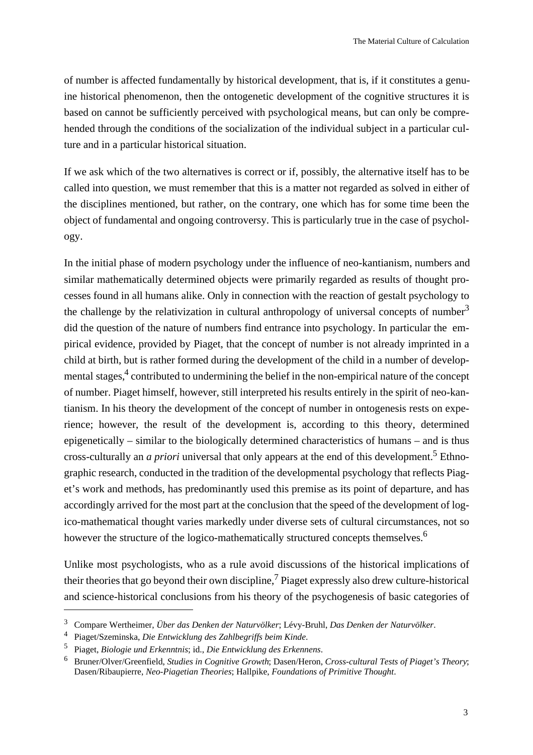of number is affected fundamentally by historical development, that is, if it constitutes a genuine historical phenomenon, then the ontogenetic development of the cognitive structures it is based on cannot be sufficiently perceived with psychological means, but can only be comprehended through the conditions of the socialization of the individual subject in a particular culture and in a particular historical situation.

If we ask which of the two alternatives is correct or if, possibly, the alternative itself has to be called into question, we must remember that this is a matter not regarded as solved in either of the disciplines mentioned, but rather, on the contrary, one which has for some time been the object of fundamental and ongoing controversy. This is particularly true in the case of psychology.

In the initial phase of modern psychology under the influence of neo-kantianism, numbers and similar mathematically determined objects were primarily regarded as results of thought processes found in all humans alike. Only in connection with the reaction of gestalt psychology to the challenge by the relativization in cultural anthropology of universal concepts of number[3] did the question of the nature of numbers find entrance into psychology. In particular the empirical evidence, provided by Piaget, that the concept of number is not already imprinted in a child at birth, but is rather formed during the development of the child in a number of developmental stages,[4] contributed to undermining the belief in the non-empirical nature of the concept of number. Piaget himself, however, still interpreted his results entirely in the spirit of neo-kantianism. In his theory the development of the concept of number in ontogenesis rests on experience; however, the result of the development is, according to this theory, determined epigenetically – similar to the biologically determined characteristics of humans – and is thus cross-culturally an *a priori* universal that only appears at the end of this development.[5] Ethnographic research, conducted in the tradition of the developmental psychology that reflects Piaget's work and methods, has predominantly used this premise as its point of departure, and has accordingly arrived for the most part at the conclusion that the speed of the development of logico-mathematical thought varies markedly under diverse sets of cultural circumstances, not so however the structure of the logico-mathematically structured concepts themselves.[6]

Unlike most psychologists, who as a rule avoid discussions of the historical implications of their theories that go beyond their own discipline,[7] Piaget expressly also drew culture-historical and science-historical conclusions from his theory of the psychogenesis of basic categories of

---

[3] Compare Wertheimer, *Über das Denken der Naturvölker*; Lévy-Bruhl, *Das Denken der Naturvölker*.

[4] Piaget/Szeminska, *Die Entwicklung des Zahlbegriffs beim Kinde*.

[5] Piaget, *Biologie und Erkenntnis*; id., *Die Entwicklung des Erkennens*.

[6] Bruner/Olver/Greenfield, *Studies in Cognitive Growth*; Dasen/Heron, *Cross-cultural Tests of Piaget's Theory*; Dasen/Ribaupierre, *Neo-Piagetian Theories*; Hallpike, *Foundations of Primitive Thought*.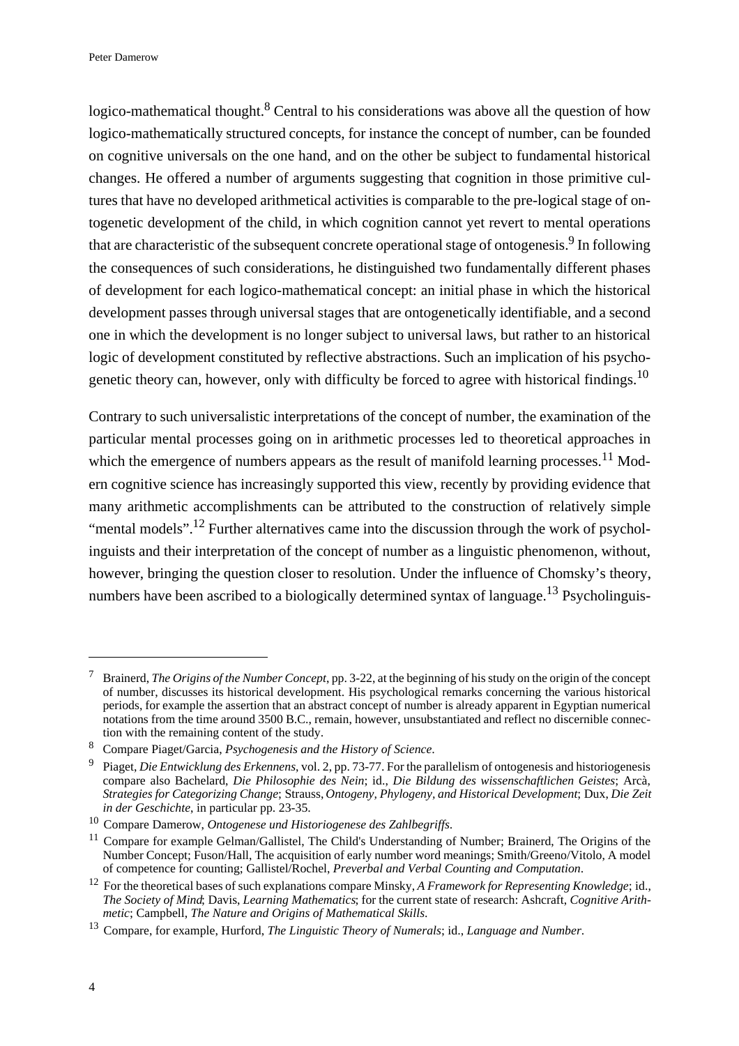logico-mathematical thought.[8] Central to his considerations was above all the question of how logico-mathematically structured concepts, for instance the concept of number, can be founded on cognitive universals on the one hand, and on the other be subject to fundamental historical changes. He offered a number of arguments suggesting that cognition in those primitive cultures that have no developed arithmetical activities is comparable to the pre-logical stage of ontogenetic development of the child, in which cognition cannot yet revert to mental operations that are characteristic of the subsequent concrete operational stage of ontogenesis.[9] In following the consequences of such considerations, he distinguished two fundamentally different phases of development for each logico-mathematical concept: an initial phase in which the historical development passes through universal stages that are ontogenetically identifiable, and a second one in which the development is no longer subject to universal laws, but rather to an historical logic of development constituted by reflective abstractions. Such an implication of his psychogenetic theory can, however, only with difficulty be forced to agree with historical findings.[10]

Contrary to such universalistic interpretations of the concept of number, the examination of the particular mental processes going on in arithmetic processes led to theoretical approaches in which the emergence of numbers appears as the result of manifold learning processes.[11] Modern cognitive science has increasingly supported this view, recently by providing evidence that many arithmetic accomplishments can be attributed to the construction of relatively simple "mental models".[12] Further alternatives came into the discussion through the work of psycholinguists and their interpretation of the concept of number as a linguistic phenomenon, without, however, bringing the question closer to resolution. Under the influence of Chomsky's theory, numbers have been ascribed to a biologically determined syntax of language.[13] Psycholinguis-

---

[7] Brainerd, *The Origins of the Number Concept*, pp. 3-22, at the beginning of his study on the origin of the concept of number, discusses its historical development. His psychological remarks concerning the various historical periods, for example the assertion that an abstract concept of number is already apparent in Egyptian numerical notations from the time around 3500 B.C., remain, however, unsubstantiated and reflect no discernible connection with the remaining content of the study.

[8] Compare Piaget/Garcia, *Psychogenesis and the History of Science*.

[9] Piaget, *Die Entwicklung des Erkennens*, vol. 2, pp. 73-77. For the parallelism of ontogenesis and historiogenesis compare also Bachelard, *Die Philosophie des Nein*; id., *Die Bildung des wissenschaftlichen Geistes*; Arcà, *Strategies for Categorizing Change*; Strauss, *Ontogeny, Phylogeny, and Historical Development*; Dux, *Die Zeit in der Geschichte*, in particular pp. 23-35.

[10] Compare Damerow, *Ontogenese und Historiogenese des Zahlbegriffs*.

[11] Compare for example Gelman/Gallistel, The Child's Understanding of Number; Brainerd, The Origins of the Number Concept; Fuson/Hall, The acquisition of early number word meanings; Smith/Greeno/Vitolo, A model of competence for counting; Gallistel/Rochel, *Preverbal and Verbal Counting and Computation*.

[12] For the theoretical bases of such explanations compare Minsky, *A Framework for Representing Knowledge*; id., *The Society of Mind*; Davis, *Learning Mathematics*; for the current state of research: Ashcraft, *Cognitive Arithmetic*; Campbell, *The Nature and Origins of Mathematical Skills*.

[13] Compare, for example, Hurford, *The Linguistic Theory of Numerals*; id., *Language and Number*.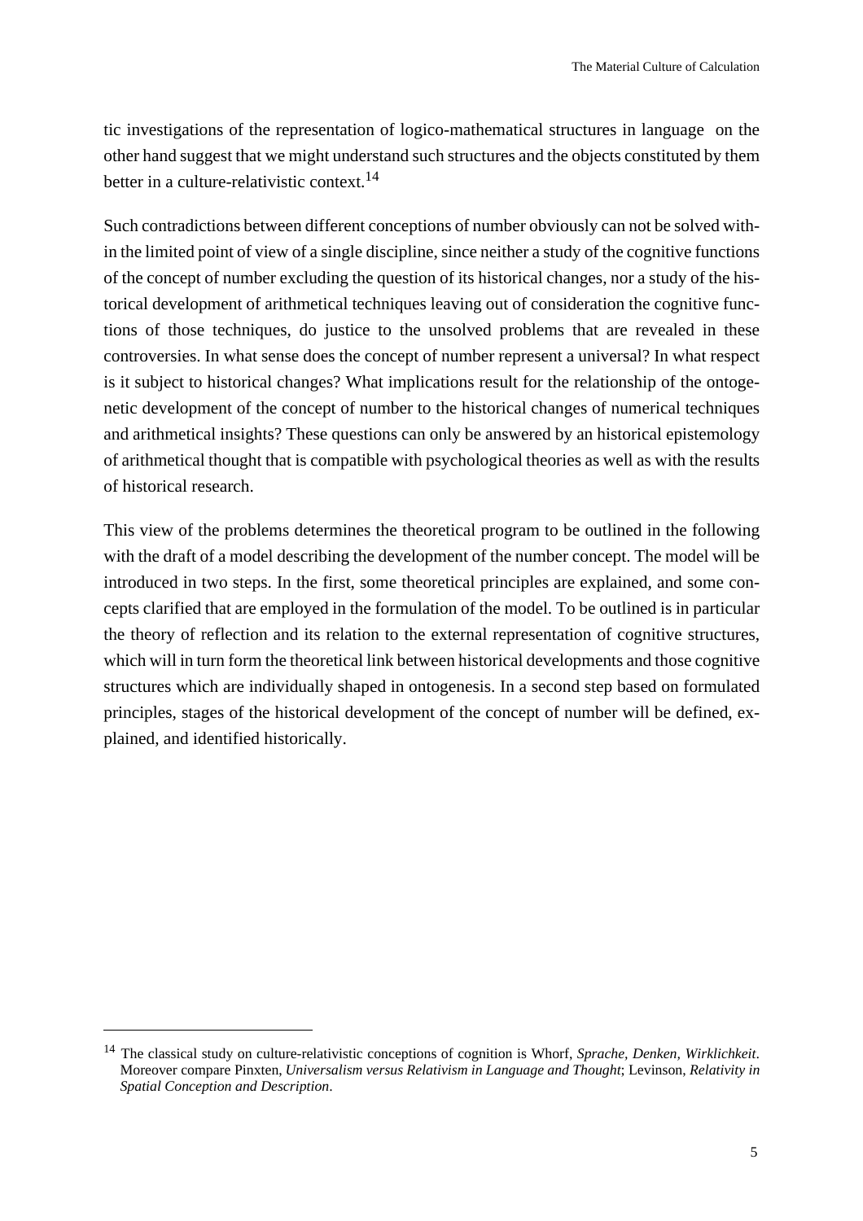tic investigations of the representation of logico-mathematical structures in language on the other hand suggest that we might understand such structures and the objects constituted by them better in a culture-relativistic context.[14]

Such contradictions between different conceptions of number obviously can not be solved within the limited point of view of a single discipline, since neither a study of the cognitive functions of the concept of number excluding the question of its historical changes, nor a study of the historical development of arithmetical techniques leaving out of consideration the cognitive functions of those techniques, do justice to the unsolved problems that are revealed in these controversies. In what sense does the concept of number represent a universal? In what respect is it subject to historical changes? What implications result for the relationship of the ontogenetic development of the concept of number to the historical changes of numerical techniques and arithmetical insights? These questions can only be answered by an historical epistemology of arithmetical thought that is compatible with psychological theories as well as with the results of historical research.

This view of the problems determines the theoretical program to be outlined in the following with the draft of a model describing the development of the number concept. The model will be introduced in two steps. In the first, some theoretical principles are explained, and some concepts clarified that are employed in the formulation of the model. To be outlined is in particular the theory of reflection and its relation to the external representation of cognitive structures, which will in turn form the theoretical link between historical developments and those cognitive structures which are individually shaped in ontogenesis. In a second step based on formulated principles, stages of the historical development of the concept of number will be defined, explained, and identified historically.

---

[14] The classical study on culture-relativistic conceptions of cognition is Whorf, *Sprache, Denken, Wirklichkeit*. Moreover compare Pinxten, *Universalism versus Relativism in Language and Thought*; Levinson, *Relativity in Spatial Conception and Description*.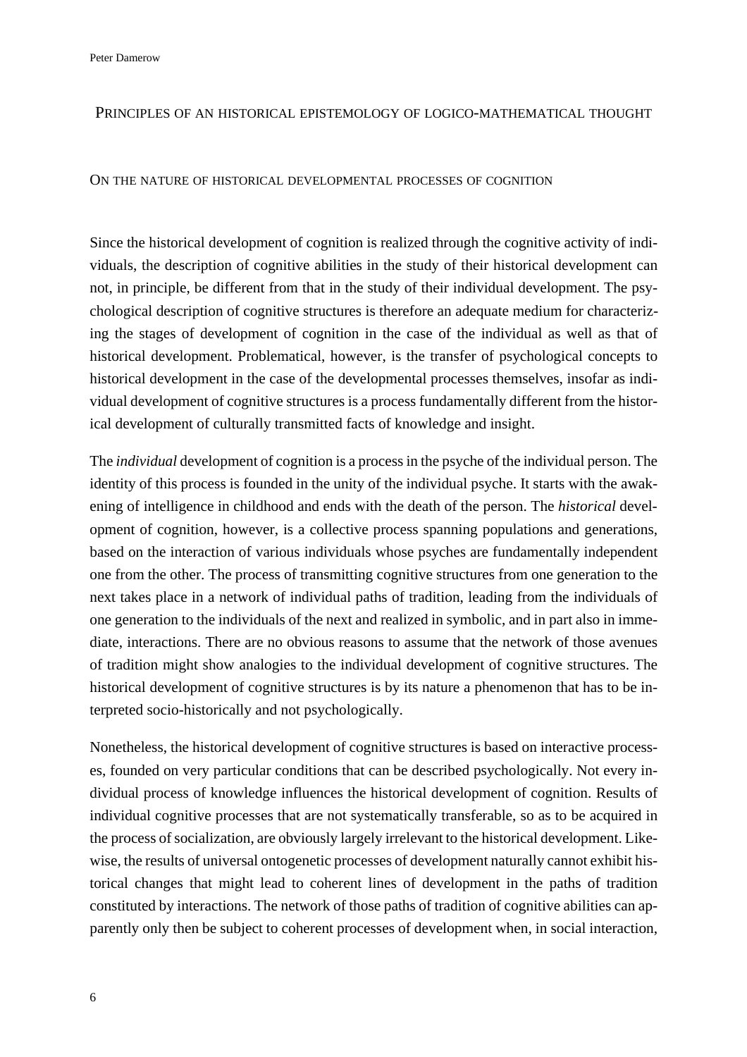## Principles of an historical epistemology of logico-mathematical thought

### On the nature of historical developmental processes of cognition

Since the historical development of cognition is realized through the cognitive activity of individuals, the description of cognitive abilities in the study of their historical development can not, in principle, be different from that in the study of their individual development. The psychological description of cognitive structures is therefore an adequate medium for characterizing the stages of development of cognition in the case of the individual as well as that of historical development. Problematical, however, is the transfer of psychological concepts to historical development in the case of the developmental processes themselves, insofar as individual development of cognitive structures is a process fundamentally different from the historical development of culturally transmitted facts of knowledge and insight.

The *individual* development of cognition is a process in the psyche of the individual person. The identity of this process is founded in the unity of the individual psyche. It starts with the awakening of intelligence in childhood and ends with the death of the person. The *historical* development of cognition, however, is a collective process spanning populations and generations, based on the interaction of various individuals whose psyches are fundamentally independent one from the other. The process of transmitting cognitive structures from one generation to the next takes place in a network of individual paths of tradition, leading from the individuals of one generation to the individuals of the next and realized in symbolic, and in part also in immediate, interactions. There are no obvious reasons to assume that the network of those avenues of tradition might show analogies to the individual development of cognitive structures. The historical development of cognitive structures is by its nature a phenomenon that has to be interpreted socio-historically and not psychologically.

Nonetheless, the historical development of cognitive structures is based on interactive processes, founded on very particular conditions that can be described psychologically. Not every individual process of knowledge influences the historical development of cognition. Results of individual cognitive processes that are not systematically transferable, so as to be acquired in the process of socialization, are obviously largely irrelevant to the historical development. Likewise, the results of universal ontogenetic processes of development naturally cannot exhibit historical changes that might lead to coherent lines of development in the paths of tradition constituted by interactions. The network of those paths of tradition of cognitive abilities can apparently only then be subject to coherent processes of development when, in social interaction,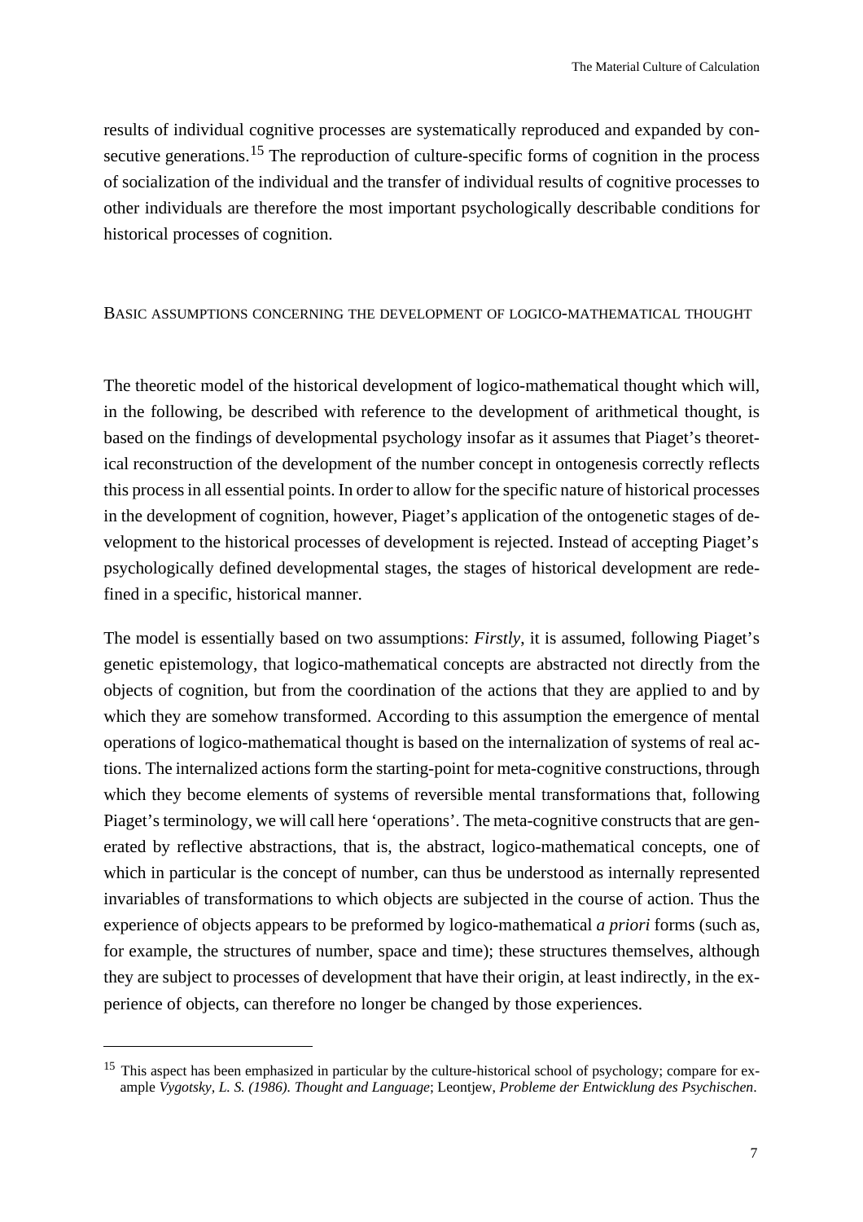results of individual cognitive processes are systematically reproduced and expanded by consecutive generations.[15] The reproduction of culture-specific forms of cognition in the process of socialization of the individual and the transfer of individual results of cognitive processes to other individuals are therefore the most important psychologically describable conditions for historical processes of cognition.

## Basic assumptions concerning the development of logico-mathematical thought

The theoretic model of the historical development of logico-mathematical thought which will, in the following, be described with reference to the development of arithmetical thought, is based on the findings of developmental psychology insofar as it assumes that Piaget's theoretical reconstruction of the development of the number concept in ontogenesis correctly reflects this process in all essential points. In order to allow for the specific nature of historical processes in the development of cognition, however, Piaget's application of the ontogenetic stages of development to the historical processes of development is rejected. Instead of accepting Piaget's psychologically defined developmental stages, the stages of historical development are redefined in a specific, historical manner.

The model is essentially based on two assumptions: *Firstly*, it is assumed, following Piaget's genetic epistemology, that logico-mathematical concepts are abstracted not directly from the objects of cognition, but from the coordination of the actions that they are applied to and by which they are somehow transformed. According to this assumption the emergence of mental operations of logico-mathematical thought is based on the internalization of systems of real actions. The internalized actions form the starting-point for meta-cognitive constructions, through which they become elements of systems of reversible mental transformations that, following Piaget's terminology, we will call here 'operations'. The meta-cognitive constructs that are generated by reflective abstractions, that is, the abstract, logico-mathematical concepts, one of which in particular is the concept of number, can thus be understood as internally represented invariables of transformations to which objects are subjected in the course of action. Thus the experience of objects appears to be preformed by logico-mathematical *a priori* forms (such as, for example, the structures of number, space and time); these structures themselves, although they are subject to processes of development that have their origin, at least indirectly, in the experience of objects, can therefore no longer be changed by those experiences.

---

[15] This aspect has been emphasized in particular by the culture-historical school of psychology; compare for example *Vygotsky, L. S. (1986). Thought and Language*; Leontjew, *Probleme der Entwicklung des Psychischen*.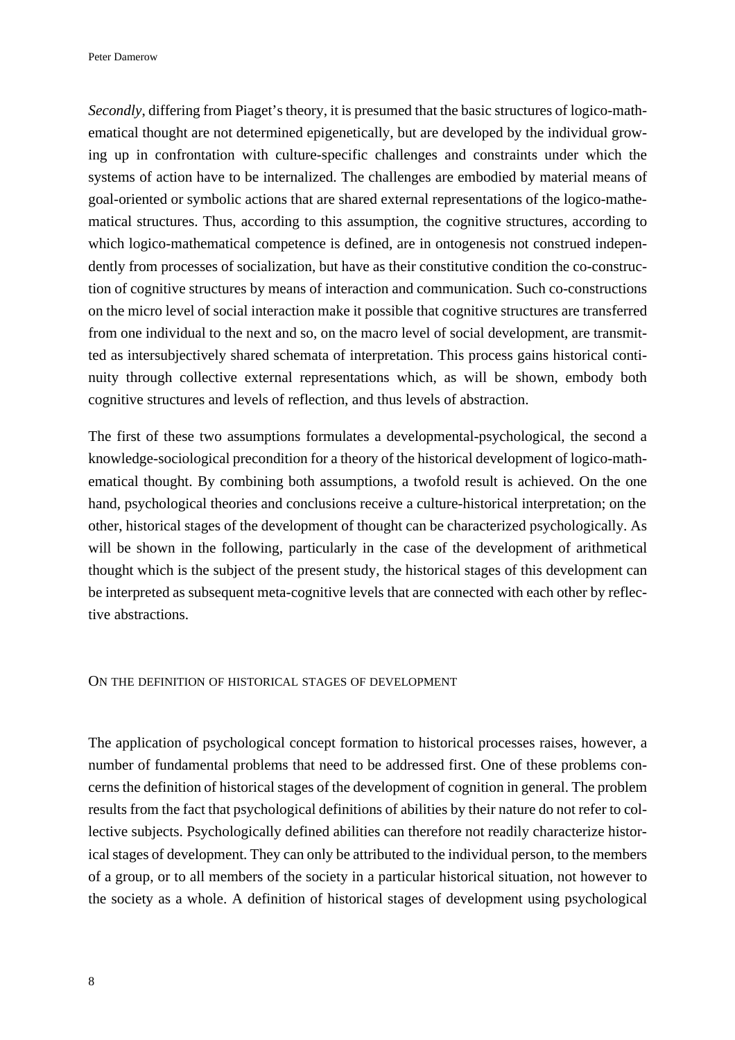*Secondly*, differing from Piaget's theory, it is presumed that the basic structures of logico-mathematical thought are not determined epigenetically, but are developed by the individual growing up in confrontation with culture-specific challenges and constraints under which the systems of action have to be internalized. The challenges are embodied by material means of goal-oriented or symbolic actions that are shared external representations of the logico-mathematical structures. Thus, according to this assumption, the cognitive structures, according to which logico-mathematical competence is defined, are in ontogenesis not construed independently from processes of socialization, but have as their constitutive condition the co-construction of cognitive structures by means of interaction and communication. Such co-constructions on the micro level of social interaction make it possible that cognitive structures are transferred from one individual to the next and so, on the macro level of social development, are transmitted as intersubjectively shared schemata of interpretation. This process gains historical continuity through collective external representations which, as will be shown, embody both cognitive structures and levels of reflection, and thus levels of abstraction.

The first of these two assumptions formulates a developmental-psychological, the second a knowledge-sociological precondition for a theory of the historical development of logico-mathematical thought. By combining both assumptions, a twofold result is achieved. On the one hand, psychological theories and conclusions receive a culture-historical interpretation; on the other, historical stages of the development of thought can be characterized psychologically. As will be shown in the following, particularly in the case of the development of arithmetical thought which is the subject of the present study, the historical stages of this development can be interpreted as subsequent meta-cognitive levels that are connected with each other by reflective abstractions.

## On the definition of historical stages of development

The application of psychological concept formation to historical processes raises, however, a number of fundamental problems that need to be addressed first. One of these problems concerns the definition of historical stages of the development of cognition in general. The problem results from the fact that psychological definitions of abilities by their nature do not refer to collective subjects. Psychologically defined abilities can therefore not readily characterize historical stages of development. They can only be attributed to the individual person, to the members of a group, or to all members of the society in a particular historical situation, not however to the society as a whole. A definition of historical stages of development using psychological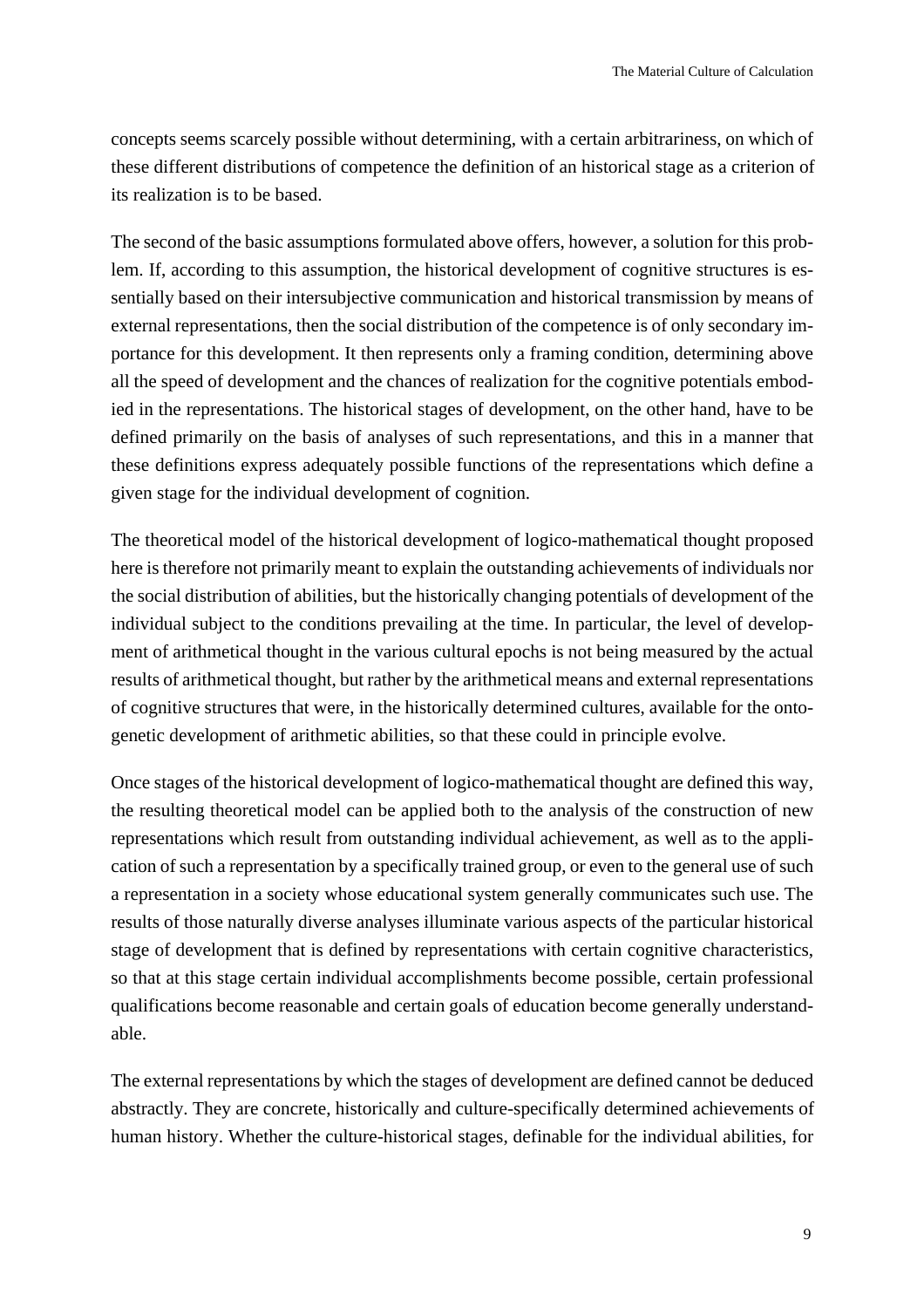concepts seems scarcely possible without determining, with a certain arbitrariness, on which of these different distributions of competence the definition of an historical stage as a criterion of its realization is to be based.

The second of the basic assumptions formulated above offers, however, a solution for this problem. If, according to this assumption, the historical development of cognitive structures is essentially based on their intersubjective communication and historical transmission by means of external representations, then the social distribution of the competence is of only secondary importance for this development. It then represents only a framing condition, determining above all the speed of development and the chances of realization for the cognitive potentials embodied in the representations. The historical stages of development, on the other hand, have to be defined primarily on the basis of analyses of such representations, and this in a manner that these definitions express adequately possible functions of the representations which define a given stage for the individual development of cognition.

The theoretical model of the historical development of logico-mathematical thought proposed here is therefore not primarily meant to explain the outstanding achievements of individuals nor the social distribution of abilities, but the historically changing potentials of development of the individual subject to the conditions prevailing at the time. In particular, the level of development of arithmetical thought in the various cultural epochs is not being measured by the actual results of arithmetical thought, but rather by the arithmetical means and external representations of cognitive structures that were, in the historically determined cultures, available for the ontogenetic development of arithmetic abilities, so that these could in principle evolve.

Once stages of the historical development of logico-mathematical thought are defined this way, the resulting theoretical model can be applied both to the analysis of the construction of new representations which result from outstanding individual achievement, as well as to the application of such a representation by a specifically trained group, or even to the general use of such a representation in a society whose educational system generally communicates such use. The results of those naturally diverse analyses illuminate various aspects of the particular historical stage of development that is defined by representations with certain cognitive characteristics, so that at this stage certain individual accomplishments become possible, certain professional qualifications become reasonable and certain goals of education become generally understandable.

The external representations by which the stages of development are defined cannot be deduced abstractly. They are concrete, historically and culture-specifically determined achievements of human history. Whether the culture-historical stages, definable for the individual abilities, for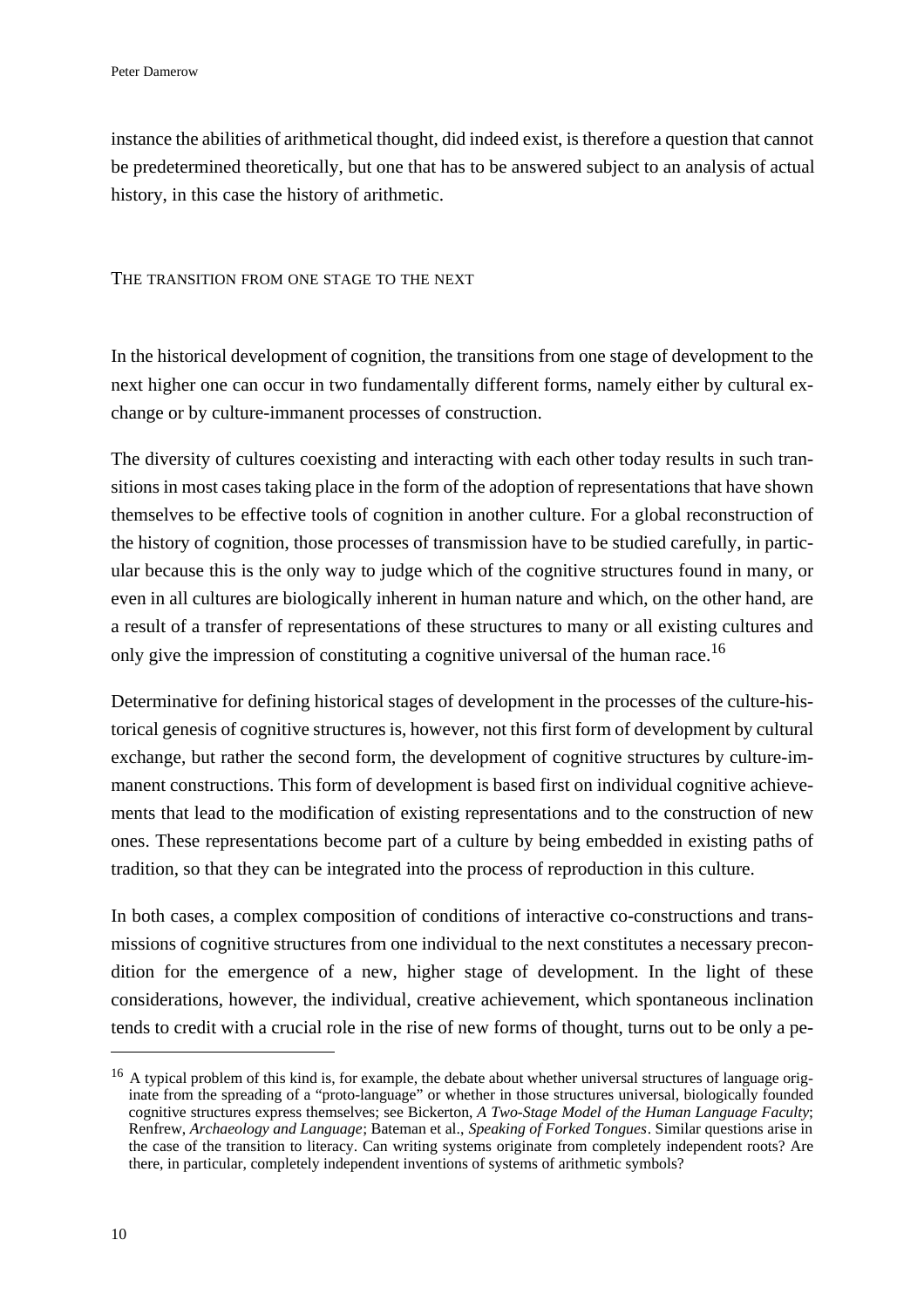instance the abilities of arithmetical thought, did indeed exist, is therefore a question that cannot be predetermined theoretically, but one that has to be answered subject to an analysis of actual history, in this case the history of arithmetic.

## THE TRANSITION FROM ONE STAGE TO THE NEXT

In the historical development of cognition, the transitions from one stage of development to the next higher one can occur in two fundamentally different forms, namely either by cultural exchange or by culture-immanent processes of construction.

The diversity of cultures coexisting and interacting with each other today results in such transitions in most cases taking place in the form of the adoption of representations that have shown themselves to be effective tools of cognition in another culture. For a global reconstruction of the history of cognition, those processes of transmission have to be studied carefully, in particular because this is the only way to judge which of the cognitive structures found in many, or even in all cultures are biologically inherent in human nature and which, on the other hand, are a result of a transfer of representations of these structures to many or all existing cultures and only give the impression of constituting a cognitive universal of the human race.[16]

Determinative for defining historical stages of development in the processes of the culture-historical genesis of cognitive structures is, however, not this first form of development by cultural exchange, but rather the second form, the development of cognitive structures by culture-immanent constructions. This form of development is based first on individual cognitive achievements that lead to the modification of existing representations and to the construction of new ones. These representations become part of a culture by being embedded in existing paths of tradition, so that they can be integrated into the process of reproduction in this culture.

In both cases, a complex composition of conditions of interactive co-constructions and transmissions of cognitive structures from one individual to the next constitutes a necessary precondition for the emergence of a new, higher stage of development. In the light of these considerations, however, the individual, creative achievement, which spontaneous inclination tends to credit with a crucial role in the rise of new forms of thought, turns out to be only a pe-

---

[16] A typical problem of this kind is, for example, the debate about whether universal structures of language originate from the spreading of a "proto-language" or whether in those structures universal, biologically founded cognitive structures express themselves; see Bickerton, *A Two-Stage Model of the Human Language Faculty*; Renfrew, *Archaeology and Language*; Bateman et al., *Speaking of Forked Tongues*. Similar questions arise in the case of the transition to literacy. Can writing systems originate from completely independent roots? Are there, in particular, completely independent inventions of systems of arithmetic symbols?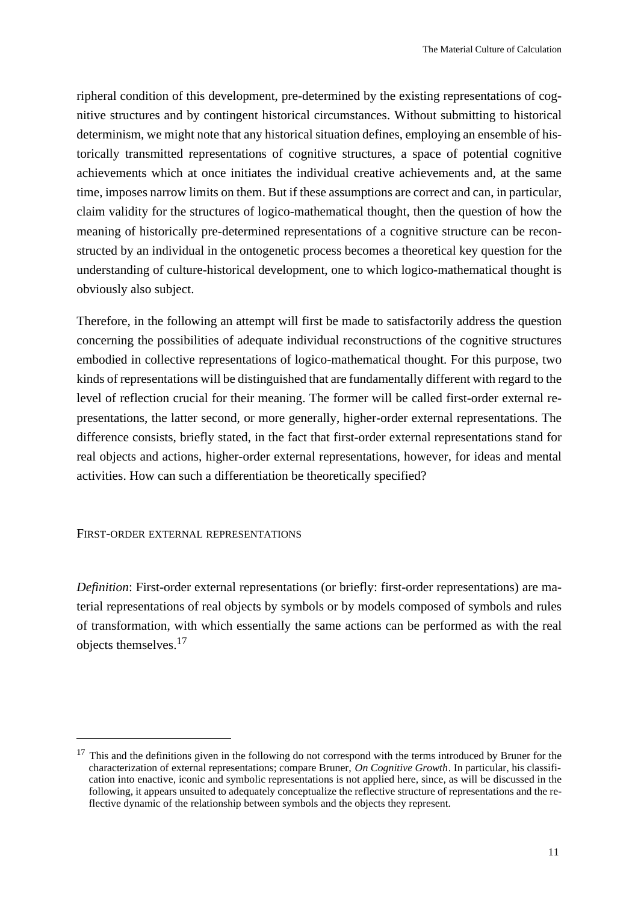ripheral condition of this development, pre-determined by the existing representations of cognitive structures and by contingent historical circumstances. Without submitting to historical determinism, we might note that any historical situation defines, employing an ensemble of historically transmitted representations of cognitive structures, a space of potential cognitive achievements which at once initiates the individual creative achievements and, at the same time, imposes narrow limits on them. But if these assumptions are correct and can, in particular, claim validity for the structures of logico-mathematical thought, then the question of how the meaning of historically pre-determined representations of a cognitive structure can be reconstructed by an individual in the ontogenetic process becomes a theoretical key question for the understanding of culture-historical development, one to which logico-mathematical thought is obviously also subject.

Therefore, in the following an attempt will first be made to satisfactorily address the question concerning the possibilities of adequate individual reconstructions of the cognitive structures embodied in collective representations of logico-mathematical thought. For this purpose, two kinds of representations will be distinguished that are fundamentally different with regard to the level of reflection crucial for their meaning. The former will be called first-order external representations, the latter second, or more generally, higher-order external representations. The difference consists, briefly stated, in the fact that first-order external representations stand for real objects and actions, higher-order external representations, however, for ideas and mental activities. How can such a differentiation be theoretically specified?

## First-order external representations

*Definition*: First-order external representations (or briefly: first-order representations) are material representations of real objects by symbols or by models composed of symbols and rules of transformation, with which essentially the same actions can be performed as with the real objects themselves.[17]

---

[17] This and the definitions given in the following do not correspond with the terms introduced by Bruner for the characterization of external representations; compare Bruner, *On Cognitive Growth*. In particular, his classification into enactive, iconic and symbolic representations is not applied here, since, as will be discussed in the following, it appears unsuited to adequately conceptualize the reflective structure of representations and the reflective dynamic of the relationship between symbols and the objects they represent.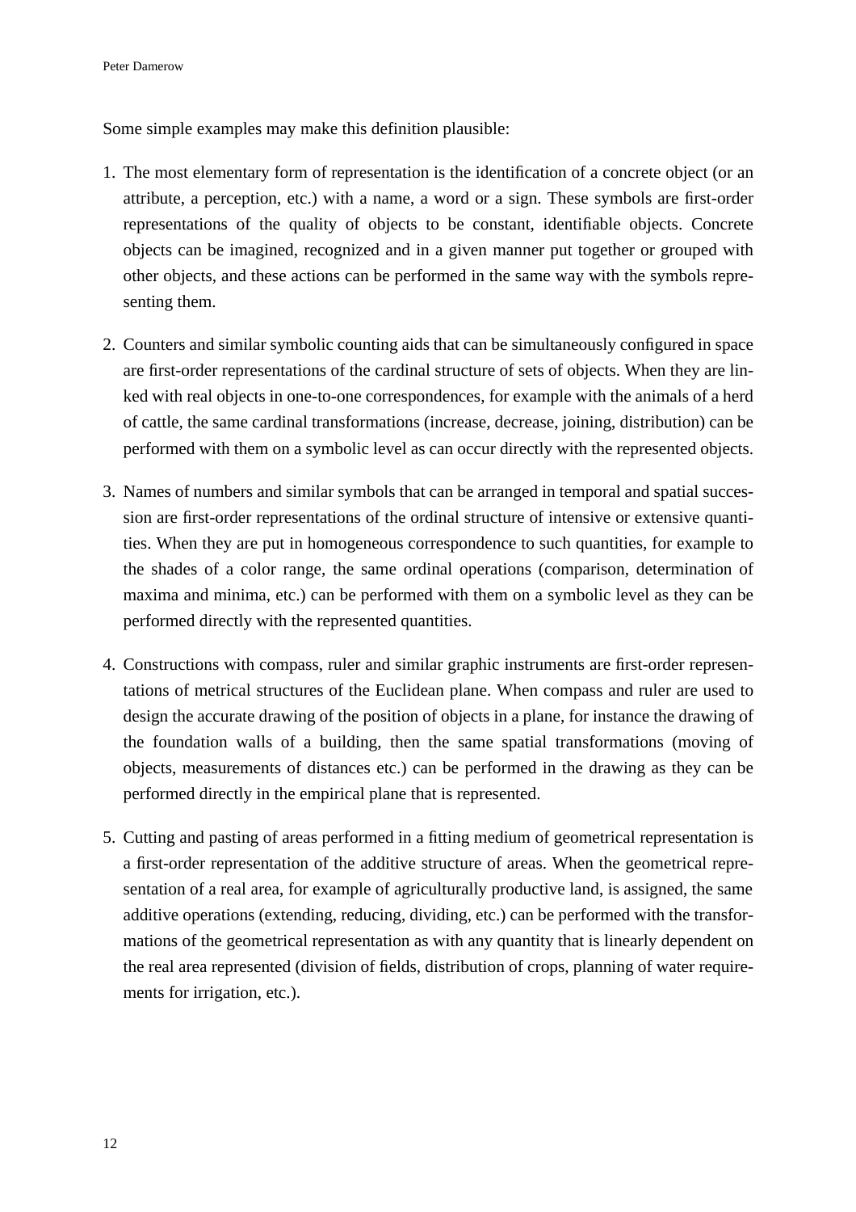Some simple examples may make this definition plausible:

1. The most elementary form of representation is the identification of a concrete object (or an attribute, a perception, etc.) with a name, a word or a sign. These symbols are first-order representations of the quality of objects to be constant, identifiable objects. Concrete objects can be imagined, recognized and in a given manner put together or grouped with other objects, and these actions can be performed in the same way with the symbols representing them.

2. Counters and similar symbolic counting aids that can be simultaneously configured in space are first-order representations of the cardinal structure of sets of objects. When they are linked with real objects in one-to-one correspondences, for example with the animals of a herd of cattle, the same cardinal transformations (increase, decrease, joining, distribution) can be performed with them on a symbolic level as can occur directly with the represented objects.

3. Names of numbers and similar symbols that can be arranged in temporal and spatial succession are first-order representations of the ordinal structure of intensive or extensive quantities. When they are put in homogeneous correspondence to such quantities, for example to the shades of a color range, the same ordinal operations (comparison, determination of maxima and minima, etc.) can be performed with them on a symbolic level as they can be performed directly with the represented quantities.

4. Constructions with compass, ruler and similar graphic instruments are first-order representations of metrical structures of the Euclidean plane. When compass and ruler are used to design the accurate drawing of the position of objects in a plane, for instance the drawing of the foundation walls of a building, then the same spatial transformations (moving of objects, measurements of distances etc.) can be performed in the drawing as they can be performed directly in the empirical plane that is represented.

5. Cutting and pasting of areas performed in a fitting medium of geometrical representation is a first-order representation of the additive structure of areas. When the geometrical representation of a real area, for example of agriculturally productive land, is assigned, the same additive operations (extending, reducing, dividing, etc.) can be performed with the transformations of the geometrical representation as with any quantity that is linearly dependent on the real area represented (division of fields, distribution of crops, planning of water requirements for irrigation, etc.).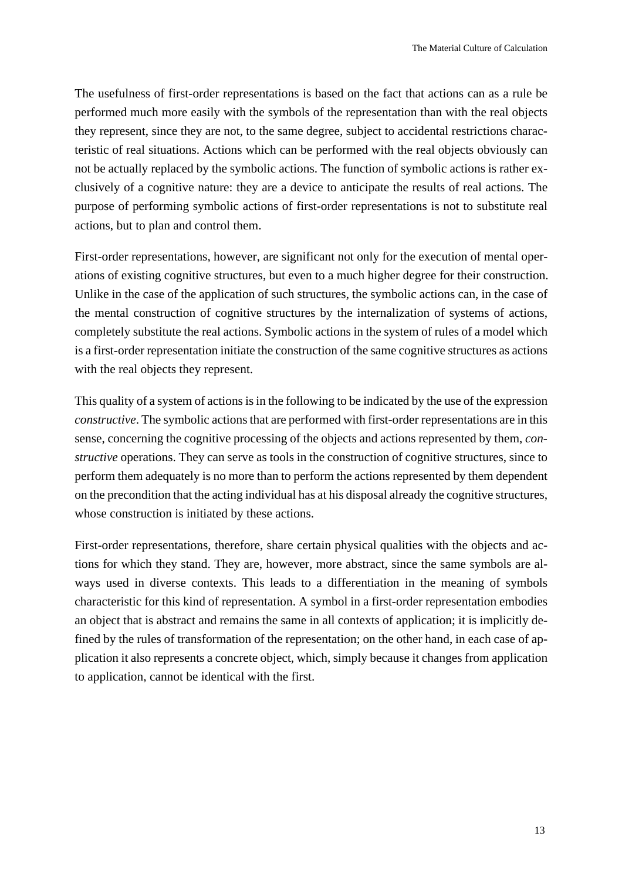The usefulness of first-order representations is based on the fact that actions can as a rule be performed much more easily with the symbols of the representation than with the real objects they represent, since they are not, to the same degree, subject to accidental restrictions characteristic of real situations. Actions which can be performed with the real objects obviously can not be actually replaced by the symbolic actions. The function of symbolic actions is rather exclusively of a cognitive nature: they are a device to anticipate the results of real actions. The purpose of performing symbolic actions of first-order representations is not to substitute real actions, but to plan and control them.

First-order representations, however, are significant not only for the execution of mental operations of existing cognitive structures, but even to a much higher degree for their construction. Unlike in the case of the application of such structures, the symbolic actions can, in the case of the mental construction of cognitive structures by the internalization of systems of actions, completely substitute the real actions. Symbolic actions in the system of rules of a model which is a first-order representation initiate the construction of the same cognitive structures as actions with the real objects they represent.

This quality of a system of actions is in the following to be indicated by the use of the expression *constructive*. The symbolic actions that are performed with first-order representations are in this sense, concerning the cognitive processing of the objects and actions represented by them, *constructive* operations. They can serve as tools in the construction of cognitive structures, since to perform them adequately is no more than to perform the actions represented by them dependent on the precondition that the acting individual has at his disposal already the cognitive structures, whose construction is initiated by these actions.

First-order representations, therefore, share certain physical qualities with the objects and actions for which they stand. They are, however, more abstract, since the same symbols are always used in diverse contexts. This leads to a differentiation in the meaning of symbols characteristic for this kind of representation. A symbol in a first-order representation embodies an object that is abstract and remains the same in all contexts of application; it is implicitly defined by the rules of transformation of the representation; on the other hand, in each case of application it also represents a concrete object, which, simply because it changes from application to application, cannot be identical with the first.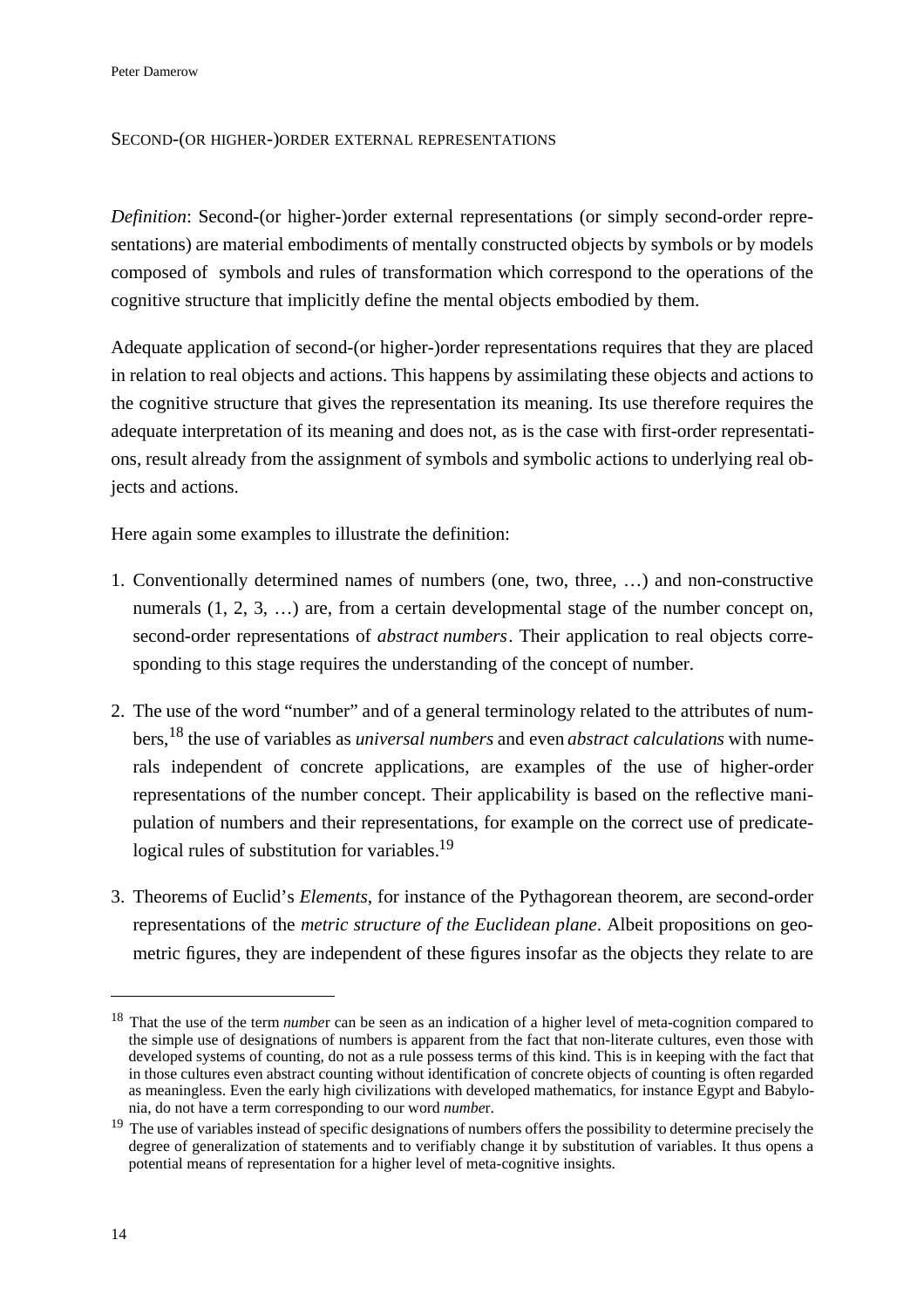## SECOND-(OR HIGHER-)ORDER EXTERNAL REPRESENTATIONS

*Definition*: Second-(or higher-)order external representations (or simply second-order representations) are material embodiments of mentally constructed objects by symbols or by models composed of symbols and rules of transformation which correspond to the operations of the cognitive structure that implicitly define the mental objects embodied by them.

Adequate application of second-(or higher-)order representations requires that they are placed in relation to real objects and actions. This happens by assimilating these objects and actions to the cognitive structure that gives the representation its meaning. Its use therefore requires the adequate interpretation of its meaning and does not, as is the case with first-order representations, result already from the assignment of symbols and symbolic actions to underlying real objects and actions.

Here again some examples to illustrate the definition:

1. Conventionally determined names of numbers (one, two, three, …) and non-constructive numerals (1, 2, 3, …) are, from a certain developmental stage of the number concept on, second-order representations of *abstract numbers*. Their application to real objects corresponding to this stage requires the understanding of the concept of number.

2. The use of the word "number" and of a general terminology related to the attributes of numbers,[18] the use of variables as *universal numbers* and even *abstract calculations* with numerals independent of concrete applications, are examples of the use of higher-order representations of the number concept. Their applicability is based on the reflective manipulation of numbers and their representations, for example on the correct use of predicate-logical rules of substitution for variables.[19]

3. Theorems of Euclid's *Elements*, for instance of the Pythagorean theorem, are second-order representations of the *metric structure of the Euclidean plane*. Albeit propositions on geometric figures, they are independent of these figures insofar as the objects they relate to are

---

[18] That the use of the term *number* can be seen as an indication of a higher level of meta-cognition compared to the simple use of designations of numbers is apparent from the fact that non-literate cultures, even those with developed systems of counting, do not as a rule possess terms of this kind. This is in keeping with the fact that in those cultures even abstract counting without identification of concrete objects of counting is often regarded as meaningless. Even the early high civilizations with developed mathematics, for instance Egypt and Babylonia, do not have a term corresponding to our word *number*.

[19] The use of variables instead of specific designations of numbers offers the possibility to determine precisely the degree of generalization of statements and to verifiably change it by substitution of variables. It thus opens a potential means of representation for a higher level of meta-cognitive insights.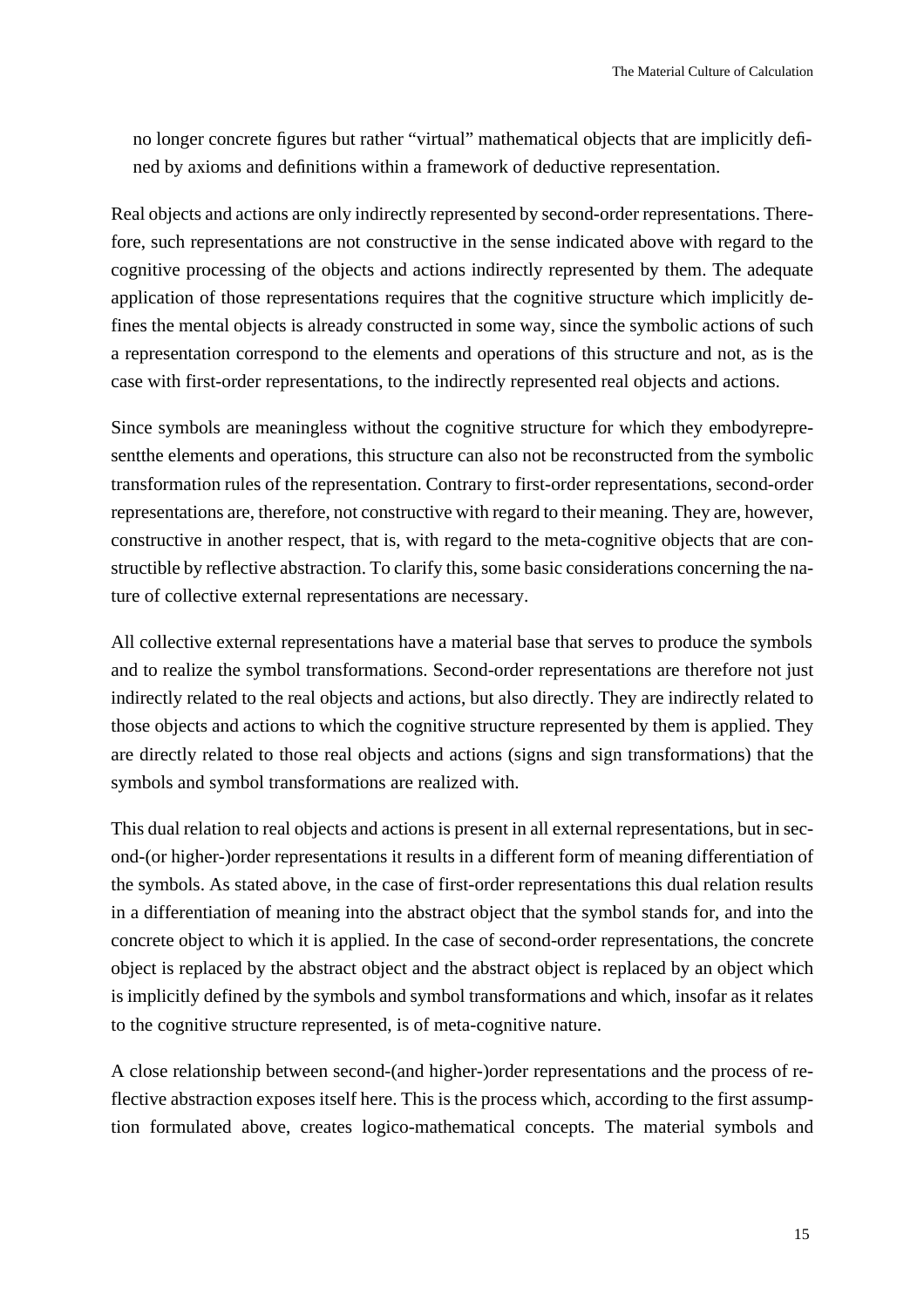no longer concrete figures but rather "virtual" mathematical objects that are implicitly defined by axioms and definitions within a framework of deductive representation.

Real objects and actions are only indirectly represented by second-order representations. Therefore, such representations are not constructive in the sense indicated above with regard to the cognitive processing of the objects and actions indirectly represented by them. The adequate application of those representations requires that the cognitive structure which implicitly defines the mental objects is already constructed in some way, since the symbolic actions of such a representation correspond to the elements and operations of this structure and not, as is the case with first-order representations, to the indirectly represented real objects and actions.

Since symbols are meaningless without the cognitive structure for which they embodyrepresentthe elements and operations, this structure can also not be reconstructed from the symbolic transformation rules of the representation. Contrary to first-order representations, second-order representations are, therefore, not constructive with regard to their meaning. They are, however, constructive in another respect, that is, with regard to the meta-cognitive objects that are constructible by reflective abstraction. To clarify this, some basic considerations concerning the nature of collective external representations are necessary.

All collective external representations have a material base that serves to produce the symbols and to realize the symbol transformations. Second-order representations are therefore not just indirectly related to the real objects and actions, but also directly. They are indirectly related to those objects and actions to which the cognitive structure represented by them is applied. They are directly related to those real objects and actions (signs and sign transformations) that the symbols and symbol transformations are realized with.

This dual relation to real objects and actions is present in all external representations, but in second-(or higher-)order representations it results in a different form of meaning differentiation of the symbols. As stated above, in the case of first-order representations this dual relation results in a differentiation of meaning into the abstract object that the symbol stands for, and into the concrete object to which it is applied. In the case of second-order representations, the concrete object is replaced by the abstract object and the abstract object is replaced by an object which is implicitly defined by the symbols and symbol transformations and which, insofar as it relates to the cognitive structure represented, is of meta-cognitive nature.

A close relationship between second-(and higher-)order representations and the process of reflective abstraction exposes itself here. This is the process which, according to the first assumption formulated above, creates logico-mathematical concepts. The material symbols and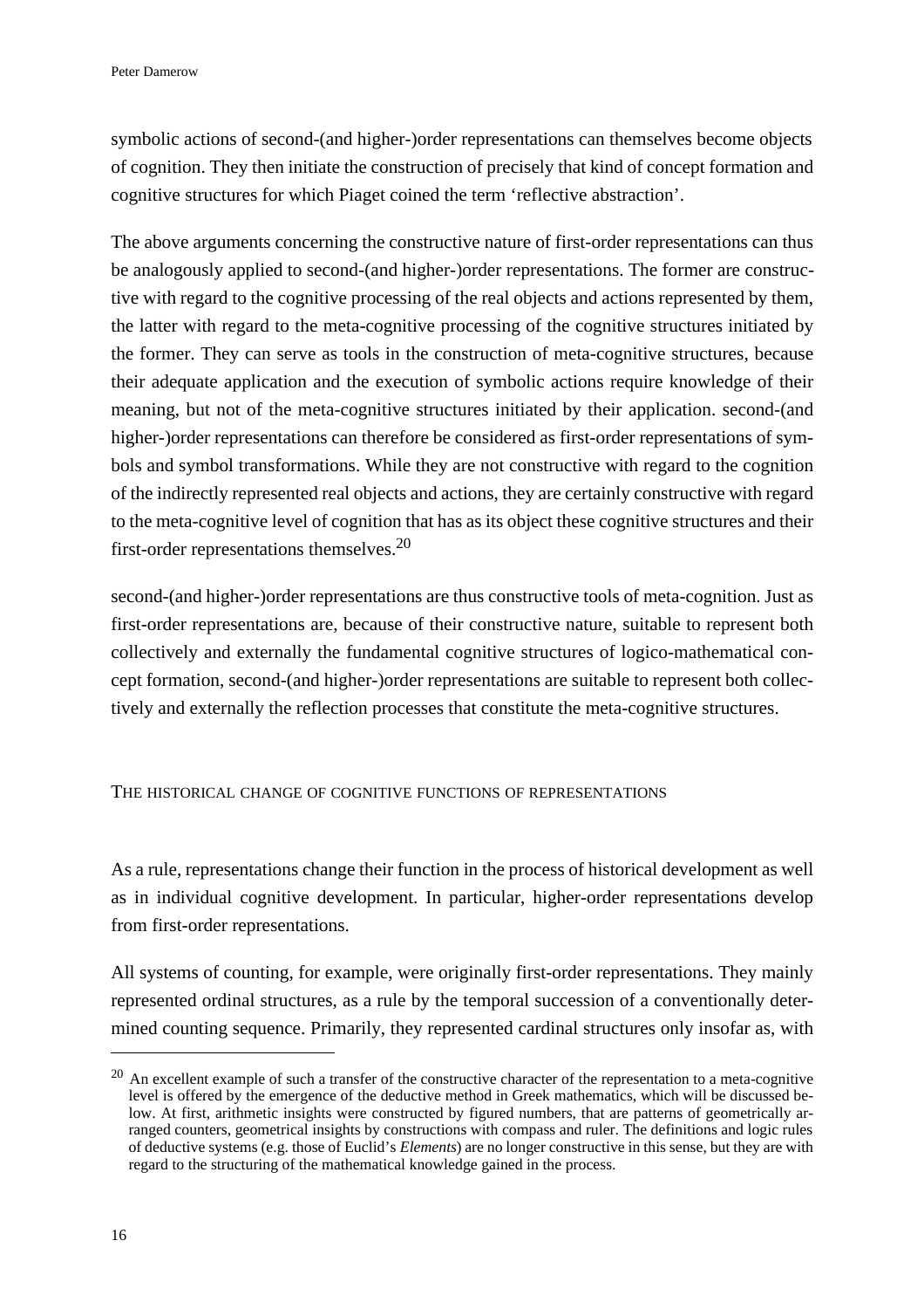symbolic actions of second-(and higher-)order representations can themselves become objects of cognition. They then initiate the construction of precisely that kind of concept formation and cognitive structures for which Piaget coined the term 'reflective abstraction'.

The above arguments concerning the constructive nature of first-order representations can thus be analogously applied to second-(and higher-)order representations. The former are constructive with regard to the cognitive processing of the real objects and actions represented by them, the latter with regard to the meta-cognitive processing of the cognitive structures initiated by the former. They can serve as tools in the construction of meta-cognitive structures, because their adequate application and the execution of symbolic actions require knowledge of their meaning, but not of the meta-cognitive structures initiated by their application. second-(and higher-)order representations can therefore be considered as first-order representations of symbols and symbol transformations. While they are not constructive with regard to the cognition of the indirectly represented real objects and actions, they are certainly constructive with regard to the meta-cognitive level of cognition that has as its object these cognitive structures and their first-order representations themselves.[20]

second-(and higher-)order representations are thus constructive tools of meta-cognition. Just as first-order representations are, because of their constructive nature, suitable to represent both collectively and externally the fundamental cognitive structures of logico-mathematical concept formation, second-(and higher-)order representations are suitable to represent both collectively and externally the reflection processes that constitute the meta-cognitive structures.

## The historical change of cognitive functions of representations

As a rule, representations change their function in the process of historical development as well as in individual cognitive development. In particular, higher-order representations develop from first-order representations.

All systems of counting, for example, were originally first-order representations. They mainly represented ordinal structures, as a rule by the temporal succession of a conventionally determined counting sequence. Primarily, they represented cardinal structures only insofar as, with

[20] An excellent example of such a transfer of the constructive character of the representation to a meta-cognitive level is offered by the emergence of the deductive method in Greek mathematics, which will be discussed below. At first, arithmetic insights were constructed by figured numbers, that are patterns of geometrically arranged counters, geometrical insights by constructions with compass and ruler. The definitions and logic rules of deductive systems (e.g. those of Euclid's *Elements*) are no longer constructive in this sense, but they are with regard to the structuring of the mathematical knowledge gained in the process.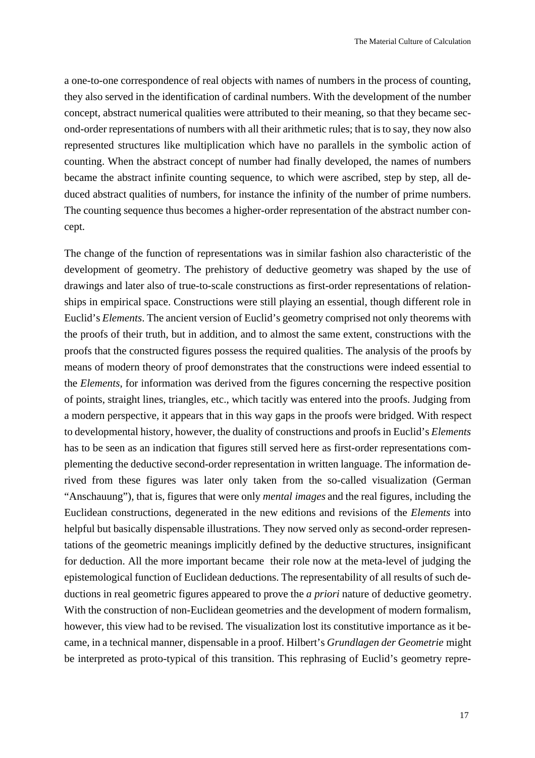a one-to-one correspondence of real objects with names of numbers in the process of counting, they also served in the identification of cardinal numbers. With the development of the number concept, abstract numerical qualities were attributed to their meaning, so that they became second-order representations of numbers with all their arithmetic rules; that is to say, they now also represented structures like multiplication which have no parallels in the symbolic action of counting. When the abstract concept of number had finally developed, the names of numbers became the abstract infinite counting sequence, to which were ascribed, step by step, all deduced abstract qualities of numbers, for instance the infinity of the number of prime numbers. The counting sequence thus becomes a higher-order representation of the abstract number concept.

The change of the function of representations was in similar fashion also characteristic of the development of geometry. The prehistory of deductive geometry was shaped by the use of drawings and later also of true-to-scale constructions as first-order representations of relationships in empirical space. Constructions were still playing an essential, though different role in Euclid's *Elements*. The ancient version of Euclid's geometry comprised not only theorems with the proofs of their truth, but in addition, and to almost the same extent, constructions with the proofs that the constructed figures possess the required qualities. The analysis of the proofs by means of modern theory of proof demonstrates that the constructions were indeed essential to the *Elements*, for information was derived from the figures concerning the respective position of points, straight lines, triangles, etc., which tacitly was entered into the proofs. Judging from a modern perspective, it appears that in this way gaps in the proofs were bridged. With respect to developmental history, however, the duality of constructions and proofs in Euclid's *Elements* has to be seen as an indication that figures still served here as first-order representations complementing the deductive second-order representation in written language. The information derived from these figures was later only taken from the so-called visualization (German "Anschauung"), that is, figures that were only *mental images* and the real figures, including the Euclidean constructions, degenerated in the new editions and revisions of the *Elements* into helpful but basically dispensable illustrations. They now served only as second-order representations of the geometric meanings implicitly defined by the deductive structures, insignificant for deduction. All the more important became their role now at the meta-level of judging the epistemological function of Euclidean deductions. The representability of all results of such deductions in real geometric figures appeared to prove the *a priori* nature of deductive geometry. With the construction of non-Euclidean geometries and the development of modern formalism, however, this view had to be revised. The visualization lost its constitutive importance as it became, in a technical manner, dispensable in a proof. Hilbert's *Grundlagen der Geometrie* might be interpreted as proto-typical of this transition. This rephrasing of Euclid's geometry repre-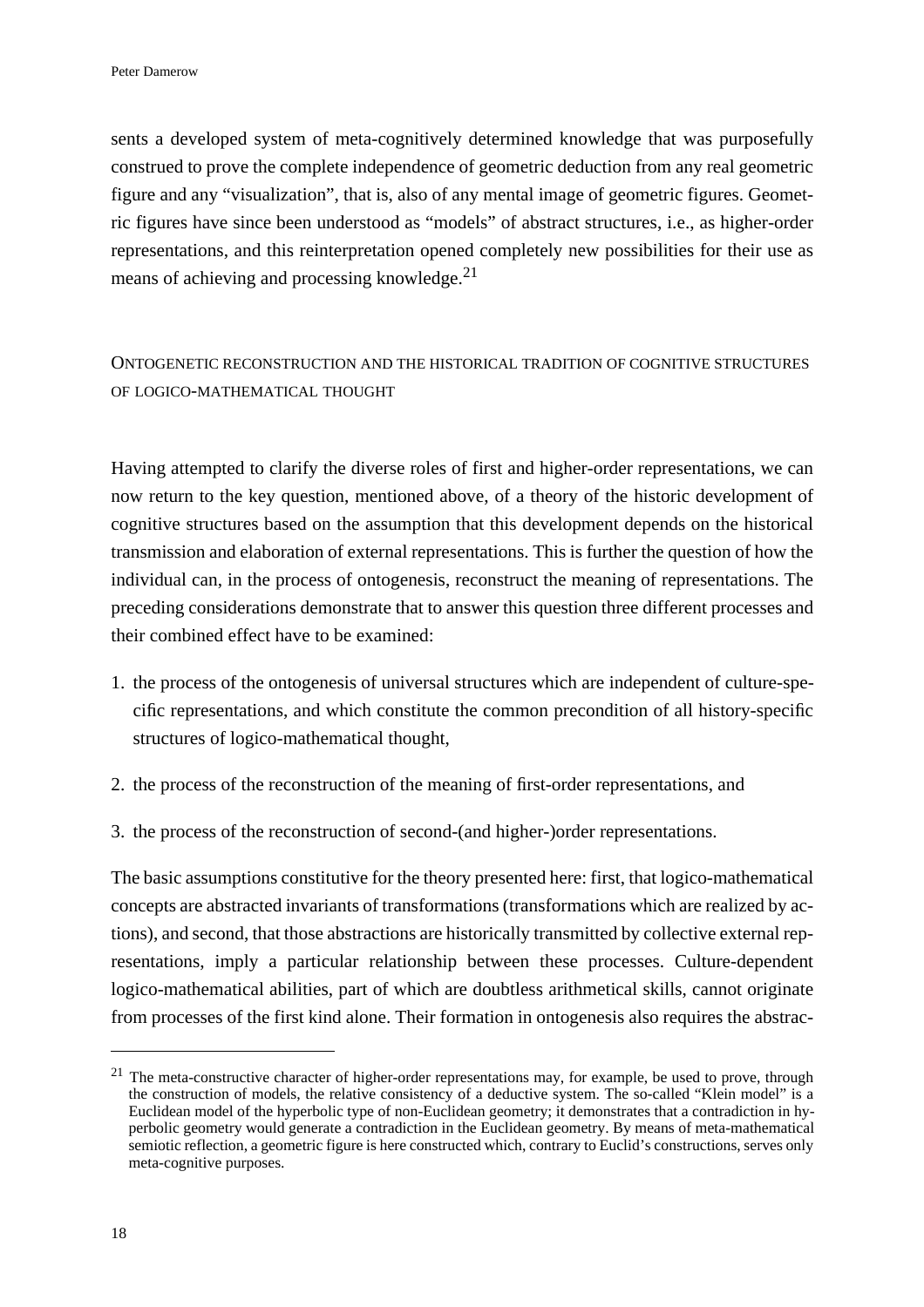sents a developed system of meta-cognitively determined knowledge that was purposefully construed to prove the complete independence of geometric deduction from any real geometric figure and any "visualization", that is, also of any mental image of geometric figures. Geometric figures have since been understood as "models" of abstract structures, i.e., as higher-order representations, and this reinterpretation opened completely new possibilities for their use as means of achieving and processing knowledge.[21]

## Ontogenetic reconstruction and the historical tradition of cognitive structures of logico-mathematical thought

Having attempted to clarify the diverse roles of first and higher-order representations, we can now return to the key question, mentioned above, of a theory of the historic development of cognitive structures based on the assumption that this development depends on the historical transmission and elaboration of external representations. This is further the question of how the individual can, in the process of ontogenesis, reconstruct the meaning of representations. The preceding considerations demonstrate that to answer this question three different processes and their combined effect have to be examined:

1. the process of the ontogenesis of universal structures which are independent of culture-specific representations, and which constitute the common precondition of all history-specific structures of logico-mathematical thought,
2. the process of the reconstruction of the meaning of first-order representations, and
3. the process of the reconstruction of second-(and higher-)order representations.

The basic assumptions constitutive for the theory presented here: first, that logico-mathematical concepts are abstracted invariants of transformations (transformations which are realized by actions), and second, that those abstractions are historically transmitted by collective external representations, imply a particular relationship between these processes. Culture-dependent logico-mathematical abilities, part of which are doubtless arithmetical skills, cannot originate from processes of the first kind alone. Their formation in ontogenesis also requires the abstrac-

---

[21] The meta-constructive character of higher-order representations may, for example, be used to prove, through the construction of models, the relative consistency of a deductive system. The so-called "Klein model" is a Euclidean model of the hyperbolic type of non-Euclidean geometry; it demonstrates that a contradiction in hyperbolic geometry would generate a contradiction in the Euclidean geometry. By means of meta-mathematical semiotic reflection, a geometric figure is here constructed which, contrary to Euclid's constructions, serves only meta-cognitive purposes.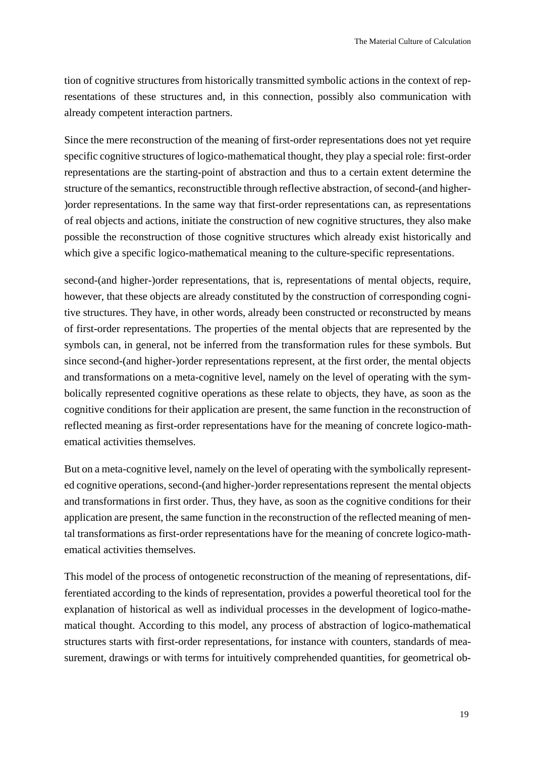tion of cognitive structures from historically transmitted symbolic actions in the context of representations of these structures and, in this connection, possibly also communication with already competent interaction partners.

Since the mere reconstruction of the meaning of first-order representations does not yet require specific cognitive structures of logico-mathematical thought, they play a special role: first-order representations are the starting-point of abstraction and thus to a certain extent determine the structure of the semantics, reconstructible through reflective abstraction, of second-(and higher-)order representations. In the same way that first-order representations can, as representations of real objects and actions, initiate the construction of new cognitive structures, they also make possible the reconstruction of those cognitive structures which already exist historically and which give a specific logico-mathematical meaning to the culture-specific representations.

second-(and higher-)order representations, that is, representations of mental objects, require, however, that these objects are already constituted by the construction of corresponding cognitive structures. They have, in other words, already been constructed or reconstructed by means of first-order representations. The properties of the mental objects that are represented by the symbols can, in general, not be inferred from the transformation rules for these symbols. But since second-(and higher-)order representations represent, at the first order, the mental objects and transformations on a meta-cognitive level, namely on the level of operating with the symbolically represented cognitive operations as these relate to objects, they have, as soon as the cognitive conditions for their application are present, the same function in the reconstruction of reflected meaning as first-order representations have for the meaning of concrete logico-mathematical activities themselves.

But on a meta-cognitive level, namely on the level of operating with the symbolically represented cognitive operations, second-(and higher-)order representations represent the mental objects and transformations in first order. Thus, they have, as soon as the cognitive conditions for their application are present, the same function in the reconstruction of the reflected meaning of mental transformations as first-order representations have for the meaning of concrete logico-mathematical activities themselves.

This model of the process of ontogenetic reconstruction of the meaning of representations, differentiated according to the kinds of representation, provides a powerful theoretical tool for the explanation of historical as well as individual processes in the development of logico-mathematical thought. According to this model, any process of abstraction of logico-mathematical structures starts with first-order representations, for instance with counters, standards of measurement, drawings or with terms for intuitively comprehended quantities, for geometrical ob-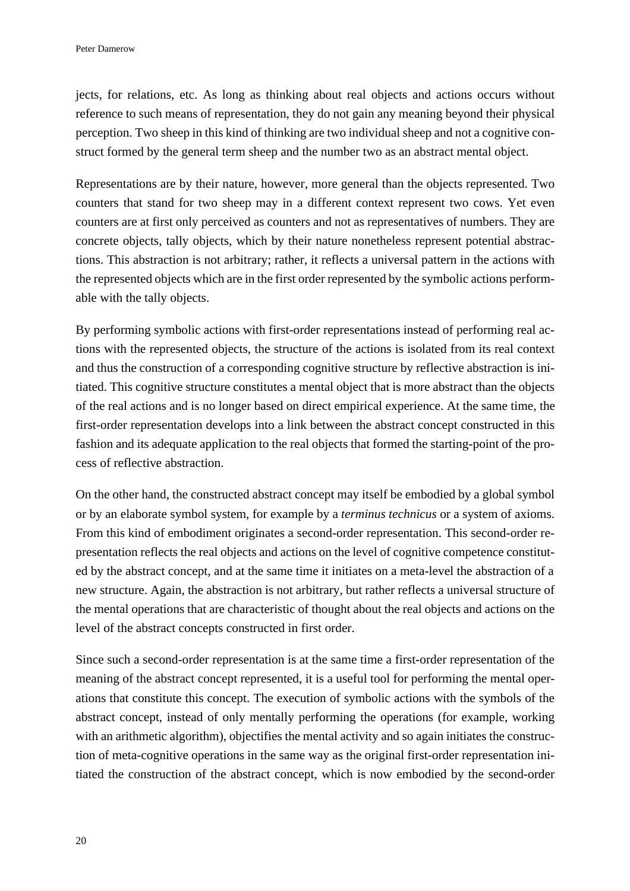jects, for relations, etc. As long as thinking about real objects and actions occurs without reference to such means of representation, they do not gain any meaning beyond their physical perception. Two sheep in this kind of thinking are two individual sheep and not a cognitive construct formed by the general term sheep and the number two as an abstract mental object.

Representations are by their nature, however, more general than the objects represented. Two counters that stand for two sheep may in a different context represent two cows. Yet even counters are at first only perceived as counters and not as representatives of numbers. They are concrete objects, tally objects, which by their nature nonetheless represent potential abstractions. This abstraction is not arbitrary; rather, it reflects a universal pattern in the actions with the represented objects which are in the first order represented by the symbolic actions performable with the tally objects.

By performing symbolic actions with first-order representations instead of performing real actions with the represented objects, the structure of the actions is isolated from its real context and thus the construction of a corresponding cognitive structure by reflective abstraction is initiated. This cognitive structure constitutes a mental object that is more abstract than the objects of the real actions and is no longer based on direct empirical experience. At the same time, the first-order representation develops into a link between the abstract concept constructed in this fashion and its adequate application to the real objects that formed the starting-point of the process of reflective abstraction.

On the other hand, the constructed abstract concept may itself be embodied by a global symbol or by an elaborate symbol system, for example by a *terminus technicus* or a system of axioms. From this kind of embodiment originates a second-order representation. This second-order representation reflects the real objects and actions on the level of cognitive competence constituted by the abstract concept, and at the same time it initiates on a meta-level the abstraction of a new structure. Again, the abstraction is not arbitrary, but rather reflects a universal structure of the mental operations that are characteristic of thought about the real objects and actions on the level of the abstract concepts constructed in first order.

Since such a second-order representation is at the same time a first-order representation of the meaning of the abstract concept represented, it is a useful tool for performing the mental operations that constitute this concept. The execution of symbolic actions with the symbols of the abstract concept, instead of only mentally performing the operations (for example, working with an arithmetic algorithm), objectifies the mental activity and so again initiates the construction of meta-cognitive operations in the same way as the original first-order representation initiated the construction of the abstract concept, which is now embodied by the second-order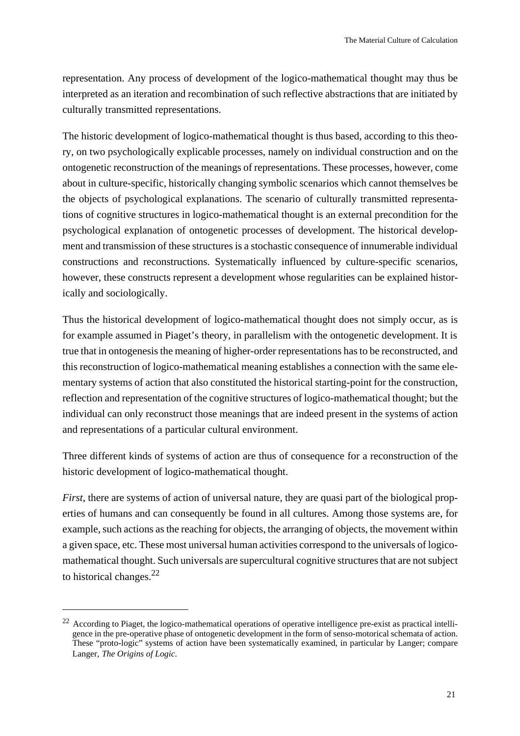representation. Any process of development of the logico-mathematical thought may thus be interpreted as an iteration and recombination of such reflective abstractions that are initiated by culturally transmitted representations.

The historic development of logico-mathematical thought is thus based, according to this theory, on two psychologically explicable processes, namely on individual construction and on the ontogenetic reconstruction of the meanings of representations. These processes, however, come about in culture-specific, historically changing symbolic scenarios which cannot themselves be the objects of psychological explanations. The scenario of culturally transmitted representations of cognitive structures in logico-mathematical thought is an external precondition for the psychological explanation of ontogenetic processes of development. The historical development and transmission of these structures is a stochastic consequence of innumerable individual constructions and reconstructions. Systematically influenced by culture-specific scenarios, however, these constructs represent a development whose regularities can be explained historically and sociologically.

Thus the historical development of logico-mathematical thought does not simply occur, as is for example assumed in Piaget's theory, in parallelism with the ontogenetic development. It is true that in ontogenesis the meaning of higher-order representations has to be reconstructed, and this reconstruction of logico-mathematical meaning establishes a connection with the same elementary systems of action that also constituted the historical starting-point for the construction, reflection and representation of the cognitive structures of logico-mathematical thought; but the individual can only reconstruct those meanings that are indeed present in the systems of action and representations of a particular cultural environment.

Three different kinds of systems of action are thus of consequence for a reconstruction of the historic development of logico-mathematical thought.

*First*, there are systems of action of universal nature, they are quasi part of the biological properties of humans and can consequently be found in all cultures. Among those systems are, for example, such actions as the reaching for objects, the arranging of objects, the movement within a given space, etc. These most universal human activities correspond to the universals of logico-mathematical thought. Such universals are supercultural cognitive structures that are not subject to historical changes.[22]

[22] According to Piaget, the logico-mathematical operations of operative intelligence pre-exist as practical intelligence in the pre-operative phase of ontogenetic development in the form of senso-motorical schemata of action. These "proto-logic" systems of action have been systematically examined, in particular by Langer; compare Langer, *The Origins of Logic*.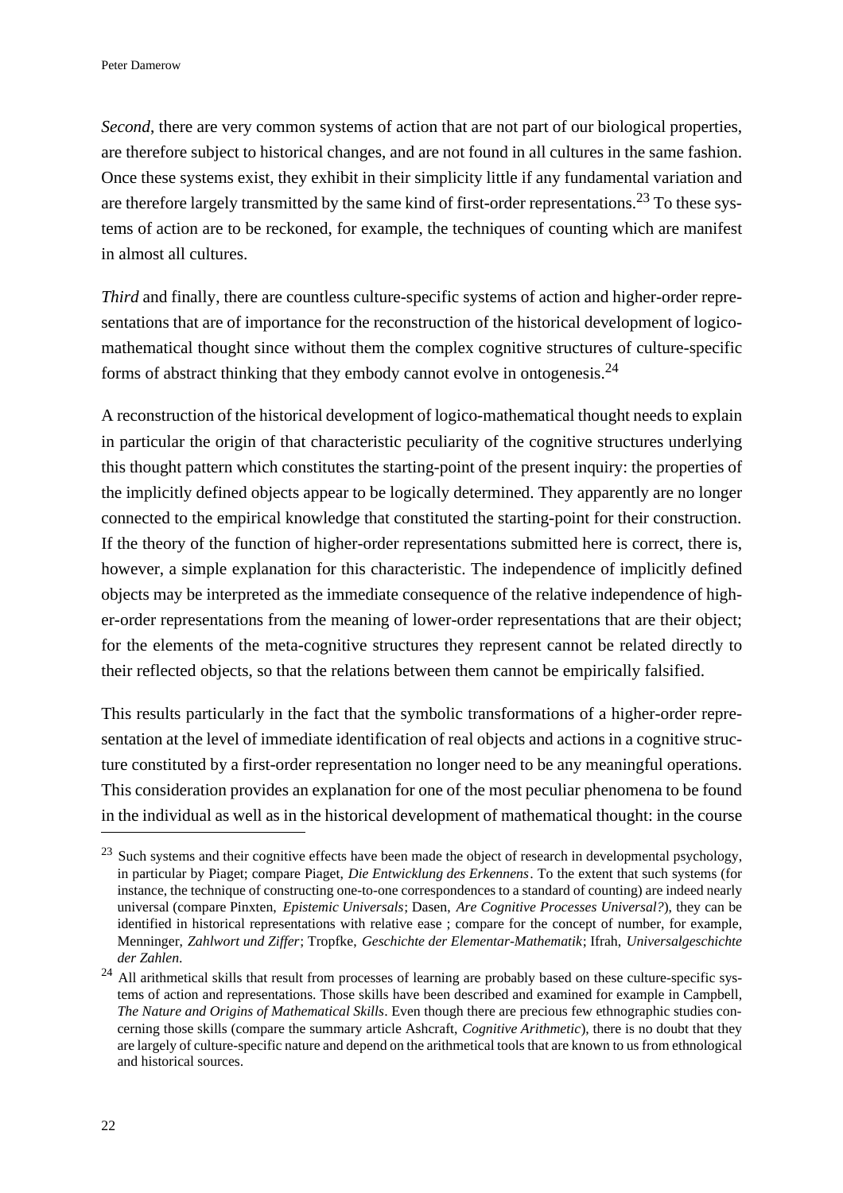*Second*, there are very common systems of action that are not part of our biological properties, are therefore subject to historical changes, and are not found in all cultures in the same fashion. Once these systems exist, they exhibit in their simplicity little if any fundamental variation and are therefore largely transmitted by the same kind of first-order representations.[23] To these systems of action are to be reckoned, for example, the techniques of counting which are manifest in almost all cultures.

*Third* and finally, there are countless culture-specific systems of action and higher-order representations that are of importance for the reconstruction of the historical development of logico-mathematical thought since without them the complex cognitive structures of culture-specific forms of abstract thinking that they embody cannot evolve in ontogenesis.[24]

A reconstruction of the historical development of logico-mathematical thought needs to explain in particular the origin of that characteristic peculiarity of the cognitive structures underlying this thought pattern which constitutes the starting-point of the present inquiry: the properties of the implicitly defined objects appear to be logically determined. They apparently are no longer connected to the empirical knowledge that constituted the starting-point for their construction. If the theory of the function of higher-order representations submitted here is correct, there is, however, a simple explanation for this characteristic. The independence of implicitly defined objects may be interpreted as the immediate consequence of the relative independence of higher-order representations from the meaning of lower-order representations that are their object; for the elements of the meta-cognitive structures they represent cannot be related directly to their reflected objects, so that the relations between them cannot be empirically falsified.

This results particularly in the fact that the symbolic transformations of a higher-order representation at the level of immediate identification of real objects and actions in a cognitive structure constituted by a first-order representation no longer need to be any meaningful operations. This consideration provides an explanation for one of the most peculiar phenomena to be found in the individual as well as in the historical development of mathematical thought: in the course

[23] Such systems and their cognitive effects have been made the object of research in developmental psychology, in particular by Piaget; compare Piaget, *Die Entwicklung des Erkennens*. To the extent that such systems (for instance, the technique of constructing one-to-one correspondences to a standard of counting) are indeed nearly universal (compare Pinxten, *Epistemic Universals*; Dasen, *Are Cognitive Processes Universal?*), they can be identified in historical representations with relative ease ; compare for the concept of number, for example, Menninger, *Zahlwort und Ziffer*; Tropfke, *Geschichte der Elementar-Mathematik*; Ifrah, *Universalgeschichte der Zahlen*.

[24] All arithmetical skills that result from processes of learning are probably based on these culture-specific systems of action and representations. Those skills have been described and examined for example in Campbell, *The Nature and Origins of Mathematical Skills*. Even though there are precious few ethnographic studies concerning those skills (compare the summary article Ashcraft, *Cognitive Arithmetic*), there is no doubt that they are largely of culture-specific nature and depend on the arithmetical tools that are known to us from ethnological and historical sources.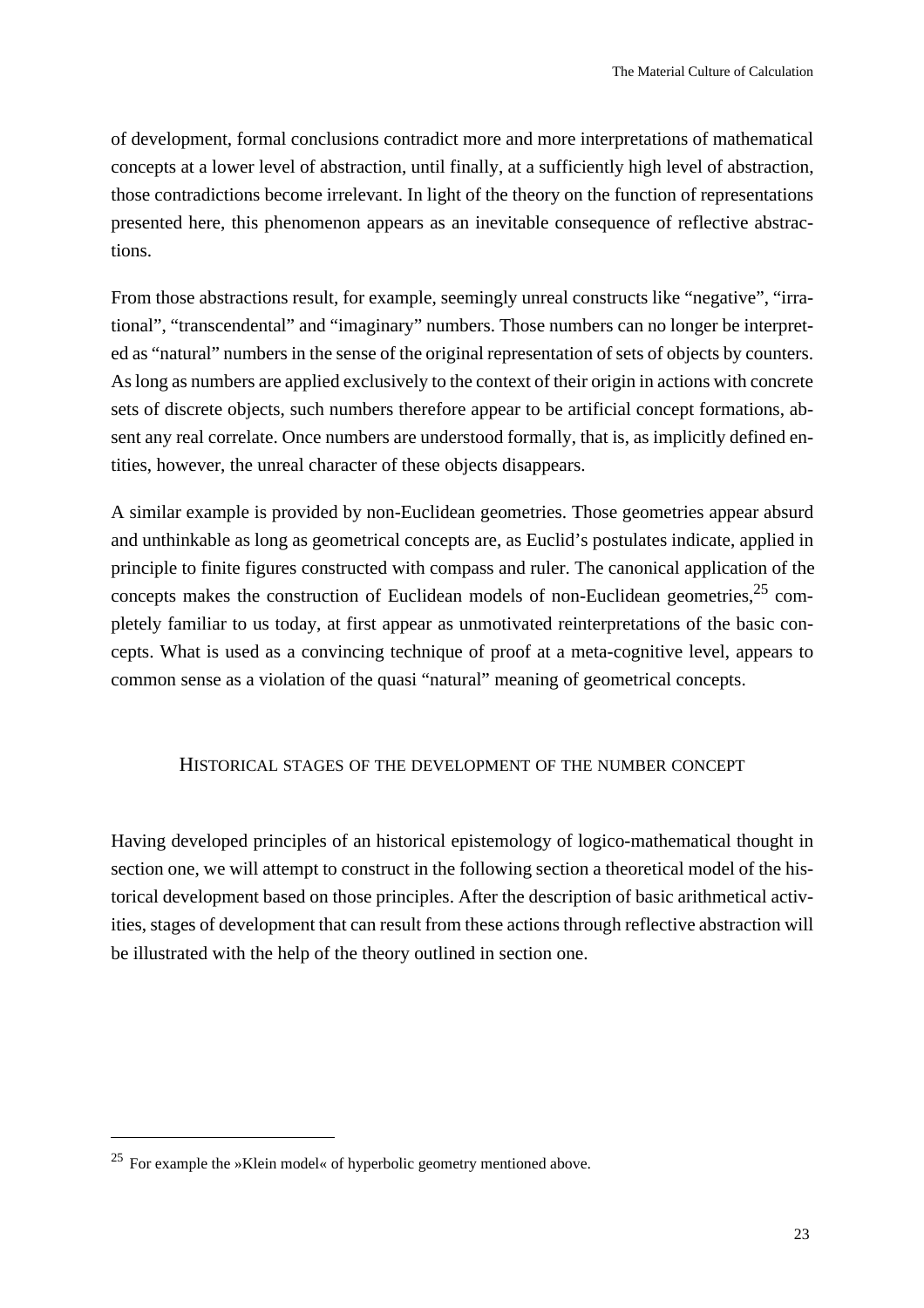of development, formal conclusions contradict more and more interpretations of mathematical concepts at a lower level of abstraction, until finally, at a sufficiently high level of abstraction, those contradictions become irrelevant. In light of the theory on the function of representations presented here, this phenomenon appears as an inevitable consequence of reflective abstractions.

From those abstractions result, for example, seemingly unreal constructs like "negative", "irrational", "transcendental" and "imaginary" numbers. Those numbers can no longer be interpreted as "natural" numbers in the sense of the original representation of sets of objects by counters. As long as numbers are applied exclusively to the context of their origin in actions with concrete sets of discrete objects, such numbers therefore appear to be artificial concept formations, absent any real correlate. Once numbers are understood formally, that is, as implicitly defined entities, however, the unreal character of these objects disappears.

A similar example is provided by non-Euclidean geometries. Those geometries appear absurd and unthinkable as long as geometrical concepts are, as Euclid's postulates indicate, applied in principle to finite figures constructed with compass and ruler. The canonical application of the concepts makes the construction of Euclidean models of non-Euclidean geometries,[25] completely familiar to us today, at first appear as unmotivated reinterpretations of the basic concepts. What is used as a convincing technique of proof at a meta-cognitive level, appears to common sense as a violation of the quasi "natural" meaning of geometrical concepts.

## HISTORICAL STAGES OF THE DEVELOPMENT OF THE NUMBER CONCEPT

Having developed principles of an historical epistemology of logico-mathematical thought in section one, we will attempt to construct in the following section a theoretical model of the historical development based on those principles. After the description of basic arithmetical activities, stages of development that can result from these actions through reflective abstraction will be illustrated with the help of the theory outlined in section one.

---

[25] For example the »Klein model« of hyperbolic geometry mentioned above.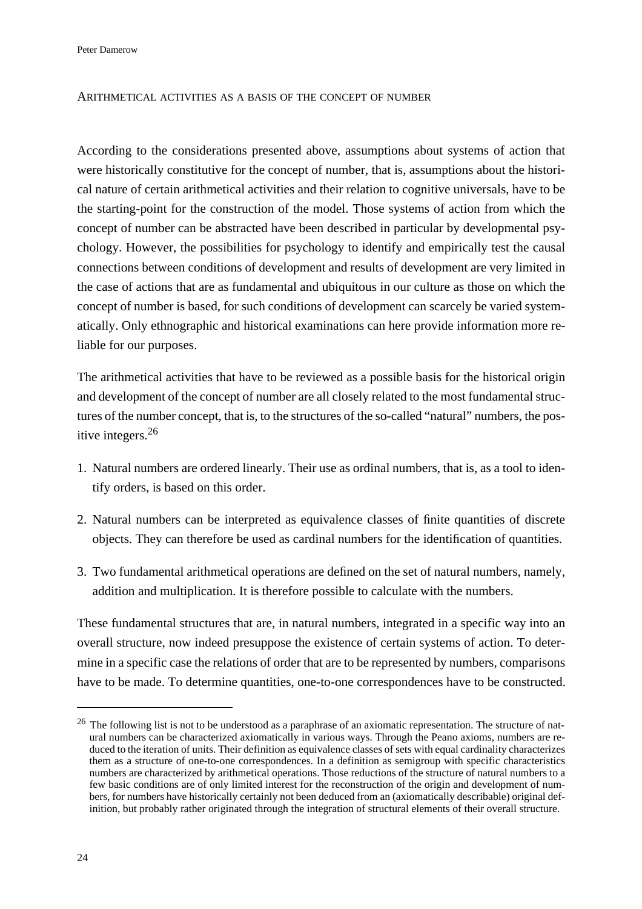## Arithmetical activities as a basis of the concept of number

According to the considerations presented above, assumptions about systems of action that were historically constitutive for the concept of number, that is, assumptions about the historical nature of certain arithmetical activities and their relation to cognitive universals, have to be the starting-point for the construction of the model. Those systems of action from which the concept of number can be abstracted have been described in particular by developmental psychology. However, the possibilities for psychology to identify and empirically test the causal connections between conditions of development and results of development are very limited in the case of actions that are as fundamental and ubiquitous in our culture as those on which the concept of number is based, for such conditions of development can scarcely be varied systematically. Only ethnographic and historical examinations can here provide information more reliable for our purposes.

The arithmetical activities that have to be reviewed as a possible basis for the historical origin and development of the concept of number are all closely related to the most fundamental structures of the number concept, that is, to the structures of the so-called "natural" numbers, the positive integers.[26]

1. Natural numbers are ordered linearly. Their use as ordinal numbers, that is, as a tool to identify orders, is based on this order.
2. Natural numbers can be interpreted as equivalence classes of finite quantities of discrete objects. They can therefore be used as cardinal numbers for the identification of quantities.
3. Two fundamental arithmetical operations are defined on the set of natural numbers, namely, addition and multiplication. It is therefore possible to calculate with the numbers.

These fundamental structures that are, in natural numbers, integrated in a specific way into an overall structure, now indeed presuppose the existence of certain systems of action. To determine in a specific case the relations of order that are to be represented by numbers, comparisons have to be made. To determine quantities, one-to-one correspondences have to be constructed.

---

[26] The following list is not to be understood as a paraphrase of an axiomatic representation. The structure of natural numbers can be characterized axiomatically in various ways. Through the Peano axioms, numbers are reduced to the iteration of units. Their definition as equivalence classes of sets with equal cardinality characterizes them as a structure of one-to-one correspondences. In a definition as semigroup with specific characteristics numbers are characterized by arithmetical operations. Those reductions of the structure of natural numbers to a few basic conditions are of only limited interest for the reconstruction of the origin and development of numbers, for numbers have historically certainly not been deduced from an (axiomatically describable) original definition, but probably rather originated through the integration of structural elements of their overall structure.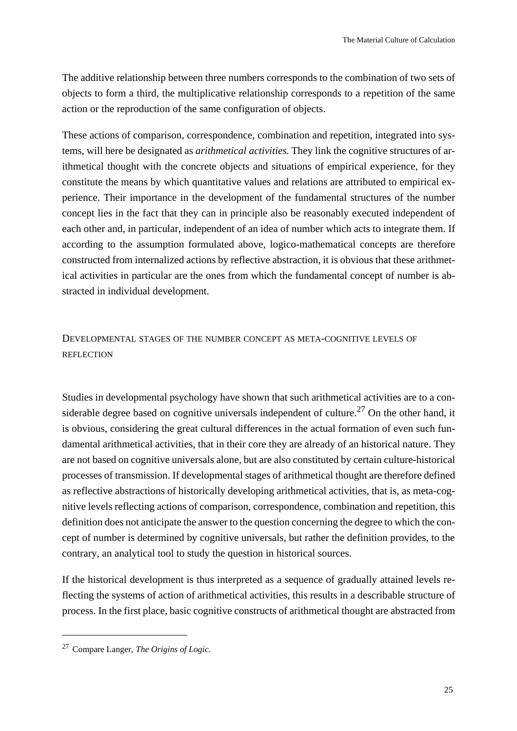The additive relationship between three numbers corresponds to the combination of two sets of objects to form a third, the multiplicative relationship corresponds to a repetition of the same action or the reproduction of the same configuration of objects.

These actions of comparison, correspondence, combination and repetition, integrated into systems, will here be designated as *arithmetical activities.* They link the cognitive structures of arithmetical thought with the concrete objects and situations of empirical experience, for they constitute the means by which quantitative values and relations are attributed to empirical experience. Their importance in the development of the fundamental structures of the number concept lies in the fact that they can in principle also be reasonably executed independent of each other and, in particular, independent of an idea of number which acts to integrate them. If according to the assumption formulated above, logico-mathematical concepts are therefore constructed from internalized actions by reflective abstraction, it is obvious that these arithmetical activities in particular are the ones from which the fundamental concept of number is abstracted in individual development.

## Developmental stages of the number concept as meta-cognitive levels of reflection

Studies in developmental psychology have shown that such arithmetical activities are to a considerable degree based on cognitive universals independent of culture.[27] On the other hand, it is obvious, considering the great cultural differences in the actual formation of even such fundamental arithmetical activities, that in their core they are already of an historical nature. They are not based on cognitive universals alone, but are also constituted by certain culture-historical processes of transmission. If developmental stages of arithmetical thought are therefore defined as reflective abstractions of historically developing arithmetical activities, that is, as meta-cognitive levels reflecting actions of comparison, correspondence, combination and repetition, this definition does not anticipate the answer to the question concerning the degree to which the concept of number is determined by cognitive universals, but rather the definition provides, to the contrary, an analytical tool to study the question in historical sources.

If the historical development is thus interpreted as a sequence of gradually attained levels reflecting the systems of action of arithmetical activities, this results in a describable structure of process. In the first place, basic cognitive constructs of arithmetical thought are abstracted from

[27] Compare Langer, *The Origins of Logic*.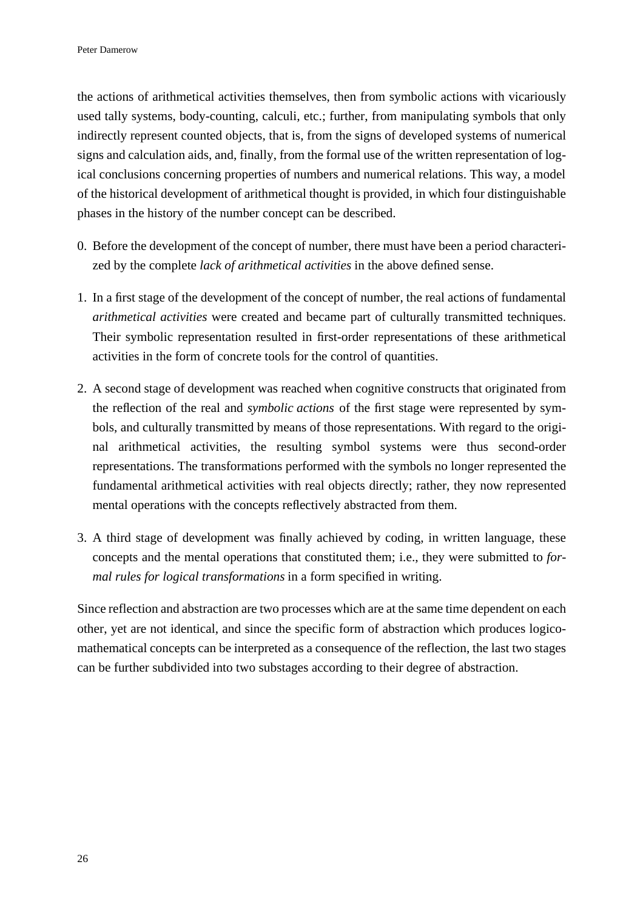the actions of arithmetical activities themselves, then from symbolic actions with vicariously used tally systems, body-counting, calculi, etc.; further, from manipulating symbols that only indirectly represent counted objects, that is, from the signs of developed systems of numerical signs and calculation aids, and, finally, from the formal use of the written representation of logical conclusions concerning properties of numbers and numerical relations. This way, a model of the historical development of arithmetical thought is provided, in which four distinguishable phases in the history of the number concept can be described.

0. Before the development of the concept of number, there must have been a period characterized by the complete *lack of arithmetical activities* in the above defined sense.

1. In a first stage of the development of the concept of number, the real actions of fundamental *arithmetical activities* were created and became part of culturally transmitted techniques. Their symbolic representation resulted in first-order representations of these arithmetical activities in the form of concrete tools for the control of quantities.

2. A second stage of development was reached when cognitive constructs that originated from the reflection of the real and *symbolic actions* of the first stage were represented by symbols, and culturally transmitted by means of those representations. With regard to the original arithmetical activities, the resulting symbol systems were thus second-order representations. The transformations performed with the symbols no longer represented the fundamental arithmetical activities with real objects directly; rather, they now represented mental operations with the concepts reflectively abstracted from them.

3. A third stage of development was finally achieved by coding, in written language, these concepts and the mental operations that constituted them; i.e., they were submitted to *formal rules for logical transformations* in a form specified in writing.

Since reflection and abstraction are two processes which are at the same time dependent on each other, yet are not identical, and since the specific form of abstraction which produces logico-mathematical concepts can be interpreted as a consequence of the reflection, the last two stages can be further subdivided into two substages according to their degree of abstraction.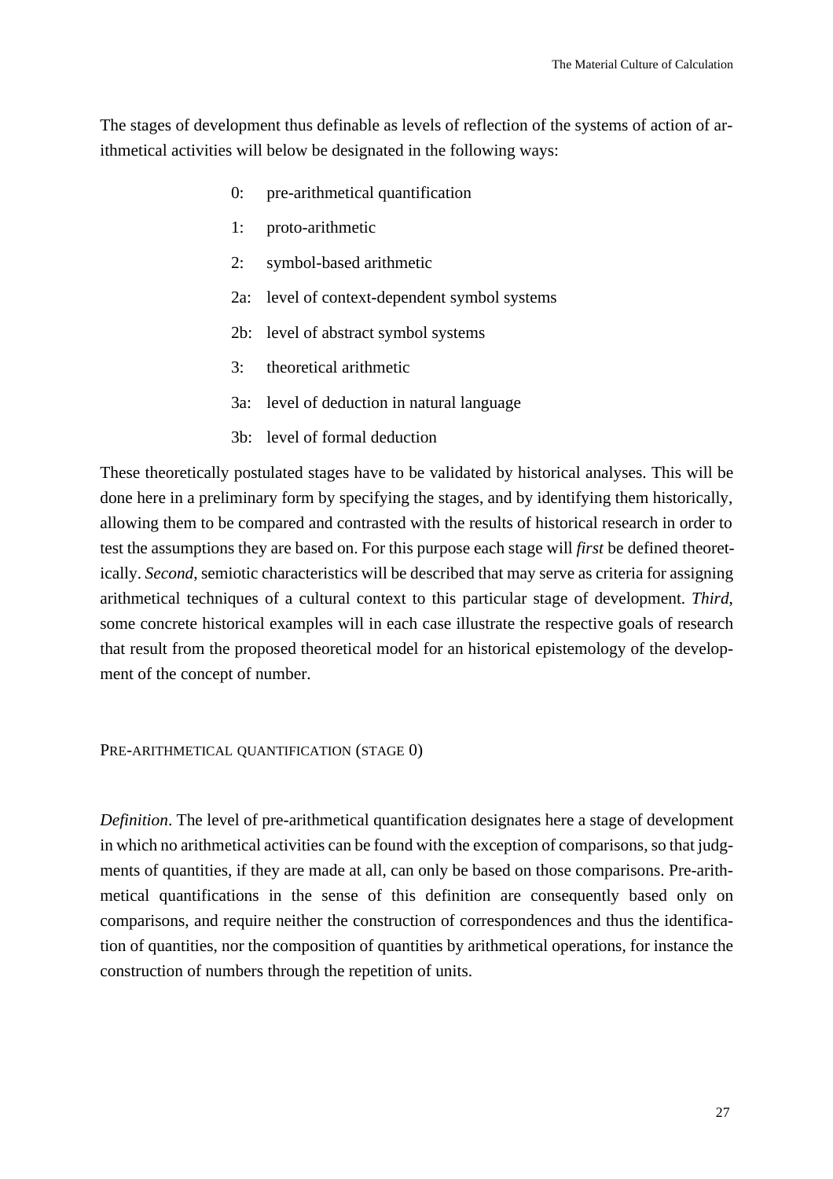The stages of development thus definable as levels of reflection of the systems of action of arithmetical activities will below be designated in the following ways:

- 0: pre-arithmetical quantification
- 1: proto-arithmetic
- 2: symbol-based arithmetic
- 2a: level of context-dependent symbol systems
- 2b: level of abstract symbol systems
- 3: theoretical arithmetic
- 3a: level of deduction in natural language
- 3b: level of formal deduction

These theoretically postulated stages have to be validated by historical analyses. This will be done here in a preliminary form by specifying the stages, and by identifying them historically, allowing them to be compared and contrasted with the results of historical research in order to test the assumptions they are based on. For this purpose each stage will *first* be defined theoretically. *Second*, semiotic characteristics will be described that may serve as criteria for assigning arithmetical techniques of a cultural context to this particular stage of development. *Third*, some concrete historical examples will in each case illustrate the respective goals of research that result from the proposed theoretical model for an historical epistemology of the development of the concept of number.

## Pre-arithmetical quantification (stage 0)

*Definition*. The level of pre-arithmetical quantification designates here a stage of development in which no arithmetical activities can be found with the exception of comparisons, so that judgments of quantities, if they are made at all, can only be based on those comparisons. Pre-arithmetical quantifications in the sense of this definition are consequently based only on comparisons, and require neither the construction of correspondences and thus the identification of quantities, nor the composition of quantities by arithmetical operations, for instance the construction of numbers through the repetition of units.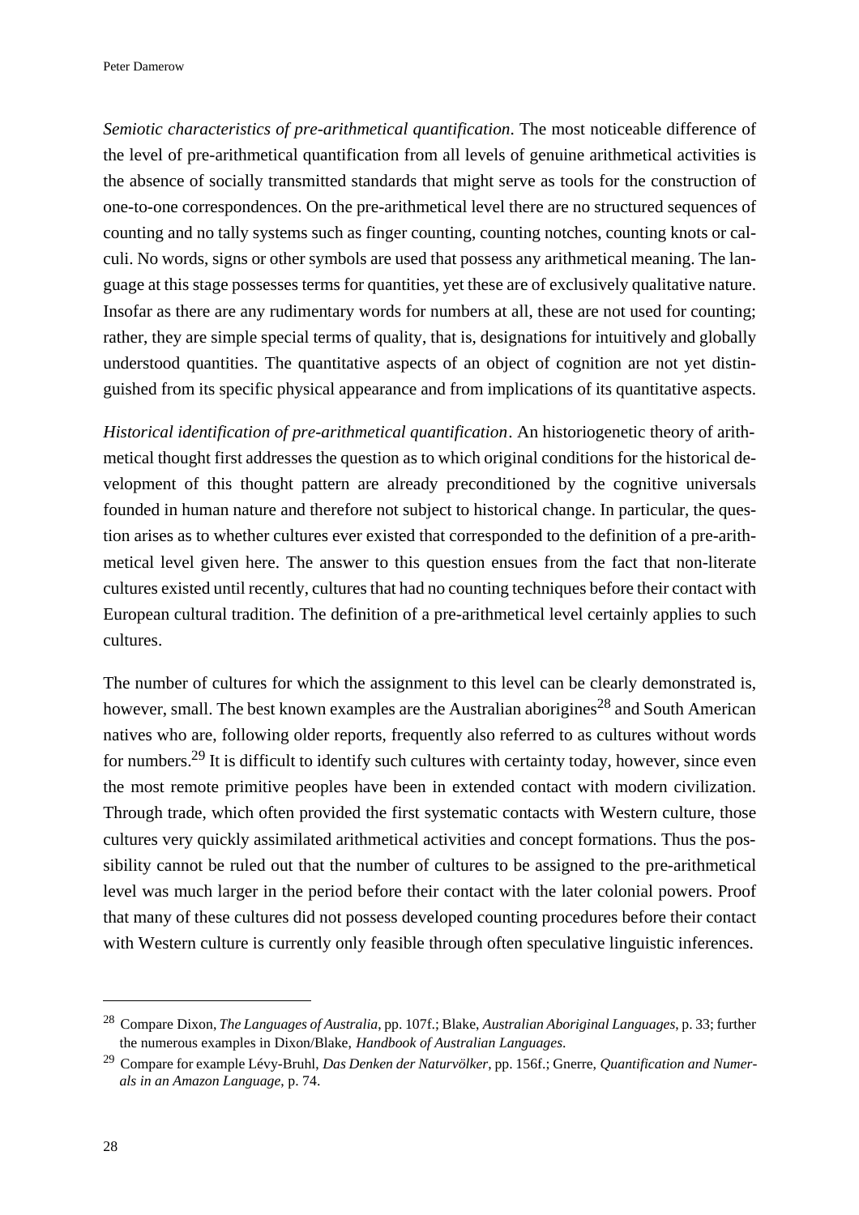*Semiotic characteristics of pre-arithmetical quantification*. The most noticeable difference of the level of pre-arithmetical quantification from all levels of genuine arithmetical activities is the absence of socially transmitted standards that might serve as tools for the construction of one-to-one correspondences. On the pre-arithmetical level there are no structured sequences of counting and no tally systems such as finger counting, counting notches, counting knots or calculi. No words, signs or other symbols are used that possess any arithmetical meaning. The language at this stage possesses terms for quantities, yet these are of exclusively qualitative nature. Insofar as there are any rudimentary words for numbers at all, these are not used for counting; rather, they are simple special terms of quality, that is, designations for intuitively and globally understood quantities. The quantitative aspects of an object of cognition are not yet distinguished from its specific physical appearance and from implications of its quantitative aspects.

*Historical identification of pre-arithmetical quantification*. An historiogenetic theory of arithmetical thought first addresses the question as to which original conditions for the historical development of this thought pattern are already preconditioned by the cognitive universals founded in human nature and therefore not subject to historical change. In particular, the question arises as to whether cultures ever existed that corresponded to the definition of a pre-arithmetical level given here. The answer to this question ensues from the fact that non-literate cultures existed until recently, cultures that had no counting techniques before their contact with European cultural tradition. The definition of a pre-arithmetical level certainly applies to such cultures.

The number of cultures for which the assignment to this level can be clearly demonstrated is, however, small. The best known examples are the Australian aborigines[28] and South American natives who are, following older reports, frequently also referred to as cultures without words for numbers.[29] It is difficult to identify such cultures with certainty today, however, since even the most remote primitive peoples have been in extended contact with modern civilization. Through trade, which often provided the first systematic contacts with Western culture, those cultures very quickly assimilated arithmetical activities and concept formations. Thus the possibility cannot be ruled out that the number of cultures to be assigned to the pre-arithmetical level was much larger in the period before their contact with the later colonial powers. Proof that many of these cultures did not possess developed counting procedures before their contact with Western culture is currently only feasible through often speculative linguistic inferences.

---

[28] Compare Dixon, *The Languages of Australia*, pp. 107f.; Blake, *Australian Aboriginal Languages*, p. 33; further the numerous examples in Dixon/Blake, *Handbook of Australian Languages*.

[29] Compare for example Lévy-Bruhl, *Das Denken der Naturvölker*, pp. 156f.; Gnerre, *Quantification and Numerals in an Amazon Language*, p. 74.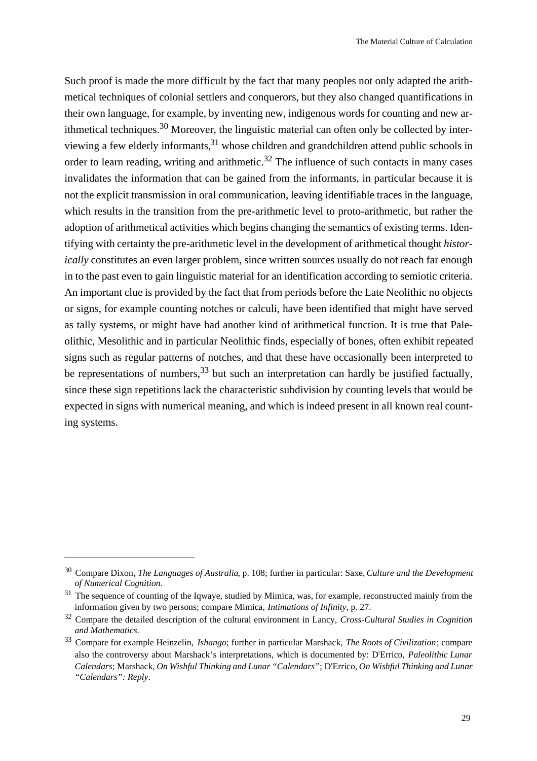Such proof is made the more difficult by the fact that many peoples not only adapted the arithmetical techniques of colonial settlers and conquerors, but they also changed quantifications in their own language, for example, by inventing new, indigenous words for counting and new arithmetical techniques.[30] Moreover, the linguistic material can often only be collected by interviewing a few elderly informants,[31] whose children and grandchildren attend public schools in order to learn reading, writing and arithmetic.[32] The influence of such contacts in many cases invalidates the information that can be gained from the informants, in particular because it is not the explicit transmission in oral communication, leaving identifiable traces in the language, which results in the transition from the pre-arithmetic level to proto-arithmetic, but rather the adoption of arithmetical activities which begins changing the semantics of existing terms. Identifying with certainty the pre-arithmetic level in the development of arithmetical thought *historically* constitutes an even larger problem, since written sources usually do not reach far enough in to the past even to gain linguistic material for an identification according to semiotic criteria. An important clue is provided by the fact that from periods before the Late Neolithic no objects or signs, for example counting notches or calculi, have been identified that might have served as tally systems, or might have had another kind of arithmetical function. It is true that Paleolithic, Mesolithic and in particular Neolithic finds, especially of bones, often exhibit repeated signs such as regular patterns of notches, and that these have occasionally been interpreted to be representations of numbers,[33] but such an interpretation can hardly be justified factually, since these sign repetitions lack the characteristic subdivision by counting levels that would be expected in signs with numerical meaning, and which is indeed present in all known real counting systems.

---

[30] Compare Dixon, *The Languages of Australia*, p. 108; further in particular: Saxe, *Culture and the Development of Numerical Cognition*.

[31] The sequence of counting of the Iqwaye, studied by Mimica, was, for example, reconstructed mainly from the information given by two persons; compare Mimica, *Intimations of Infinity*, p. 27.

[32] Compare the detailed description of the cultural environment in Lancy, *Cross-Cultural Studies in Cognition and Mathematics*.

[33] Compare for example Heinzelin, *Ishango*; further in particular Marshack, *The Roots of Civilization*; compare also the controversy about Marshack's interpretations, which is documented by: D'Errico, *Paleolithic Lunar Calendars*; Marshack, *On Wishful Thinking and Lunar "Calendars"*; D'Errico, *On Wishful Thinking and Lunar "Calendars": Reply*.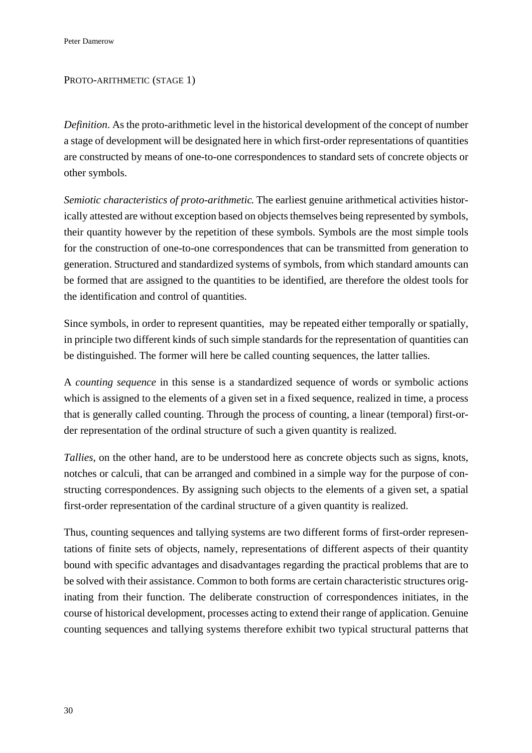## PROTO-ARITHMETIC (STAGE 1)

*Definition*. As the proto-arithmetic level in the historical development of the concept of number a stage of development will be designated here in which first-order representations of quantities are constructed by means of one-to-one correspondences to standard sets of concrete objects or other symbols.

*Semiotic characteristics of proto-arithmetic.* The earliest genuine arithmetical activities historically attested are without exception based on objects themselves being represented by symbols, their quantity however by the repetition of these symbols. Symbols are the most simple tools for the construction of one-to-one correspondences that can be transmitted from generation to generation. Structured and standardized systems of symbols, from which standard amounts can be formed that are assigned to the quantities to be identified, are therefore the oldest tools for the identification and control of quantities.

Since symbols, in order to represent quantities, may be repeated either temporally or spatially, in principle two different kinds of such simple standards for the representation of quantities can be distinguished. The former will here be called counting sequences, the latter tallies.

A *counting sequence* in this sense is a standardized sequence of words or symbolic actions which is assigned to the elements of a given set in a fixed sequence, realized in time, a process that is generally called counting. Through the process of counting, a linear (temporal) first-order representation of the ordinal structure of such a given quantity is realized.

*Tallies*, on the other hand, are to be understood here as concrete objects such as signs, knots, notches or calculi, that can be arranged and combined in a simple way for the purpose of constructing correspondences. By assigning such objects to the elements of a given set, a spatial first-order representation of the cardinal structure of a given quantity is realized.

Thus, counting sequences and tallying systems are two different forms of first-order representations of finite sets of objects, namely, representations of different aspects of their quantity bound with specific advantages and disadvantages regarding the practical problems that are to be solved with their assistance. Common to both forms are certain characteristic structures originating from their function. The deliberate construction of correspondences initiates, in the course of historical development, processes acting to extend their range of application. Genuine counting sequences and tallying systems therefore exhibit two typical structural patterns that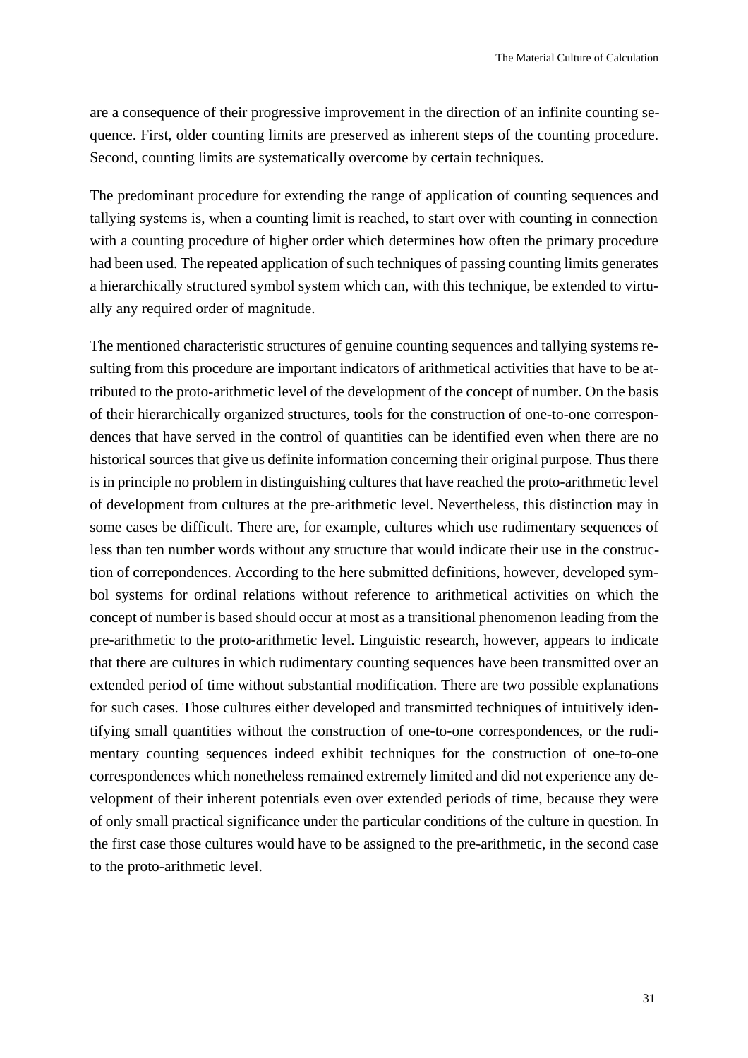are a consequence of their progressive improvement in the direction of an infinite counting sequence. First, older counting limits are preserved as inherent steps of the counting procedure. Second, counting limits are systematically overcome by certain techniques.

The predominant procedure for extending the range of application of counting sequences and tallying systems is, when a counting limit is reached, to start over with counting in connection with a counting procedure of higher order which determines how often the primary procedure had been used. The repeated application of such techniques of passing counting limits generates a hierarchically structured symbol system which can, with this technique, be extended to virtually any required order of magnitude.

The mentioned characteristic structures of genuine counting sequences and tallying systems resulting from this procedure are important indicators of arithmetical activities that have to be attributed to the proto-arithmetic level of the development of the concept of number. On the basis of their hierarchically organized structures, tools for the construction of one-to-one correspondences that have served in the control of quantities can be identified even when there are no historical sources that give us definite information concerning their original purpose. Thus there is in principle no problem in distinguishing cultures that have reached the proto-arithmetic level of development from cultures at the pre-arithmetic level. Nevertheless, this distinction may in some cases be difficult. There are, for example, cultures which use rudimentary sequences of less than ten number words without any structure that would indicate their use in the construction of correpondences. According to the here submitted definitions, however, developed symbol systems for ordinal relations without reference to arithmetical activities on which the concept of number is based should occur at most as a transitional phenomenon leading from the pre-arithmetic to the proto-arithmetic level. Linguistic research, however, appears to indicate that there are cultures in which rudimentary counting sequences have been transmitted over an extended period of time without substantial modification. There are two possible explanations for such cases. Those cultures either developed and transmitted techniques of intuitively identifying small quantities without the construction of one-to-one correspondences, or the rudimentary counting sequences indeed exhibit techniques for the construction of one-to-one correspondences which nonetheless remained extremely limited and did not experience any development of their inherent potentials even over extended periods of time, because they were of only small practical significance under the particular conditions of the culture in question. In the first case those cultures would have to be assigned to the pre-arithmetic, in the second case to the proto-arithmetic level.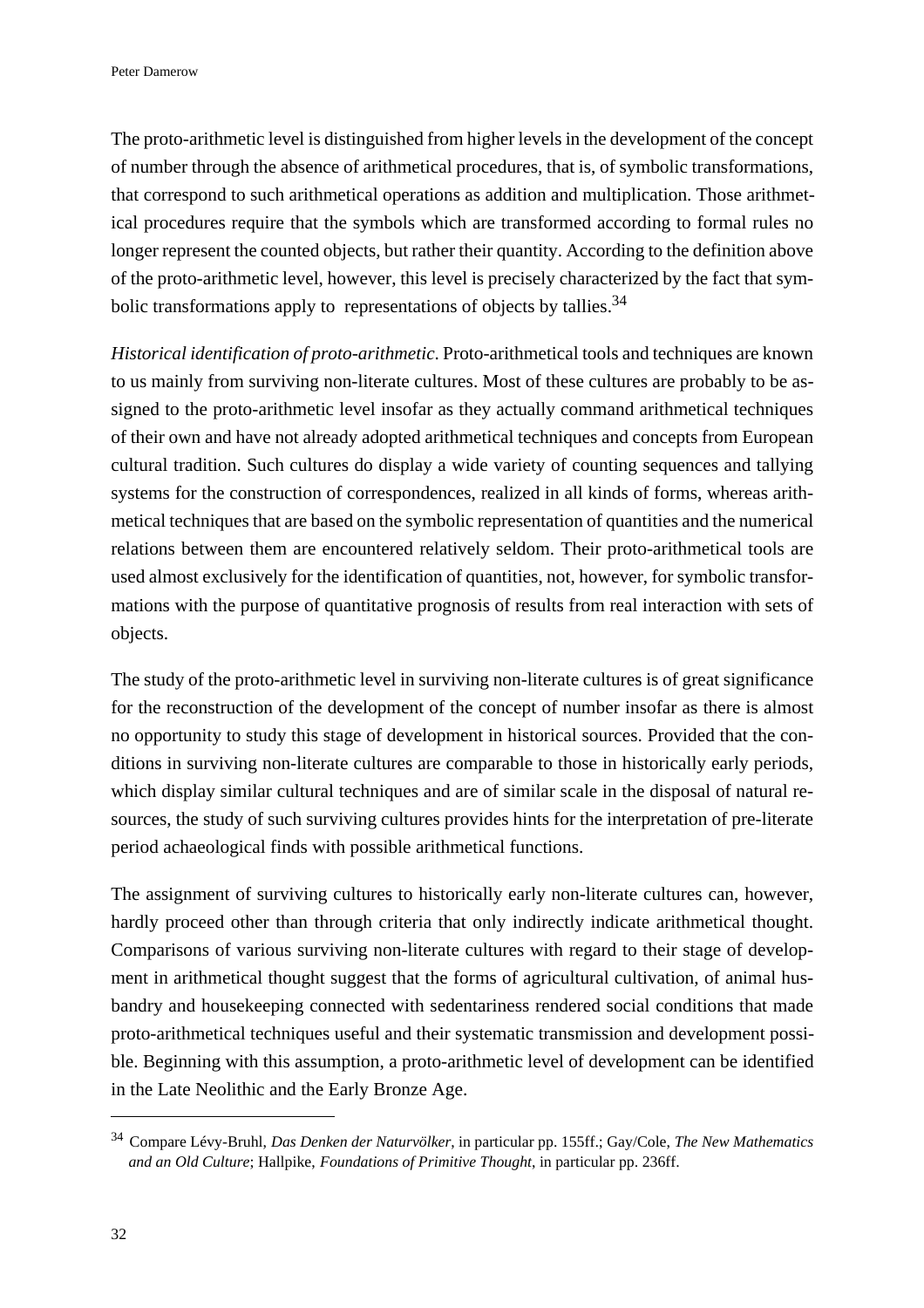The proto-arithmetic level is distinguished from higher levels in the development of the concept of number through the absence of arithmetical procedures, that is, of symbolic transformations, that correspond to such arithmetical operations as addition and multiplication. Those arithmetical procedures require that the symbols which are transformed according to formal rules no longer represent the counted objects, but rather their quantity. According to the definition above of the proto-arithmetic level, however, this level is precisely characterized by the fact that symbolic transformations apply to representations of objects by tallies.[34]

*Historical identification of proto-arithmetic*. Proto-arithmetical tools and techniques are known to us mainly from surviving non-literate cultures. Most of these cultures are probably to be assigned to the proto-arithmetic level insofar as they actually command arithmetical techniques of their own and have not already adopted arithmetical techniques and concepts from European cultural tradition. Such cultures do display a wide variety of counting sequences and tallying systems for the construction of correspondences, realized in all kinds of forms, whereas arithmetical techniques that are based on the symbolic representation of quantities and the numerical relations between them are encountered relatively seldom. Their proto-arithmetical tools are used almost exclusively for the identification of quantities, not, however, for symbolic transformations with the purpose of quantitative prognosis of results from real interaction with sets of objects.

The study of the proto-arithmetic level in surviving non-literate cultures is of great significance for the reconstruction of the development of the concept of number insofar as there is almost no opportunity to study this stage of development in historical sources. Provided that the conditions in surviving non-literate cultures are comparable to those in historically early periods, which display similar cultural techniques and are of similar scale in the disposal of natural resources, the study of such surviving cultures provides hints for the interpretation of pre-literate period achaeological finds with possible arithmetical functions.

The assignment of surviving cultures to historically early non-literate cultures can, however, hardly proceed other than through criteria that only indirectly indicate arithmetical thought. Comparisons of various surviving non-literate cultures with regard to their stage of development in arithmetical thought suggest that the forms of agricultural cultivation, of animal husbandry and housekeeping connected with sedentariness rendered social conditions that made proto-arithmetical techniques useful and their systematic transmission and development possible. Beginning with this assumption, a proto-arithmetic level of development can be identified in the Late Neolithic and the Early Bronze Age.

---

[34] Compare Lévy-Bruhl, *Das Denken der Naturvölker*, in particular pp. 155ff.; Gay/Cole, *The New Mathematics and an Old Culture*; Hallpike, *Foundations of Primitive Thought*, in particular pp. 236ff.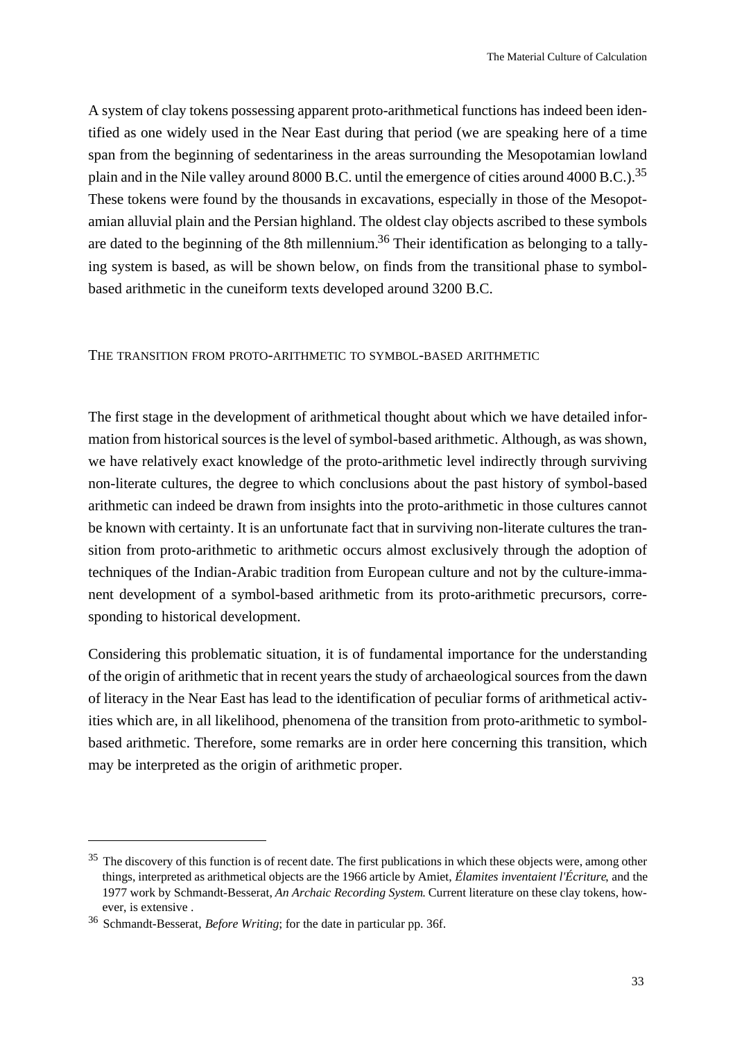A system of clay tokens possessing apparent proto-arithmetical functions has indeed been identified as one widely used in the Near East during that period (we are speaking here of a time span from the beginning of sedentariness in the areas surrounding the Mesopotamian lowland plain and in the Nile valley around 8000 B.C. until the emergence of cities around 4000 B.C.).[35] These tokens were found by the thousands in excavations, especially in those of the Mesopotamian alluvial plain and the Persian highland. The oldest clay objects ascribed to these symbols are dated to the beginning of the 8th millennium.[36] Their identification as belonging to a tallying system is based, as will be shown below, on finds from the transitional phase to symbol-based arithmetic in the cuneiform texts developed around 3200 B.C.

## The transition from proto-arithmetic to symbol-based arithmetic

The first stage in the development of arithmetical thought about which we have detailed information from historical sources is the level of symbol-based arithmetic. Although, as was shown, we have relatively exact knowledge of the proto-arithmetic level indirectly through surviving non-literate cultures, the degree to which conclusions about the past history of symbol-based arithmetic can indeed be drawn from insights into the proto-arithmetic in those cultures cannot be known with certainty. It is an unfortunate fact that in surviving non-literate cultures the transition from proto-arithmetic to arithmetic occurs almost exclusively through the adoption of techniques of the Indian-Arabic tradition from European culture and not by the culture-immanent development of a symbol-based arithmetic from its proto-arithmetic precursors, corresponding to historical development.

Considering this problematic situation, it is of fundamental importance for the understanding of the origin of arithmetic that in recent years the study of archaeological sources from the dawn of literacy in the Near East has lead to the identification of peculiar forms of arithmetical activities which are, in all likelihood, phenomena of the transition from proto-arithmetic to symbol-based arithmetic. Therefore, some remarks are in order here concerning this transition, which may be interpreted as the origin of arithmetic proper.

---

[35] The discovery of this function is of recent date. The first publications in which these objects were, among other things, interpreted as arithmetical objects are the 1966 article by Amiet, *Élamites inventaient l'Écriture*, and the 1977 work by Schmandt-Besserat, *An Archaic Recording System*. Current literature on these clay tokens, however, is extensive .

[36] Schmandt-Besserat, *Before Writing*; for the date in particular pp. 36f.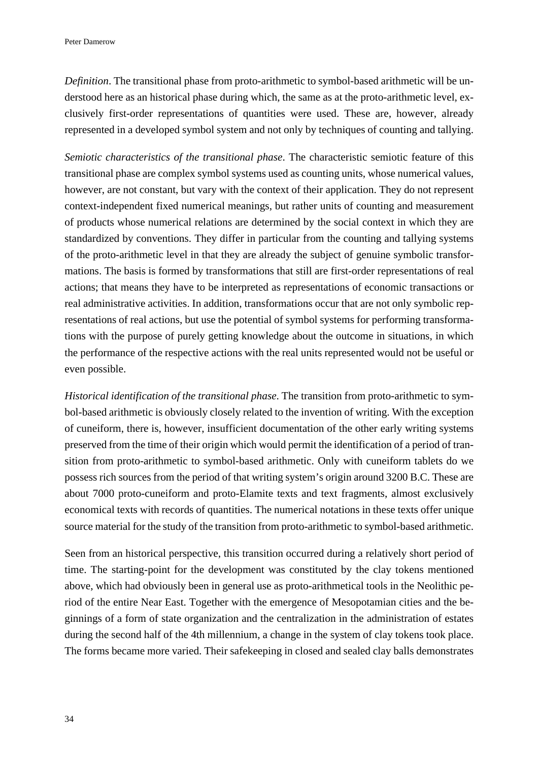*Definition*. The transitional phase from proto-arithmetic to symbol-based arithmetic will be understood here as an historical phase during which, the same as at the proto-arithmetic level, exclusively first-order representations of quantities were used. These are, however, already represented in a developed symbol system and not only by techniques of counting and tallying.

*Semiotic characteristics of the transitional phase*. The characteristic semiotic feature of this transitional phase are complex symbol systems used as counting units, whose numerical values, however, are not constant, but vary with the context of their application. They do not represent context-independent fixed numerical meanings, but rather units of counting and measurement of products whose numerical relations are determined by the social context in which they are standardized by conventions. They differ in particular from the counting and tallying systems of the proto-arithmetic level in that they are already the subject of genuine symbolic transformations. The basis is formed by transformations that still are first-order representations of real actions; that means they have to be interpreted as representations of economic transactions or real administrative activities. In addition, transformations occur that are not only symbolic representations of real actions, but use the potential of symbol systems for performing transformations with the purpose of purely getting knowledge about the outcome in situations, in which the performance of the respective actions with the real units represented would not be useful or even possible.

*Historical identification of the transitional phase*. The transition from proto-arithmetic to symbol-based arithmetic is obviously closely related to the invention of writing. With the exception of cuneiform, there is, however, insufficient documentation of the other early writing systems preserved from the time of their origin which would permit the identification of a period of transition from proto-arithmetic to symbol-based arithmetic. Only with cuneiform tablets do we possess rich sources from the period of that writing system's origin around 3200 B.C. These are about 7000 proto-cuneiform and proto-Elamite texts and text fragments, almost exclusively economical texts with records of quantities. The numerical notations in these texts offer unique source material for the study of the transition from proto-arithmetic to symbol-based arithmetic.

Seen from an historical perspective, this transition occurred during a relatively short period of time. The starting-point for the development was constituted by the clay tokens mentioned above, which had obviously been in general use as proto-arithmetical tools in the Neolithic period of the entire Near East. Together with the emergence of Mesopotamian cities and the beginnings of a form of state organization and the centralization in the administration of estates during the second half of the 4th millennium, a change in the system of clay tokens took place. The forms became more varied. Their safekeeping in closed and sealed clay balls demonstrates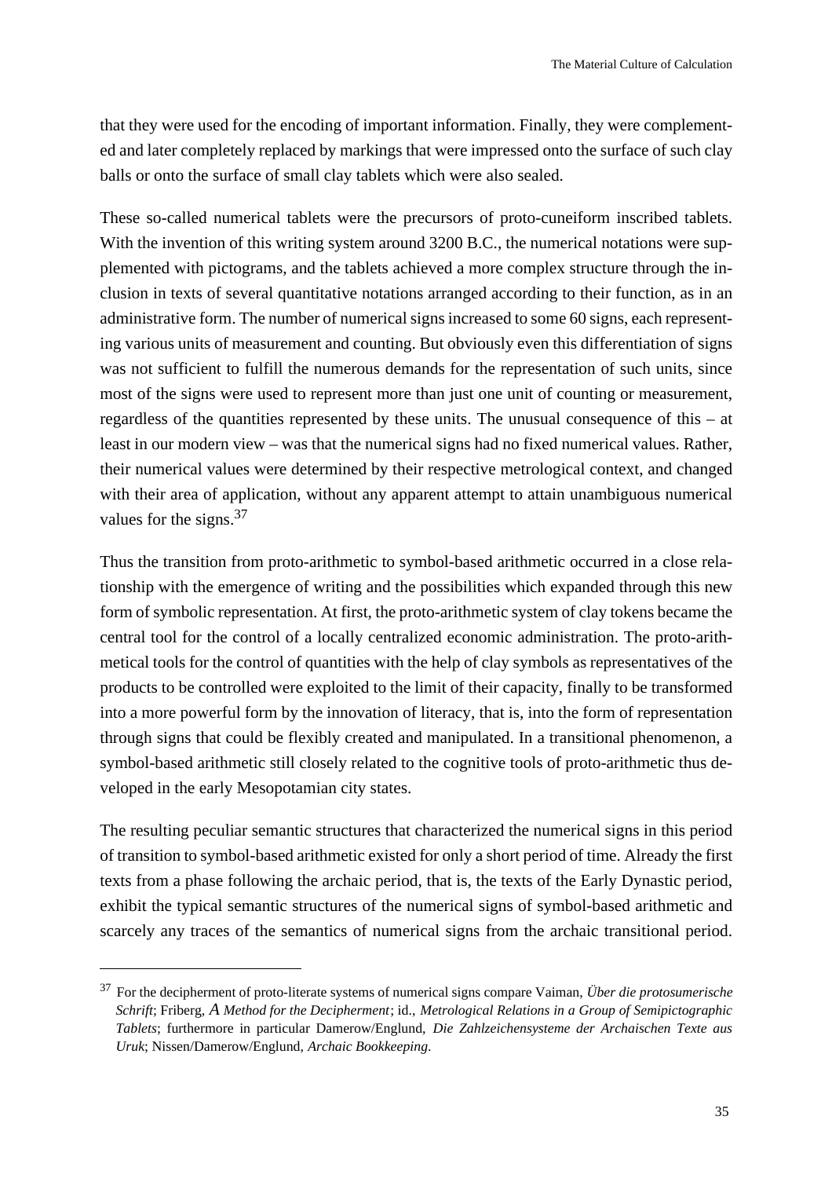that they were used for the encoding of important information. Finally, they were complemented and later completely replaced by markings that were impressed onto the surface of such clay balls or onto the surface of small clay tablets which were also sealed.

These so-called numerical tablets were the precursors of proto-cuneiform inscribed tablets. With the invention of this writing system around 3200 B.C., the numerical notations were supplemented with pictograms, and the tablets achieved a more complex structure through the inclusion in texts of several quantitative notations arranged according to their function, as in an administrative form. The number of numerical signs increased to some 60 signs, each representing various units of measurement and counting. But obviously even this differentiation of signs was not sufficient to fulfill the numerous demands for the representation of such units, since most of the signs were used to represent more than just one unit of counting or measurement, regardless of the quantities represented by these units. The unusual consequence of this – at least in our modern view – was that the numerical signs had no fixed numerical values. Rather, their numerical values were determined by their respective metrological context, and changed with their area of application, without any apparent attempt to attain unambiguous numerical values for the signs.[37]

Thus the transition from proto-arithmetic to symbol-based arithmetic occurred in a close relationship with the emergence of writing and the possibilities which expanded through this new form of symbolic representation. At first, the proto-arithmetic system of clay tokens became the central tool for the control of a locally centralized economic administration. The proto-arithmetical tools for the control of quantities with the help of clay symbols as representatives of the products to be controlled were exploited to the limit of their capacity, finally to be transformed into a more powerful form by the innovation of literacy, that is, into the form of representation through signs that could be flexibly created and manipulated. In a transitional phenomenon, a symbol-based arithmetic still closely related to the cognitive tools of proto-arithmetic thus developed in the early Mesopotamian city states.

The resulting peculiar semantic structures that characterized the numerical signs in this period of transition to symbol-based arithmetic existed for only a short period of time. Already the first texts from a phase following the archaic period, that is, the texts of the Early Dynastic period, exhibit the typical semantic structures of the numerical signs of symbol-based arithmetic and scarcely any traces of the semantics of numerical signs from the archaic transitional period.

---

[37] For the decipherment of proto-literate systems of numerical signs compare Vaiman, *Über die protosumerische Schrift*; Friberg, *A Method for the Decipherment*; id., *Metrological Relations in a Group of Semipictographic Tablets*; furthermore in particular Damerow/Englund, *Die Zahlzeichensysteme der Archaischen Texte aus Uruk*; Nissen/Damerow/Englund, *Archaic Bookkeeping*.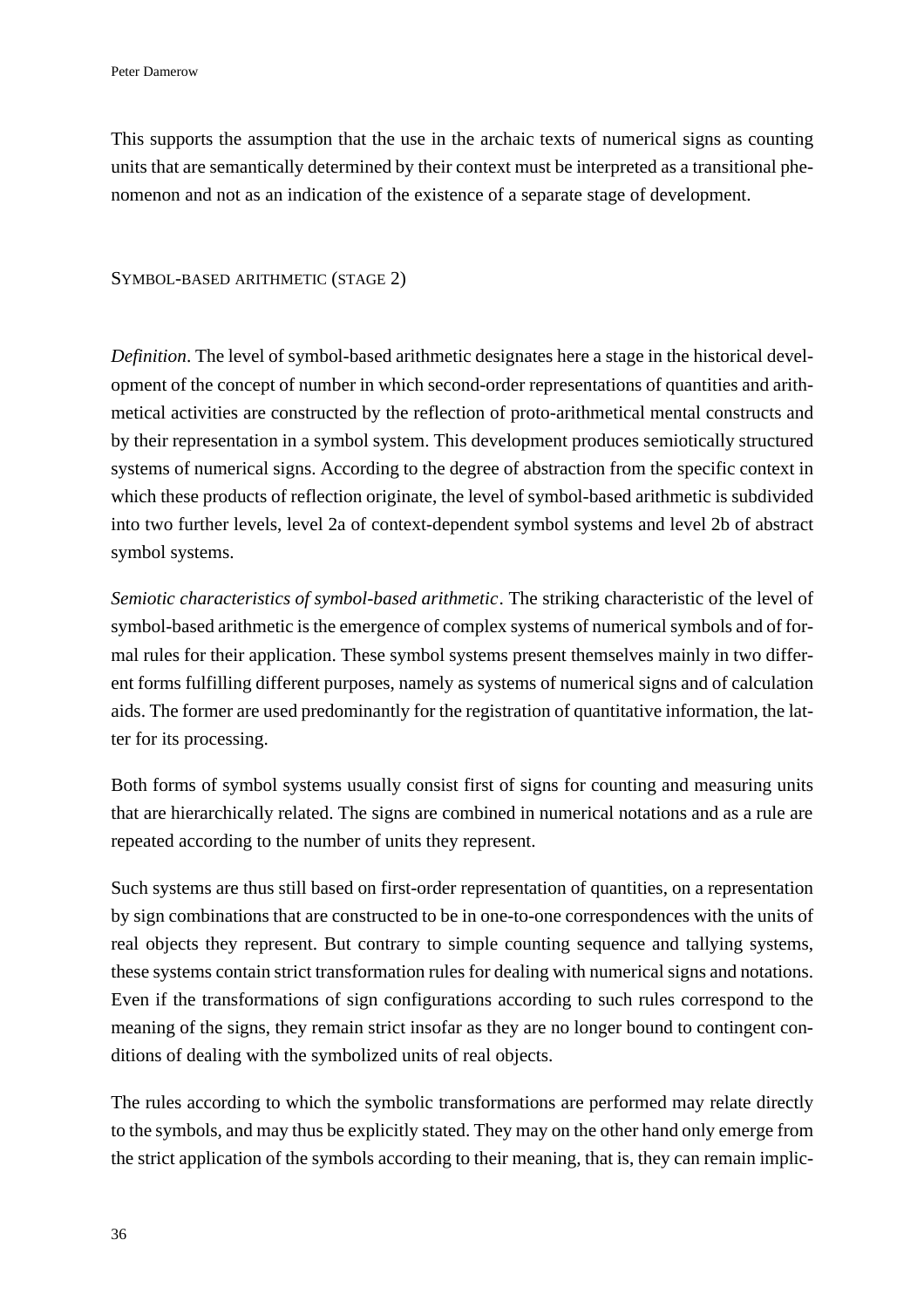This supports the assumption that the use in the archaic texts of numerical signs as counting units that are semantically determined by their context must be interpreted as a transitional phenomenon and not as an indication of the existence of a separate stage of development.

## SYMBOL-BASED ARITHMETIC (STAGE 2)

*Definition*. The level of symbol-based arithmetic designates here a stage in the historical development of the concept of number in which second-order representations of quantities and arithmetical activities are constructed by the reflection of proto-arithmetical mental constructs and by their representation in a symbol system. This development produces semiotically structured systems of numerical signs. According to the degree of abstraction from the specific context in which these products of reflection originate, the level of symbol-based arithmetic is subdivided into two further levels, level 2a of context-dependent symbol systems and level 2b of abstract symbol systems.

*Semiotic characteristics of symbol-based arithmetic*. The striking characteristic of the level of symbol-based arithmetic is the emergence of complex systems of numerical symbols and of formal rules for their application. These symbol systems present themselves mainly in two different forms fulfilling different purposes, namely as systems of numerical signs and of calculation aids. The former are used predominantly for the registration of quantitative information, the latter for its processing.

Both forms of symbol systems usually consist first of signs for counting and measuring units that are hierarchically related. The signs are combined in numerical notations and as a rule are repeated according to the number of units they represent.

Such systems are thus still based on first-order representation of quantities, on a representation by sign combinations that are constructed to be in one-to-one correspondences with the units of real objects they represent. But contrary to simple counting sequence and tallying systems, these systems contain strict transformation rules for dealing with numerical signs and notations. Even if the transformations of sign configurations according to such rules correspond to the meaning of the signs, they remain strict insofar as they are no longer bound to contingent conditions of dealing with the symbolized units of real objects.

The rules according to which the symbolic transformations are performed may relate directly to the symbols, and may thus be explicitly stated. They may on the other hand only emerge from the strict application of the symbols according to their meaning, that is, they can remain implic-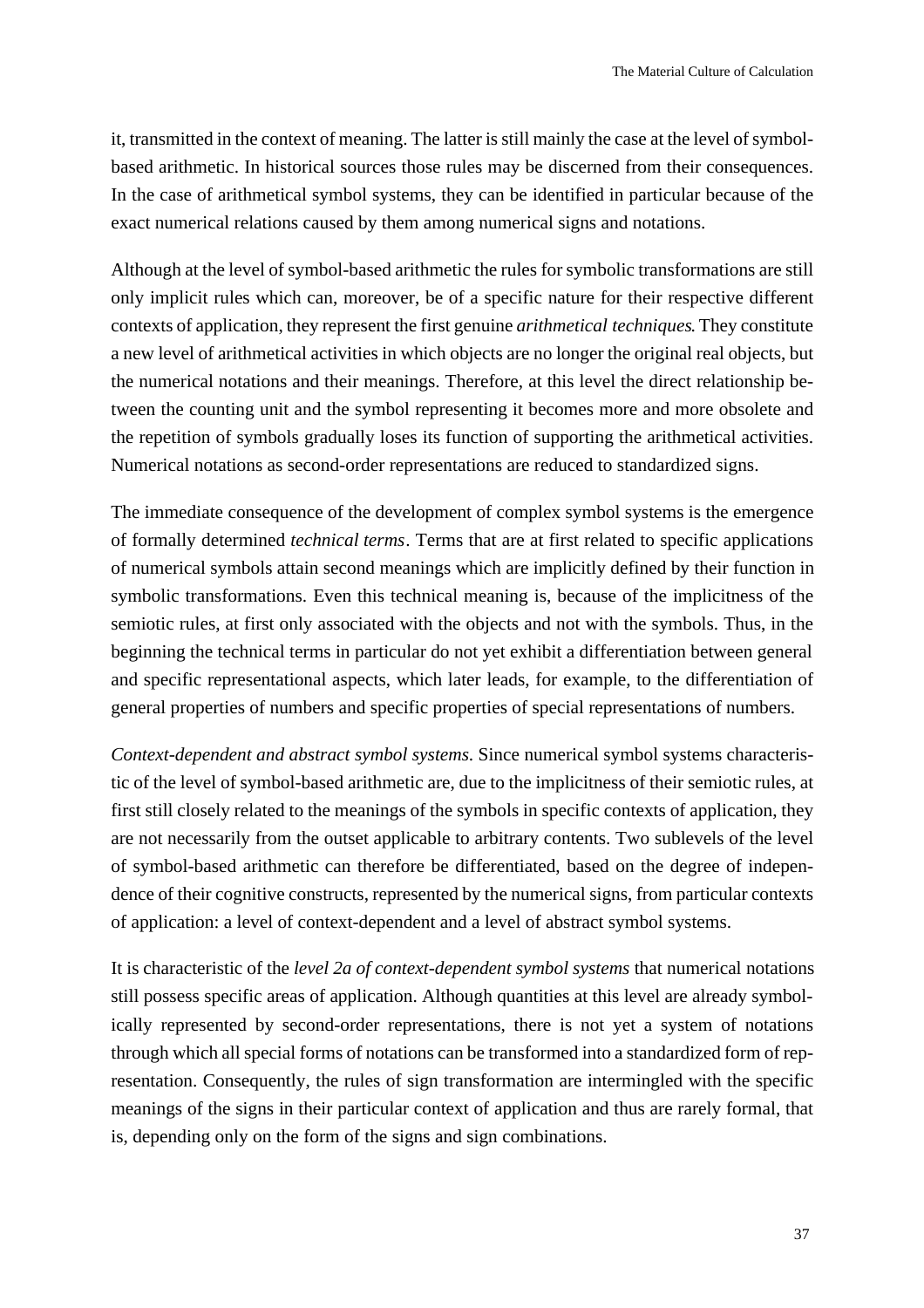it, transmitted in the context of meaning. The latter is still mainly the case at the level of symbol-based arithmetic. In historical sources those rules may be discerned from their consequences. In the case of arithmetical symbol systems, they can be identified in particular because of the exact numerical relations caused by them among numerical signs and notations.

Although at the level of symbol-based arithmetic the rules for symbolic transformations are still only implicit rules which can, moreover, be of a specific nature for their respective different contexts of application, they represent the first genuine *arithmetical techniques*. They constitute a new level of arithmetical activities in which objects are no longer the original real objects, but the numerical notations and their meanings. Therefore, at this level the direct relationship between the counting unit and the symbol representing it becomes more and more obsolete and the repetition of symbols gradually loses its function of supporting the arithmetical activities. Numerical notations as second-order representations are reduced to standardized signs.

The immediate consequence of the development of complex symbol systems is the emergence of formally determined *technical terms*. Terms that are at first related to specific applications of numerical symbols attain second meanings which are implicitly defined by their function in symbolic transformations. Even this technical meaning is, because of the implicitness of the semiotic rules, at first only associated with the objects and not with the symbols. Thus, in the beginning the technical terms in particular do not yet exhibit a differentiation between general and specific representational aspects, which later leads, for example, to the differentiation of general properties of numbers and specific properties of special representations of numbers.

*Context-dependent and abstract symbol systems.* Since numerical symbol systems characteristic of the level of symbol-based arithmetic are, due to the implicitness of their semiotic rules, at first still closely related to the meanings of the symbols in specific contexts of application, they are not necessarily from the outset applicable to arbitrary contents. Two sublevels of the level of symbol-based arithmetic can therefore be differentiated, based on the degree of independence of their cognitive constructs, represented by the numerical signs, from particular contexts of application: a level of context-dependent and a level of abstract symbol systems.

It is characteristic of the *level 2a of context-dependent symbol systems* that numerical notations still possess specific areas of application. Although quantities at this level are already symbolically represented by second-order representations, there is not yet a system of notations through which all special forms of notations can be transformed into a standardized form of representation. Consequently, the rules of sign transformation are intermingled with the specific meanings of the signs in their particular context of application and thus are rarely formal, that is, depending only on the form of the signs and sign combinations.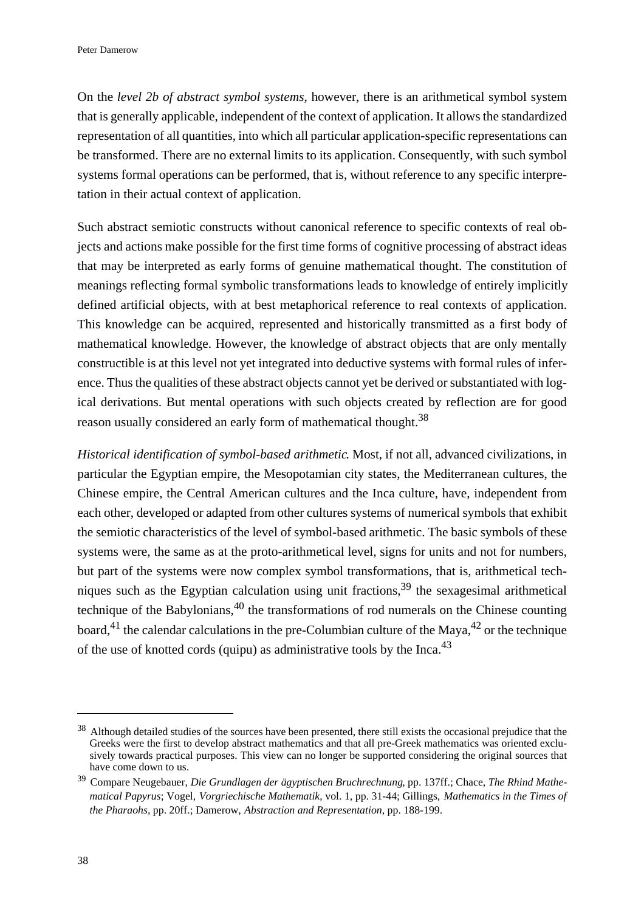On the *level 2b of abstract symbol systems*, however, there is an arithmetical symbol system that is generally applicable, independent of the context of application. It allows the standardized representation of all quantities, into which all particular application-specific representations can be transformed. There are no external limits to its application. Consequently, with such symbol systems formal operations can be performed, that is, without reference to any specific interpretation in their actual context of application.

Such abstract semiotic constructs without canonical reference to specific contexts of real objects and actions make possible for the first time forms of cognitive processing of abstract ideas that may be interpreted as early forms of genuine mathematical thought. The constitution of meanings reflecting formal symbolic transformations leads to knowledge of entirely implicitly defined artificial objects, with at best metaphorical reference to real contexts of application. This knowledge can be acquired, represented and historically transmitted as a first body of mathematical knowledge. However, the knowledge of abstract objects that are only mentally constructible is at this level not yet integrated into deductive systems with formal rules of inference. Thus the qualities of these abstract objects cannot yet be derived or substantiated with logical derivations. But mental operations with such objects created by reflection are for good reason usually considered an early form of mathematical thought.[38]

*Historical identification of symbol-based arithmetic*. Most, if not all, advanced civilizations, in particular the Egyptian empire, the Mesopotamian city states, the Mediterranean cultures, the Chinese empire, the Central American cultures and the Inca culture, have, independent from each other, developed or adapted from other cultures systems of numerical symbols that exhibit the semiotic characteristics of the level of symbol-based arithmetic. The basic symbols of these systems were, the same as at the proto-arithmetical level, signs for units and not for numbers, but part of the systems were now complex symbol transformations, that is, arithmetical techniques such as the Egyptian calculation using unit fractions,[39] the sexagesimal arithmetical technique of the Babylonians,[40] the transformations of rod numerals on the Chinese counting board,[41] the calendar calculations in the pre-Columbian culture of the Maya,[42] or the technique of the use of knotted cords (quipu) as administrative tools by the Inca.[43]

---

[38] Although detailed studies of the sources have been presented, there still exists the occasional prejudice that the Greeks were the first to develop abstract mathematics and that all pre-Greek mathematics was oriented exclusively towards practical purposes. This view can no longer be supported considering the original sources that have come down to us.

[39] Compare Neugebauer, *Die Grundlagen der ägyptischen Bruchrechnung*, pp. 137ff.; Chace, *The Rhind Mathematical Papyrus*; Vogel, *Vorgriechische Mathematik*, vol. 1, pp. 31-44; Gillings, *Mathematics in the Times of the Pharaohs*, pp. 20ff.; Damerow, *Abstraction and Representation*, pp. 188-199.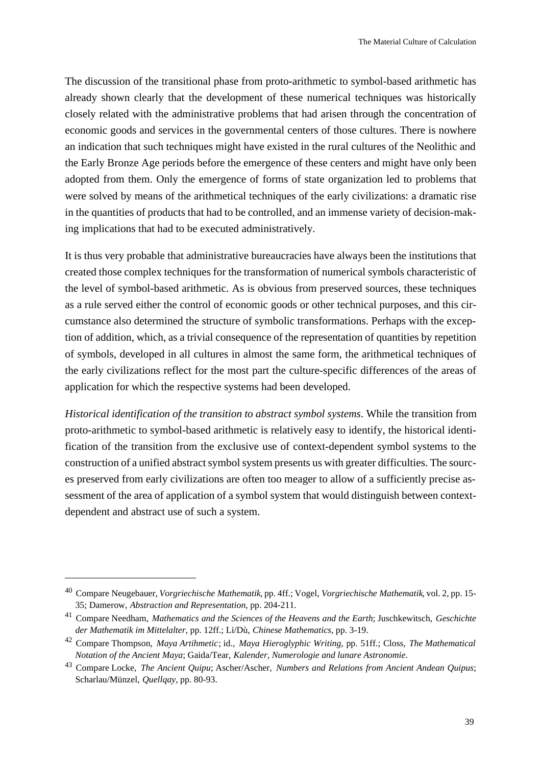The discussion of the transitional phase from proto-arithmetic to symbol-based arithmetic has already shown clearly that the development of these numerical techniques was historically closely related with the administrative problems that had arisen through the concentration of economic goods and services in the governmental centers of those cultures. There is nowhere an indication that such techniques might have existed in the rural cultures of the Neolithic and the Early Bronze Age periods before the emergence of these centers and might have only been adopted from them. Only the emergence of forms of state organization led to problems that were solved by means of the arithmetical techniques of the early civilizations: a dramatic rise in the quantities of products that had to be controlled, and an immense variety of decision-making implications that had to be executed administratively.

It is thus very probable that administrative bureaucracies have always been the institutions that created those complex techniques for the transformation of numerical symbols characteristic of the level of symbol-based arithmetic. As is obvious from preserved sources, these techniques as a rule served either the control of economic goods or other technical purposes, and this circumstance also determined the structure of symbolic transformations. Perhaps with the exception of addition, which, as a trivial consequence of the representation of quantities by repetition of symbols, developed in all cultures in almost the same form, the arithmetical techniques of the early civilizations reflect for the most part the culture-specific differences of the areas of application for which the respective systems had been developed.

*Historical identification of the transition to abstract symbol systems*. While the transition from proto-arithmetic to symbol-based arithmetic is relatively easy to identify, the historical identification of the transition from the exclusive use of context-dependent symbol systems to the construction of a unified abstract symbol system presents us with greater difficulties. The sources preserved from early civilizations are often too meager to allow of a sufficiently precise assessment of the area of application of a symbol system that would distinguish between context-dependent and abstract use of such a system.

---

[40] Compare Neugebauer, *Vorgriechische Mathematik*, pp. 4ff.; Vogel, *Vorgriechische Mathematik*, vol. 2, pp. 15-35; Damerow, *Abstraction and Representation*, pp. 204-211.

[41] Compare Needham, *Mathematics and the Sciences of the Heavens and the Earth*; Juschkewitsch, *Geschichte der Mathematik im Mittelalter*, pp. 12ff.; Li/Dù, *Chinese Mathematics*, pp. 3-19.

[42] Compare Thompson, *Maya Artihmetic*; id., *Maya Hieroglyphic Writing*, pp. 51ff.; Closs, *The Mathematical Notation of the Ancient Maya*; Gaida/Tear, *Kalender, Numerologie and lunare Astronomie*.

[43] Compare Locke, *The Ancient Quipu*; Ascher/Ascher, *Numbers and Relations from Ancient Andean Quipus*; Scharlau/Münzel, *Quellqay*, pp. 80-93.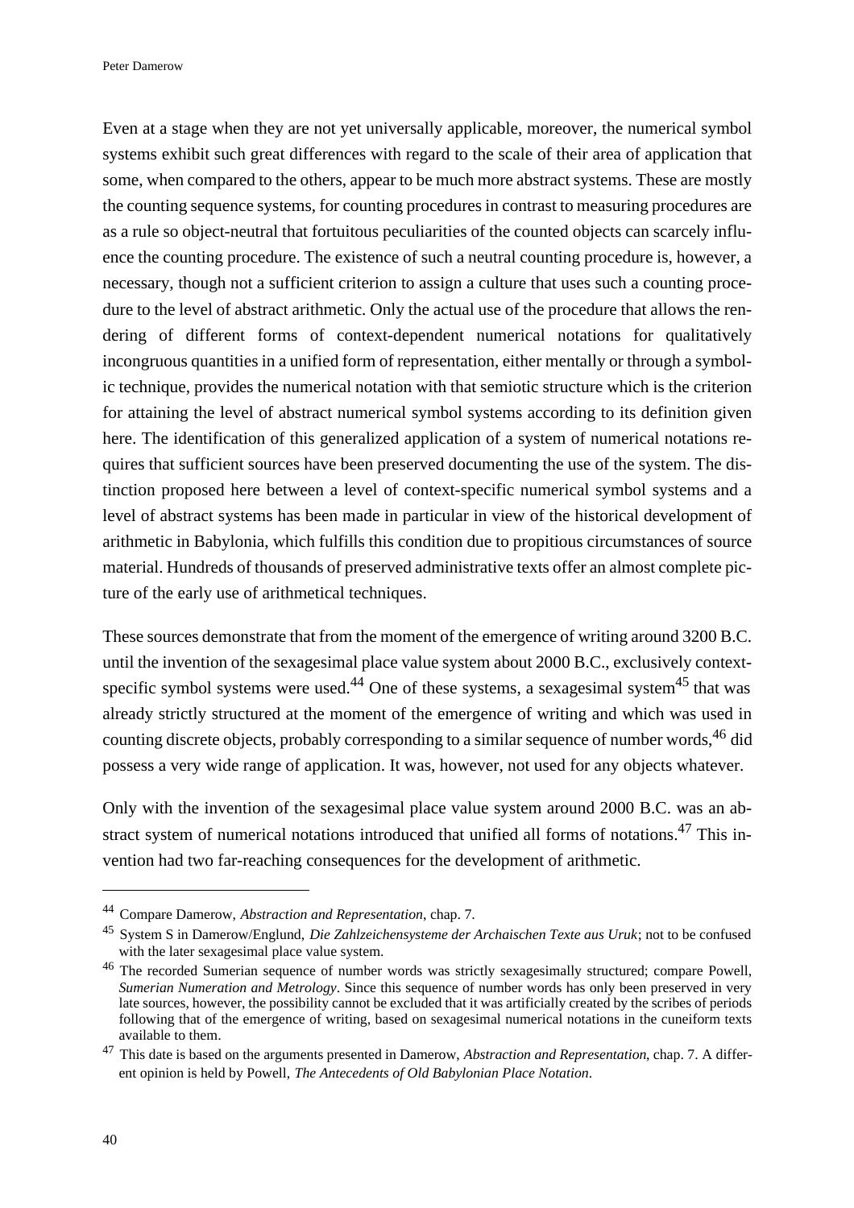Even at a stage when they are not yet universally applicable, moreover, the numerical symbol systems exhibit such great differences with regard to the scale of their area of application that some, when compared to the others, appear to be much more abstract systems. These are mostly the counting sequence systems, for counting procedures in contrast to measuring procedures are as a rule so object-neutral that fortuitous peculiarities of the counted objects can scarcely influence the counting procedure. The existence of such a neutral counting procedure is, however, a necessary, though not a sufficient criterion to assign a culture that uses such a counting procedure to the level of abstract arithmetic. Only the actual use of the procedure that allows the rendering of different forms of context-dependent numerical notations for qualitatively incongruous quantities in a unified form of representation, either mentally or through a symbolic technique, provides the numerical notation with that semiotic structure which is the criterion for attaining the level of abstract numerical symbol systems according to its definition given here. The identification of this generalized application of a system of numerical notations requires that sufficient sources have been preserved documenting the use of the system. The distinction proposed here between a level of context-specific numerical symbol systems and a level of abstract systems has been made in particular in view of the historical development of arithmetic in Babylonia, which fulfills this condition due to propitious circumstances of source material. Hundreds of thousands of preserved administrative texts offer an almost complete picture of the early use of arithmetical techniques.

These sources demonstrate that from the moment of the emergence of writing around 3200 B.C. until the invention of the sexagesimal place value system about 2000 B.C., exclusively context-specific symbol systems were used.[44] One of these systems, a sexagesimal system[45] that was already strictly structured at the moment of the emergence of writing and which was used in counting discrete objects, probably corresponding to a similar sequence of number words,[46] did possess a very wide range of application. It was, however, not used for any objects whatever.

Only with the invention of the sexagesimal place value system around 2000 B.C. was an abstract system of numerical notations introduced that unified all forms of notations.[47] This invention had two far-reaching consequences for the development of arithmetic.

---

[44] Compare Damerow, *Abstraction and Representation*, chap. 7.

[45] System S in Damerow/Englund, *Die Zahlzeichensysteme der Archaischen Texte aus Uruk*; not to be confused with the later sexagesimal place value system.

[46] The recorded Sumerian sequence of number words was strictly sexagesimally structured; compare Powell, *Sumerian Numeration and Metrology*. Since this sequence of number words has only been preserved in very late sources, however, the possibility cannot be excluded that it was artificially created by the scribes of periods following that of the emergence of writing, based on sexagesimal numerical notations in the cuneiform texts available to them.

[47] This date is based on the arguments presented in Damerow, *Abstraction and Representation*, chap. 7. A different opinion is held by Powell, *The Antecedents of Old Babylonian Place Notation*.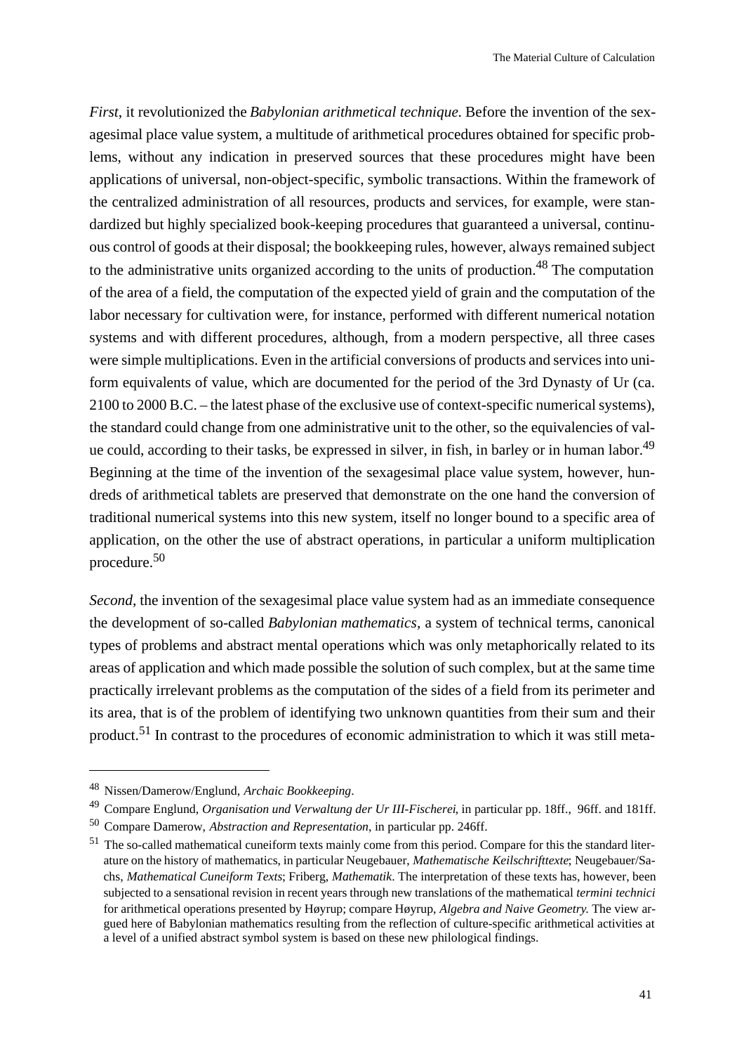*First*, it revolutionized the *Babylonian arithmetical technique.* Before the invention of the sexagesimal place value system, a multitude of arithmetical procedures obtained for specific problems, without any indication in preserved sources that these procedures might have been applications of universal, non-object-specific, symbolic transactions. Within the framework of the centralized administration of all resources, products and services, for example, were standardized but highly specialized book-keeping procedures that guaranteed a universal, continuous control of goods at their disposal; the bookkeeping rules, however, always remained subject to the administrative units organized according to the units of production.[48] The computation of the area of a field, the computation of the expected yield of grain and the computation of the labor necessary for cultivation were, for instance, performed with different numerical notation systems and with different procedures, although, from a modern perspective, all three cases were simple multiplications. Even in the artificial conversions of products and services into uniform equivalents of value, which are documented for the period of the 3rd Dynasty of Ur (ca. 2100 to 2000 B.C. – the latest phase of the exclusive use of context-specific numerical systems), the standard could change from one administrative unit to the other, so the equivalencies of value could, according to their tasks, be expressed in silver, in fish, in barley or in human labor.[49] Beginning at the time of the invention of the sexagesimal place value system, however, hundreds of arithmetical tablets are preserved that demonstrate on the one hand the conversion of traditional numerical systems into this new system, itself no longer bound to a specific area of application, on the other the use of abstract operations, in particular a uniform multiplication procedure.[50]

*Second*, the invention of the sexagesimal place value system had as an immediate consequence the development of so-called *Babylonian mathematics*, a system of technical terms, canonical types of problems and abstract mental operations which was only metaphorically related to its areas of application and which made possible the solution of such complex, but at the same time practically irrelevant problems as the computation of the sides of a field from its perimeter and its area, that is of the problem of identifying two unknown quantities from their sum and their product.[51] In contrast to the procedures of economic administration to which it was still meta-

---

[48] Nissen/Damerow/Englund, *Archaic Bookkeeping*.

[49] Compare Englund, *Organisation und Verwaltung der Ur III-Fischerei*, in particular pp. 18ff., 96ff. and 181ff.

[50] Compare Damerow, *Abstraction and Representation*, in particular pp. 246ff.

[51] The so-called mathematical cuneiform texts mainly come from this period. Compare for this the standard literature on the history of mathematics, in particular Neugebauer, *Mathematische Keilschrifttexte*; Neugebauer/Sachs, *Mathematical Cuneiform Texts*; Friberg, *Mathematik*. The interpretation of these texts has, however, been subjected to a sensational revision in recent years through new translations of the mathematical *termini technici* for arithmetical operations presented by Høyrup; compare Høyrup, *Algebra and Naive Geometry.* The view argued here of Babylonian mathematics resulting from the reflection of culture-specific arithmetical activities at a level of a unified abstract symbol system is based on these new philological findings.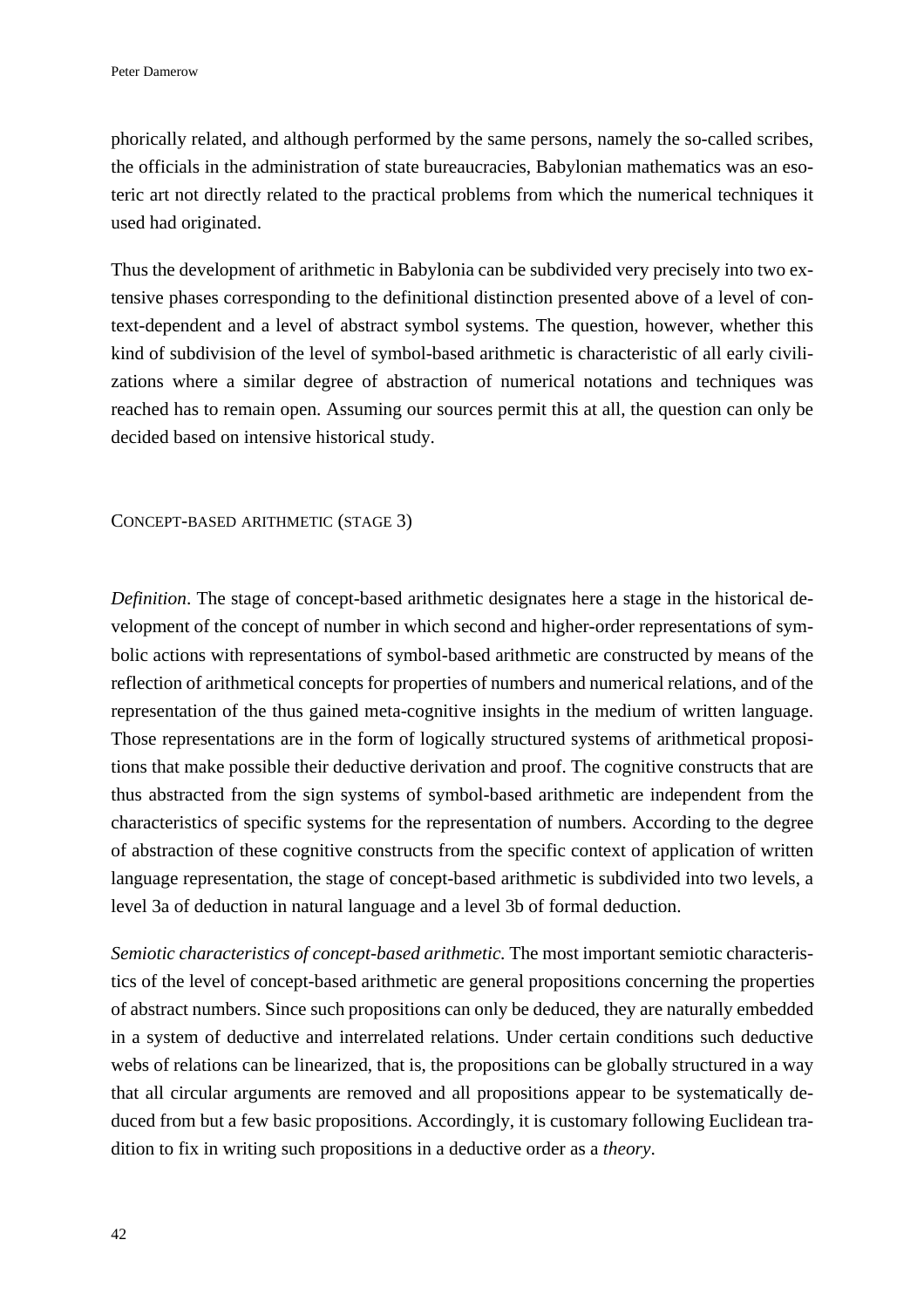phorically related, and although performed by the same persons, namely the so-called scribes, the officials in the administration of state bureaucracies, Babylonian mathematics was an esoteric art not directly related to the practical problems from which the numerical techniques it used had originated.

Thus the development of arithmetic in Babylonia can be subdivided very precisely into two extensive phases corresponding to the definitional distinction presented above of a level of context-dependent and a level of abstract symbol systems. The question, however, whether this kind of subdivision of the level of symbol-based arithmetic is characteristic of all early civilizations where a similar degree of abstraction of numerical notations and techniques was reached has to remain open. Assuming our sources permit this at all, the question can only be decided based on intensive historical study.

### CONCEPT-BASED ARITHMETIC (STAGE 3)

*Definition*. The stage of concept-based arithmetic designates here a stage in the historical development of the concept of number in which second and higher-order representations of symbolic actions with representations of symbol-based arithmetic are constructed by means of the reflection of arithmetical concepts for properties of numbers and numerical relations, and of the representation of the thus gained meta-cognitive insights in the medium of written language. Those representations are in the form of logically structured systems of arithmetical propositions that make possible their deductive derivation and proof. The cognitive constructs that are thus abstracted from the sign systems of symbol-based arithmetic are independent from the characteristics of specific systems for the representation of numbers. According to the degree of abstraction of these cognitive constructs from the specific context of application of written language representation, the stage of concept-based arithmetic is subdivided into two levels, a level 3a of deduction in natural language and a level 3b of formal deduction.

*Semiotic characteristics of concept-based arithmetic.* The most important semiotic characteristics of the level of concept-based arithmetic are general propositions concerning the properties of abstract numbers. Since such propositions can only be deduced, they are naturally embedded in a system of deductive and interrelated relations. Under certain conditions such deductive webs of relations can be linearized, that is, the propositions can be globally structured in a way that all circular arguments are removed and all propositions appear to be systematically deduced from but a few basic propositions. Accordingly, it is customary following Euclidean tradition to fix in writing such propositions in a deductive order as a *theory*.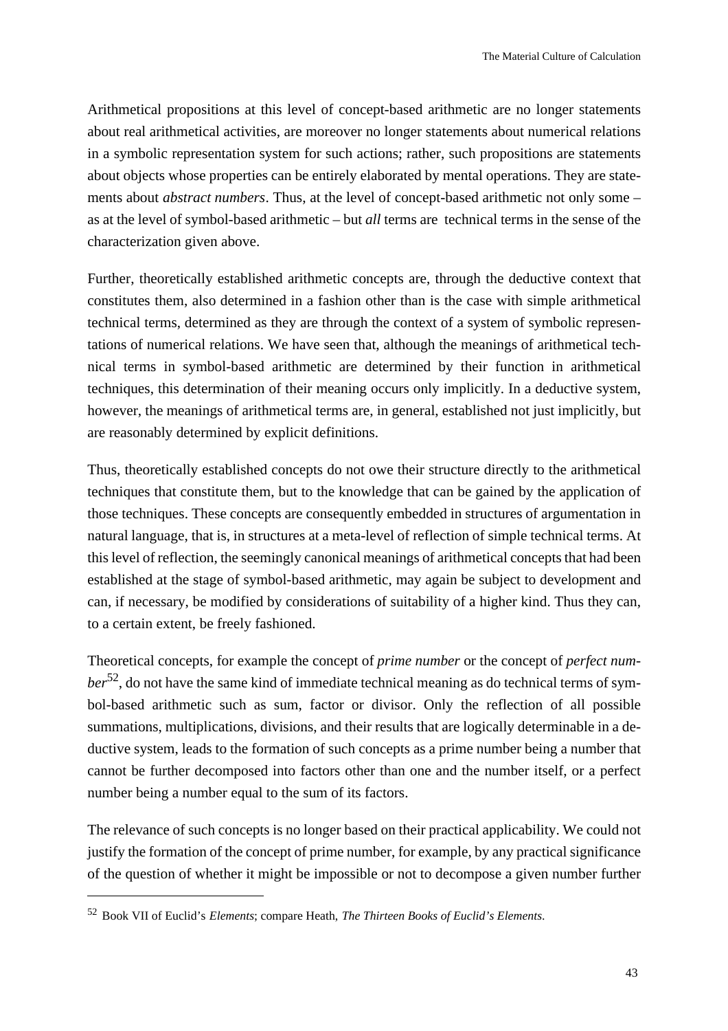Arithmetical propositions at this level of concept-based arithmetic are no longer statements about real arithmetical activities, are moreover no longer statements about numerical relations in a symbolic representation system for such actions; rather, such propositions are statements about objects whose properties can be entirely elaborated by mental operations. They are statements about *abstract numbers*. Thus, at the level of concept-based arithmetic not only some – as at the level of symbol-based arithmetic – but *all* terms are technical terms in the sense of the characterization given above.

Further, theoretically established arithmetic concepts are, through the deductive context that constitutes them, also determined in a fashion other than is the case with simple arithmetical technical terms, determined as they are through the context of a system of symbolic representations of numerical relations. We have seen that, although the meanings of arithmetical technical terms in symbol-based arithmetic are determined by their function in arithmetical techniques, this determination of their meaning occurs only implicitly. In a deductive system, however, the meanings of arithmetical terms are, in general, established not just implicitly, but are reasonably determined by explicit definitions.

Thus, theoretically established concepts do not owe their structure directly to the arithmetical techniques that constitute them, but to the knowledge that can be gained by the application of those techniques. These concepts are consequently embedded in structures of argumentation in natural language, that is, in structures at a meta-level of reflection of simple technical terms. At this level of reflection, the seemingly canonical meanings of arithmetical concepts that had been established at the stage of symbol-based arithmetic, may again be subject to development and can, if necessary, be modified by considerations of suitability of a higher kind. Thus they can, to a certain extent, be freely fashioned.

Theoretical concepts, for example the concept of *prime number* or the concept of *perfect number*[52], do not have the same kind of immediate technical meaning as do technical terms of symbol-based arithmetic such as sum, factor or divisor. Only the reflection of all possible summations, multiplications, divisions, and their results that are logically determinable in a deductive system, leads to the formation of such concepts as a prime number being a number that cannot be further decomposed into factors other than one and the number itself, or a perfect number being a number equal to the sum of its factors.

The relevance of such concepts is no longer based on their practical applicability. We could not justify the formation of the concept of prime number, for example, by any practical significance of the question of whether it might be impossible or not to decompose a given number further

---

[52] Book VII of Euclid's *Elements*; compare Heath, *The Thirteen Books of Euclid's Elements*.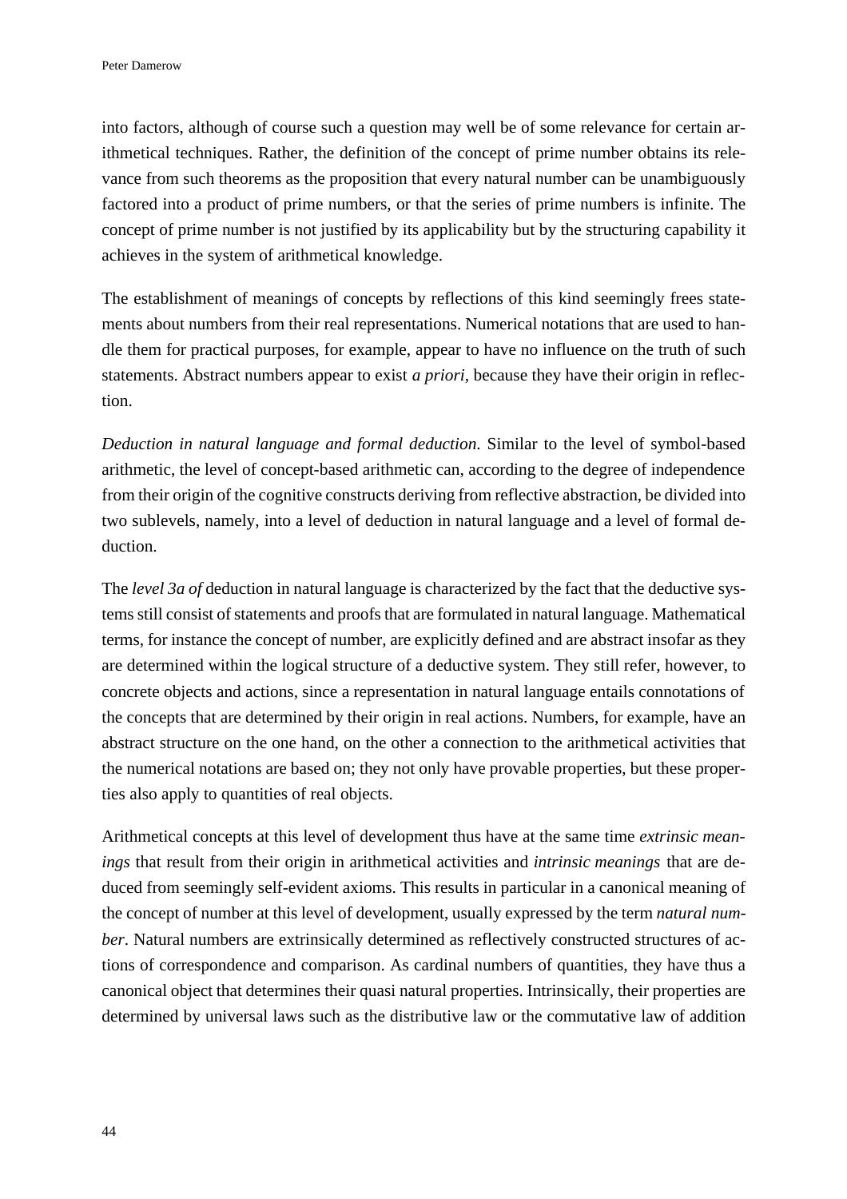into factors, although of course such a question may well be of some relevance for certain arithmetical techniques. Rather, the definition of the concept of prime number obtains its relevance from such theorems as the proposition that every natural number can be unambiguously factored into a product of prime numbers, or that the series of prime numbers is infinite. The concept of prime number is not justified by its applicability but by the structuring capability it achieves in the system of arithmetical knowledge.

The establishment of meanings of concepts by reflections of this kind seemingly frees statements about numbers from their real representations. Numerical notations that are used to handle them for practical purposes, for example, appear to have no influence on the truth of such statements. Abstract numbers appear to exist *a priori*, because they have their origin in reflection.

*Deduction in natural language and formal deduction.* Similar to the level of symbol-based arithmetic, the level of concept-based arithmetic can, according to the degree of independence from their origin of the cognitive constructs deriving from reflective abstraction, be divided into two sublevels, namely, into a level of deduction in natural language and a level of formal deduction.

The *level 3a of* deduction in natural language is characterized by the fact that the deductive systems still consist of statements and proofs that are formulated in natural language. Mathematical terms, for instance the concept of number, are explicitly defined and are abstract insofar as they are determined within the logical structure of a deductive system. They still refer, however, to concrete objects and actions, since a representation in natural language entails connotations of the concepts that are determined by their origin in real actions. Numbers, for example, have an abstract structure on the one hand, on the other a connection to the arithmetical activities that the numerical notations are based on; they not only have provable properties, but these properties also apply to quantities of real objects.

Arithmetical concepts at this level of development thus have at the same time *extrinsic meanings* that result from their origin in arithmetical activities and *intrinsic meanings* that are deduced from seemingly self-evident axioms. This results in particular in a canonical meaning of the concept of number at this level of development, usually expressed by the term *natural number*. Natural numbers are extrinsically determined as reflectively constructed structures of actions of correspondence and comparison. As cardinal numbers of quantities, they have thus a canonical object that determines their quasi natural properties. Intrinsically, their properties are determined by universal laws such as the distributive law or the commutative law of addition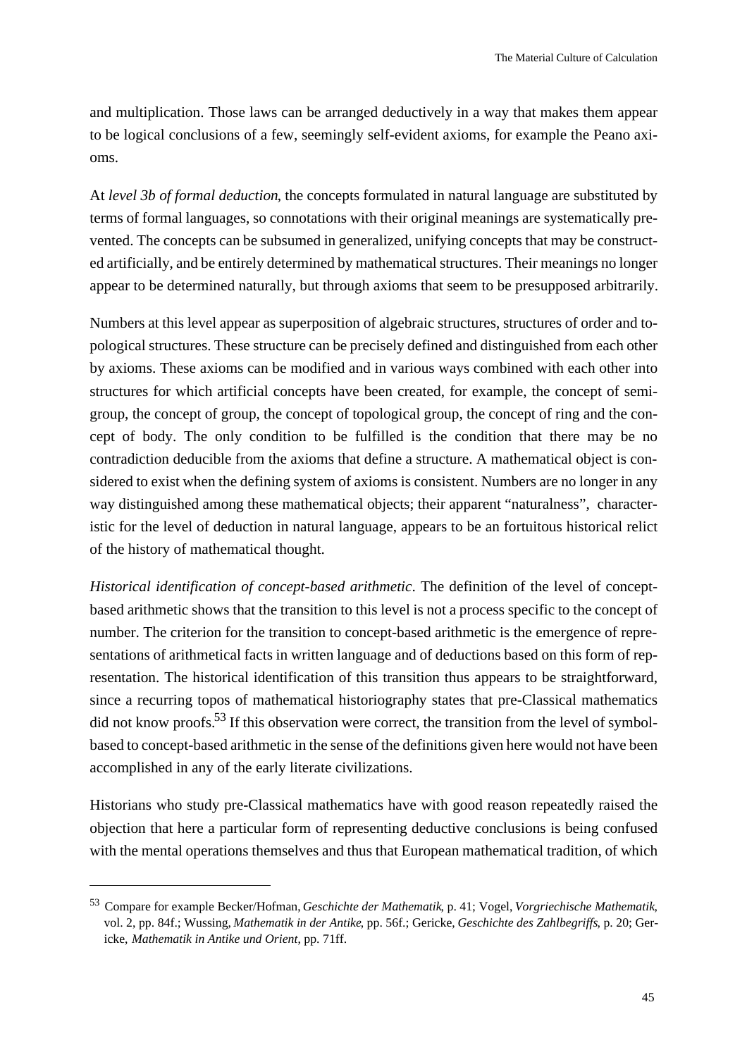and multiplication. Those laws can be arranged deductively in a way that makes them appear to be logical conclusions of a few, seemingly self-evident axioms, for example the Peano axioms.

At *level 3b of formal deduction*, the concepts formulated in natural language are substituted by terms of formal languages, so connotations with their original meanings are systematically prevented. The concepts can be subsumed in generalized, unifying concepts that may be constructed artificially, and be entirely determined by mathematical structures. Their meanings no longer appear to be determined naturally, but through axioms that seem to be presupposed arbitrarily.

Numbers at this level appear as superposition of algebraic structures, structures of order and topological structures. These structure can be precisely defined and distinguished from each other by axioms. These axioms can be modified and in various ways combined with each other into structures for which artificial concepts have been created, for example, the concept of semigroup, the concept of group, the concept of topological group, the concept of ring and the concept of body. The only condition to be fulfilled is the condition that there may be no contradiction deducible from the axioms that define a structure. A mathematical object is considered to exist when the defining system of axioms is consistent. Numbers are no longer in any way distinguished among these mathematical objects; their apparent "naturalness", characteristic for the level of deduction in natural language, appears to be an fortuitous historical relict of the history of mathematical thought.

*Historical identification of concept-based arithmetic*. The definition of the level of concept-based arithmetic shows that the transition to this level is not a process specific to the concept of number. The criterion for the transition to concept-based arithmetic is the emergence of representations of arithmetical facts in written language and of deductions based on this form of representation. The historical identification of this transition thus appears to be straightforward, since a recurring topos of mathematical historiography states that pre-Classical mathematics did not know proofs.[53] If this observation were correct, the transition from the level of symbol-based to concept-based arithmetic in the sense of the definitions given here would not have been accomplished in any of the early literate civilizations.

Historians who study pre-Classical mathematics have with good reason repeatedly raised the objection that here a particular form of representing deductive conclusions is being confused with the mental operations themselves and thus that European mathematical tradition, of which

---

[53] Compare for example Becker/Hofman, *Geschichte der Mathematik*, p. 41; Vogel, *Vorgriechische Mathematik*, vol. 2, pp. 84f.; Wussing, *Mathematik in der Antike*, pp. 56f.; Gericke, *Geschichte des Zahlbegriffs*, p. 20; Gericke, *Mathematik in Antike und Orient*, pp. 71ff.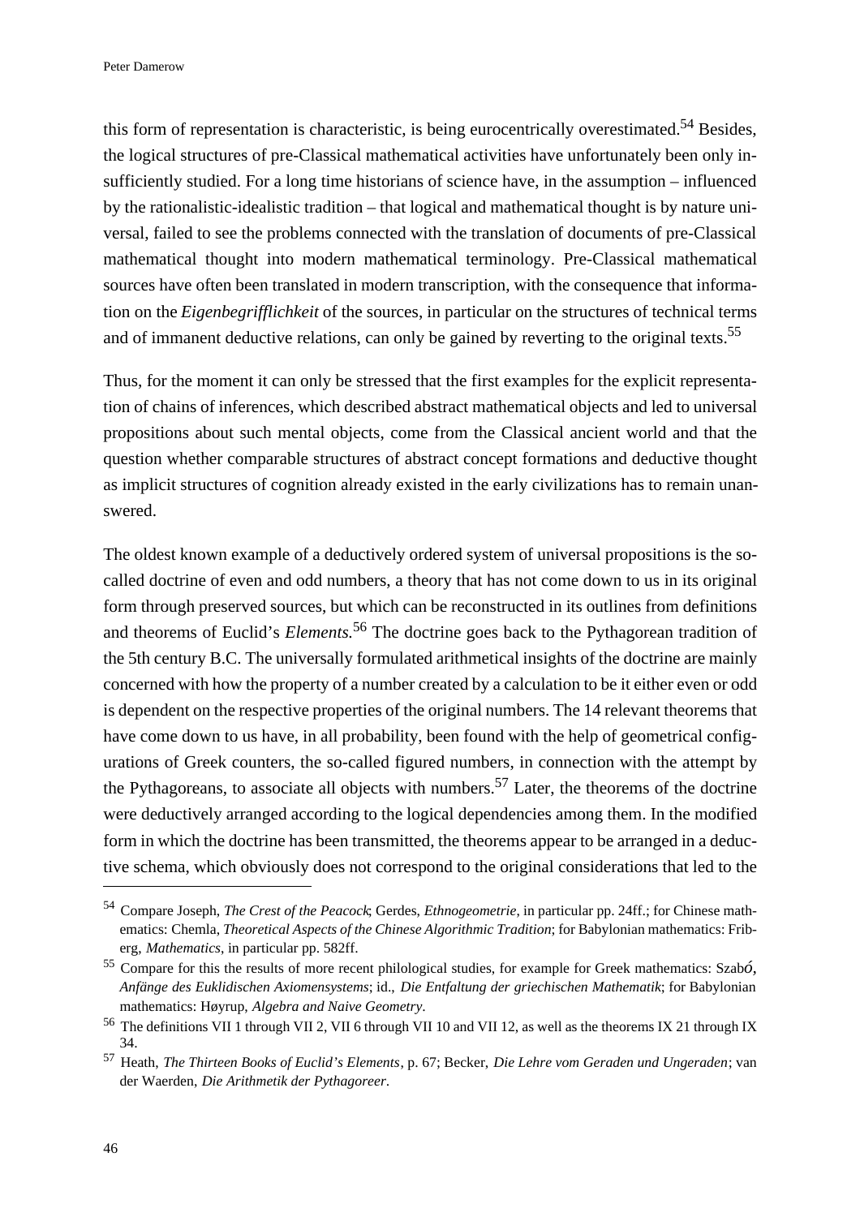this form of representation is characteristic, is being eurocentrically overestimated.[54] Besides, the logical structures of pre-Classical mathematical activities have unfortunately been only insufficiently studied. For a long time historians of science have, in the assumption – influenced by the rationalistic-idealistic tradition – that logical and mathematical thought is by nature universal, failed to see the problems connected with the translation of documents of pre-Classical mathematical thought into modern mathematical terminology. Pre-Classical mathematical sources have often been translated in modern transcription, with the consequence that information on the *Eigenbegrifflichkeit* of the sources, in particular on the structures of technical terms and of immanent deductive relations, can only be gained by reverting to the original texts.[55]

Thus, for the moment it can only be stressed that the first examples for the explicit representation of chains of inferences, which described abstract mathematical objects and led to universal propositions about such mental objects, come from the Classical ancient world and that the question whether comparable structures of abstract concept formations and deductive thought as implicit structures of cognition already existed in the early civilizations has to remain unanswered.

The oldest known example of a deductively ordered system of universal propositions is the so-called doctrine of even and odd numbers, a theory that has not come down to us in its original form through preserved sources, but which can be reconstructed in its outlines from definitions and theorems of Euclid's *Elements.*[56] The doctrine goes back to the Pythagorean tradition of the 5th century B.C. The universally formulated arithmetical insights of the doctrine are mainly concerned with how the property of a number created by a calculation to be it either even or odd is dependent on the respective properties of the original numbers. The 14 relevant theorems that have come down to us have, in all probability, been found with the help of geometrical configurations of Greek counters, the so-called figured numbers, in connection with the attempt by the Pythagoreans, to associate all objects with numbers.[57] Later, the theorems of the doctrine were deductively arranged according to the logical dependencies among them. In the modified form in which the doctrine has been transmitted, the theorems appear to be arranged in a deductive schema, which obviously does not correspond to the original considerations that led to the

---

[54] Compare Joseph, *The Crest of the Peacock*; Gerdes, *Ethnogeometrie*, in particular pp. 24ff.; for Chinese mathematics: Chemla, *Theoretical Aspects of the Chinese Algorithmic Tradition*; for Babylonian mathematics: Friberg, *Mathematics*, in particular pp. 582ff.

[55] Compare for this the results of more recent philological studies, for example for Greek mathematics: Szabó, *Anfänge des Euklidischen Axiomensystems*; id., *Die Entfaltung der griechischen Mathematik*; for Babylonian mathematics: Høyrup, *Algebra and Naive Geometry*.

[56] The definitions VII 1 through VII 2, VII 6 through VII 10 and VII 12, as well as the theorems IX 21 through IX 34.

[57] Heath, *The Thirteen Books of Euclid's Elements*, p. 67; Becker, *Die Lehre vom Geraden und Ungeraden*; van der Waerden, *Die Arithmetik der Pythagoreer*.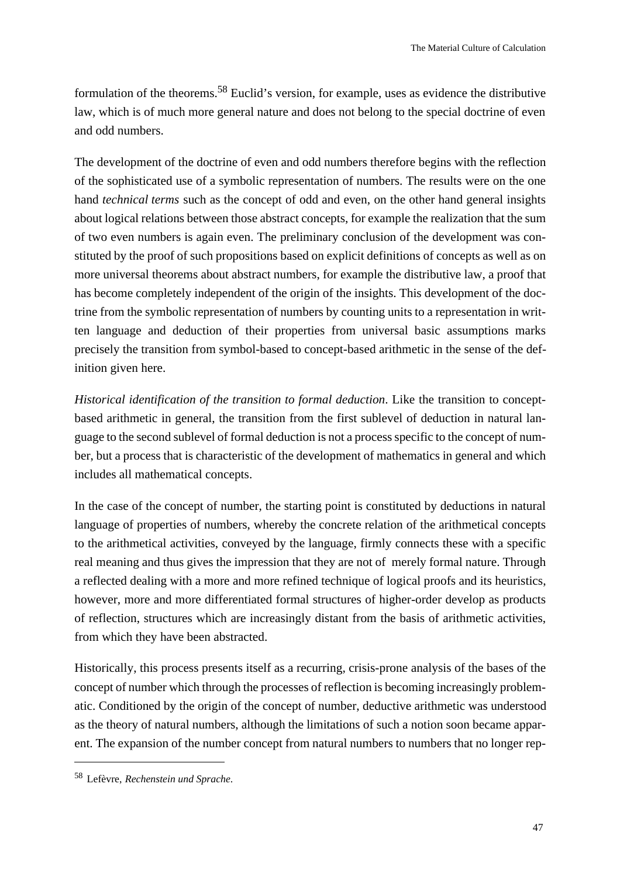formulation of the theorems.[58] Euclid's version, for example, uses as evidence the distributive law, which is of much more general nature and does not belong to the special doctrine of even and odd numbers.

The development of the doctrine of even and odd numbers therefore begins with the reflection of the sophisticated use of a symbolic representation of numbers. The results were on the one hand *technical terms* such as the concept of odd and even, on the other hand general insights about logical relations between those abstract concepts, for example the realization that the sum of two even numbers is again even. The preliminary conclusion of the development was constituted by the proof of such propositions based on explicit definitions of concepts as well as on more universal theorems about abstract numbers, for example the distributive law, a proof that has become completely independent of the origin of the insights. This development of the doctrine from the symbolic representation of numbers by counting units to a representation in written language and deduction of their properties from universal basic assumptions marks precisely the transition from symbol-based to concept-based arithmetic in the sense of the definition given here.

*Historical identification of the transition to formal deduction*. Like the transition to concept-based arithmetic in general, the transition from the first sublevel of deduction in natural language to the second sublevel of formal deduction is not a process specific to the concept of number, but a process that is characteristic of the development of mathematics in general and which includes all mathematical concepts.

In the case of the concept of number, the starting point is constituted by deductions in natural language of properties of numbers, whereby the concrete relation of the arithmetical concepts to the arithmetical activities, conveyed by the language, firmly connects these with a specific real meaning and thus gives the impression that they are not of merely formal nature. Through a reflected dealing with a more and more refined technique of logical proofs and its heuristics, however, more and more differentiated formal structures of higher-order develop as products of reflection, structures which are increasingly distant from the basis of arithmetic activities, from which they have been abstracted.

Historically, this process presents itself as a recurring, crisis-prone analysis of the bases of the concept of number which through the processes of reflection is becoming increasingly problematic. Conditioned by the origin of the concept of number, deductive arithmetic was understood as the theory of natural numbers, although the limitations of such a notion soon became apparent. The expansion of the number concept from natural numbers to numbers that no longer rep-

---

[58] Lefèvre, *Rechenstein und Sprache*.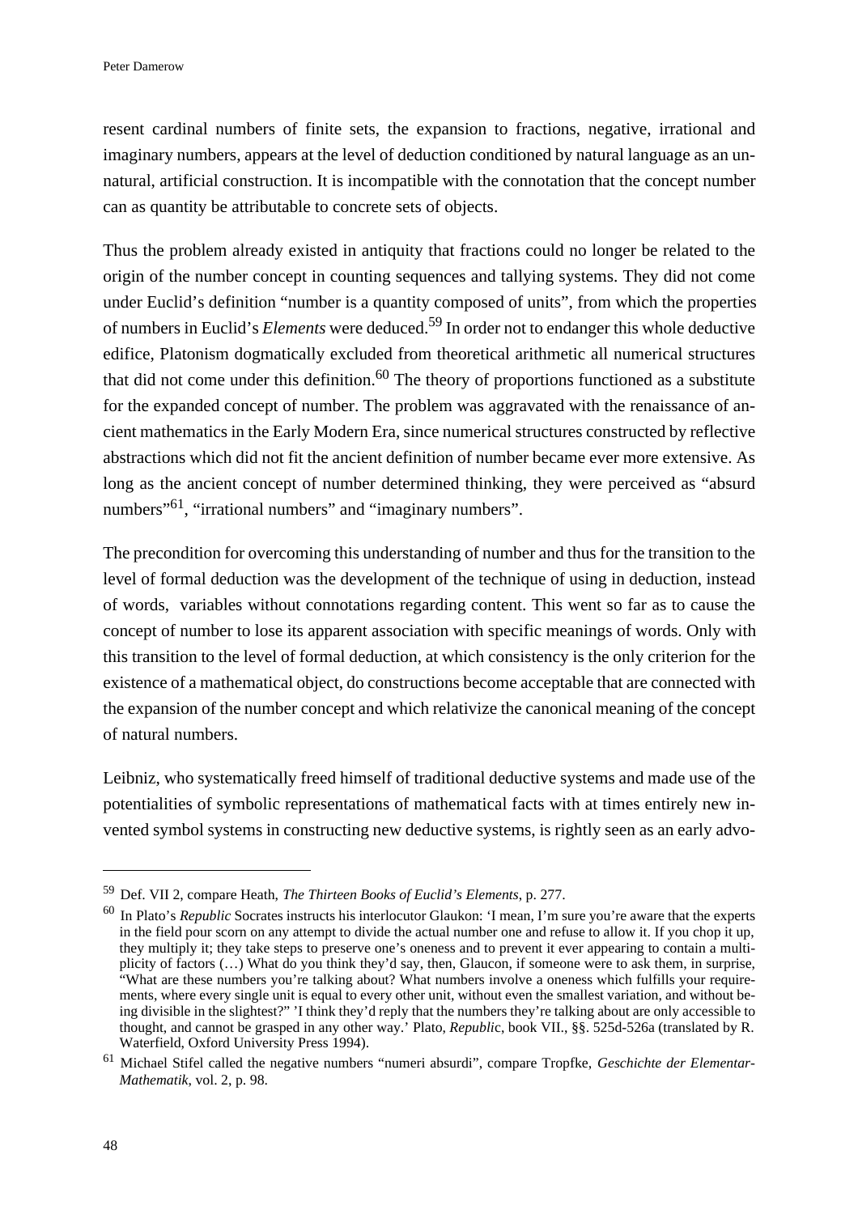resent cardinal numbers of finite sets, the expansion to fractions, negative, irrational and imaginary numbers, appears at the level of deduction conditioned by natural language as an unnatural, artificial construction. It is incompatible with the connotation that the concept number can as quantity be attributable to concrete sets of objects.

Thus the problem already existed in antiquity that fractions could no longer be related to the origin of the number concept in counting sequences and tallying systems. They did not come under Euclid's definition "number is a quantity composed of units", from which the properties of numbers in Euclid's *Elements* were deduced.[59] In order not to endanger this whole deductive edifice, Platonism dogmatically excluded from theoretical arithmetic all numerical structures that did not come under this definition.[60] The theory of proportions functioned as a substitute for the expanded concept of number. The problem was aggravated with the renaissance of ancient mathematics in the Early Modern Era, since numerical structures constructed by reflective abstractions which did not fit the ancient definition of number became ever more extensive. As long as the ancient concept of number determined thinking, they were perceived as "absurd numbers"[61], "irrational numbers" and "imaginary numbers".

The precondition for overcoming this understanding of number and thus for the transition to the level of formal deduction was the development of the technique of using in deduction, instead of words, variables without connotations regarding content. This went so far as to cause the concept of number to lose its apparent association with specific meanings of words. Only with this transition to the level of formal deduction, at which consistency is the only criterion for the existence of a mathematical object, do constructions become acceptable that are connected with the expansion of the number concept and which relativize the canonical meaning of the concept of natural numbers.

Leibniz, who systematically freed himself of traditional deductive systems and made use of the potentialities of symbolic representations of mathematical facts with at times entirely new invented symbol systems in constructing new deductive systems, is rightly seen as an early advo-

---

[59] Def. VII 2, compare Heath, *The Thirteen Books of Euclid's Elements*, p. 277.

[60] In Plato's *Republic* Socrates instructs his interlocutor Glaukon: 'I mean, I'm sure you're aware that the experts in the field pour scorn on any attempt to divide the actual number one and refuse to allow it. If you chop it up, they multiply it; they take steps to preserve one's oneness and to prevent it ever appearing to contain a multiplicity of factors (…) What do you think they'd say, then, Glaucon, if someone were to ask them, in surprise, "What are these numbers you're talking about? What numbers involve a oneness which fulfills your requirements, where every single unit is equal to every other unit, without even the smallest variation, and without being divisible in the slightest?" 'I think they'd reply that the numbers they're talking about are only accessible to thought, and cannot be grasped in any other way.' Plato, *Republic*, book VII., §§. 525d-526a (translated by R. Waterfield, Oxford University Press 1994).

[61] Michael Stifel called the negative numbers "numeri absurdi", compare Tropfke, *Geschichte der Elementar-Mathematik*, vol. 2, p. 98.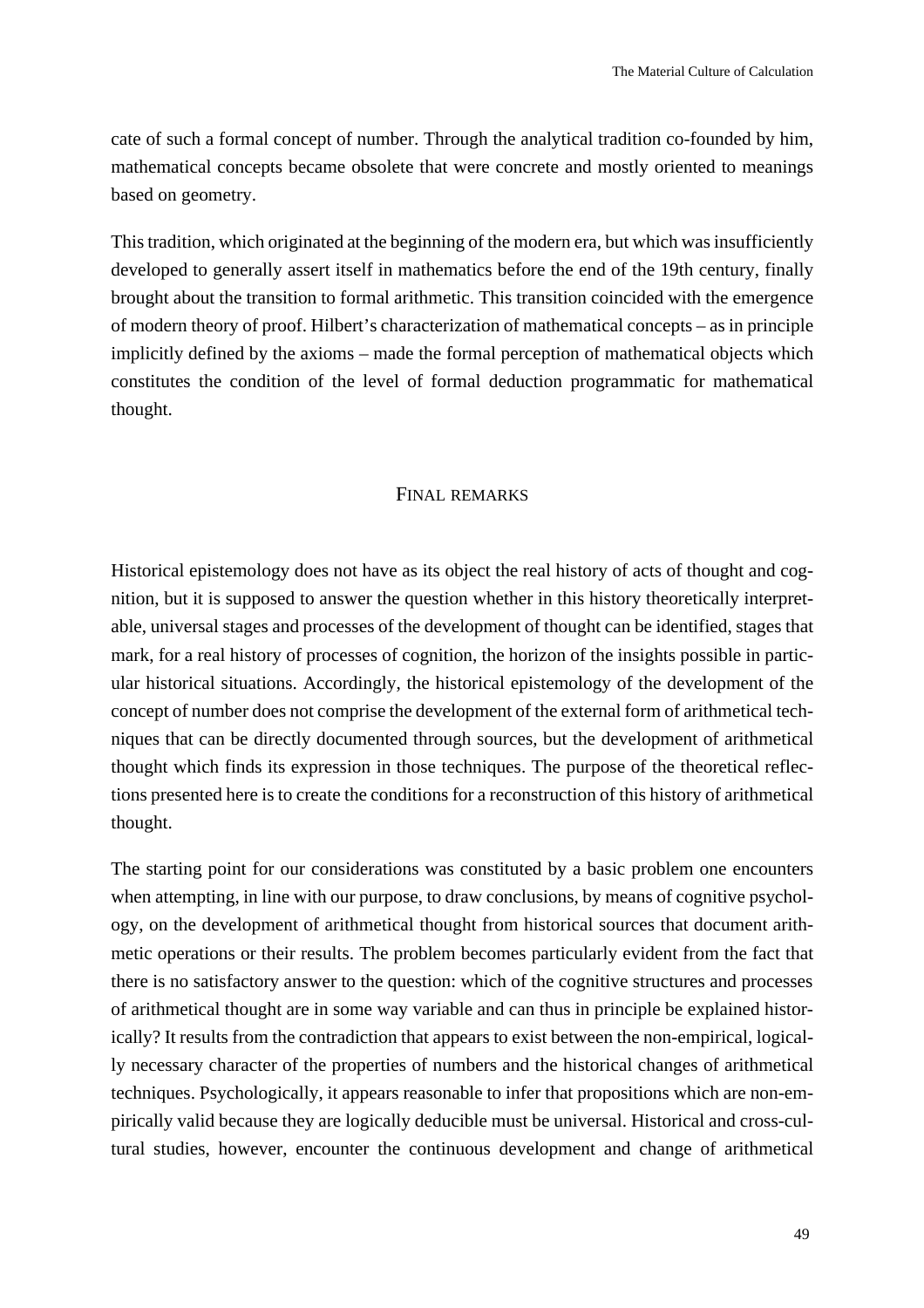cate of such a formal concept of number. Through the analytical tradition co-founded by him, mathematical concepts became obsolete that were concrete and mostly oriented to meanings based on geometry.

This tradition, which originated at the beginning of the modern era, but which was insufficiently developed to generally assert itself in mathematics before the end of the 19th century, finally brought about the transition to formal arithmetic. This transition coincided with the emergence of modern theory of proof. Hilbert's characterization of mathematical concepts – as in principle implicitly defined by the axioms – made the formal perception of mathematical objects which constitutes the condition of the level of formal deduction programmatic for mathematical thought.

## Final remarks

Historical epistemology does not have as its object the real history of acts of thought and cognition, but it is supposed to answer the question whether in this history theoretically interpretable, universal stages and processes of the development of thought can be identified, stages that mark, for a real history of processes of cognition, the horizon of the insights possible in particular historical situations. Accordingly, the historical epistemology of the development of the concept of number does not comprise the development of the external form of arithmetical techniques that can be directly documented through sources, but the development of arithmetical thought which finds its expression in those techniques. The purpose of the theoretical reflections presented here is to create the conditions for a reconstruction of this history of arithmetical thought.

The starting point for our considerations was constituted by a basic problem one encounters when attempting, in line with our purpose, to draw conclusions, by means of cognitive psychology, on the development of arithmetical thought from historical sources that document arithmetic operations or their results. The problem becomes particularly evident from the fact that there is no satisfactory answer to the question: which of the cognitive structures and processes of arithmetical thought are in some way variable and can thus in principle be explained historically? It results from the contradiction that appears to exist between the non-empirical, logically necessary character of the properties of numbers and the historical changes of arithmetical techniques. Psychologically, it appears reasonable to infer that propositions which are non-empirically valid because they are logically deducible must be universal. Historical and cross-cultural studies, however, encounter the continuous development and change of arithmetical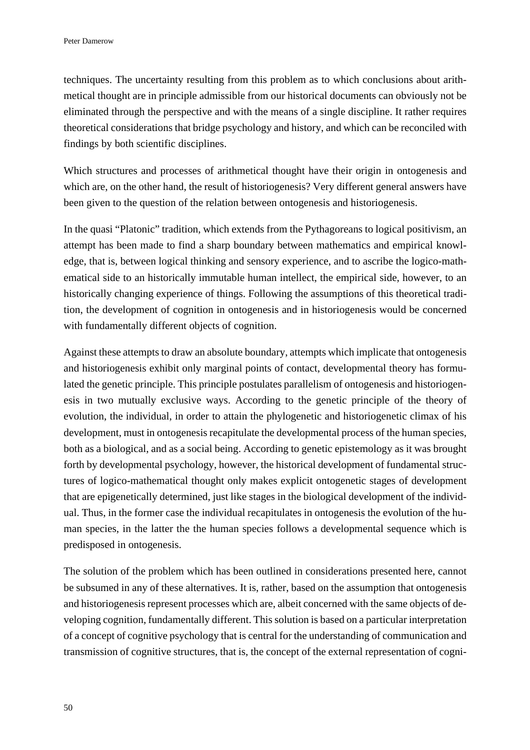techniques. The uncertainty resulting from this problem as to which conclusions about arithmetical thought are in principle admissible from our historical documents can obviously not be eliminated through the perspective and with the means of a single discipline. It rather requires theoretical considerations that bridge psychology and history, and which can be reconciled with findings by both scientific disciplines.

Which structures and processes of arithmetical thought have their origin in ontogenesis and which are, on the other hand, the result of historiogenesis? Very different general answers have been given to the question of the relation between ontogenesis and historiogenesis.

In the quasi "Platonic" tradition, which extends from the Pythagoreans to logical positivism, an attempt has been made to find a sharp boundary between mathematics and empirical knowledge, that is, between logical thinking and sensory experience, and to ascribe the logico-mathematical side to an historically immutable human intellect, the empirical side, however, to an historically changing experience of things. Following the assumptions of this theoretical tradition, the development of cognition in ontogenesis and in historiogenesis would be concerned with fundamentally different objects of cognition.

Against these attempts to draw an absolute boundary, attempts which implicate that ontogenesis and historiogenesis exhibit only marginal points of contact, developmental theory has formulated the genetic principle. This principle postulates parallelism of ontogenesis and historiogenesis in two mutually exclusive ways. According to the genetic principle of the theory of evolution, the individual, in order to attain the phylogenetic and historiogenetic climax of his development, must in ontogenesis recapitulate the developmental process of the human species, both as a biological, and as a social being. According to genetic epistemology as it was brought forth by developmental psychology, however, the historical development of fundamental structures of logico-mathematical thought only makes explicit ontogenetic stages of development that are epigenetically determined, just like stages in the biological development of the individual. Thus, in the former case the individual recapitulates in ontogenesis the evolution of the human species, in the latter the the human species follows a developmental sequence which is predisposed in ontogenesis.

The solution of the problem which has been outlined in considerations presented here, cannot be subsumed in any of these alternatives. It is, rather, based on the assumption that ontogenesis and historiogenesis represent processes which are, albeit concerned with the same objects of developing cognition, fundamentally different. This solution is based on a particular interpretation of a concept of cognitive psychology that is central for the understanding of communication and transmission of cognitive structures, that is, the concept of the external representation of cogni-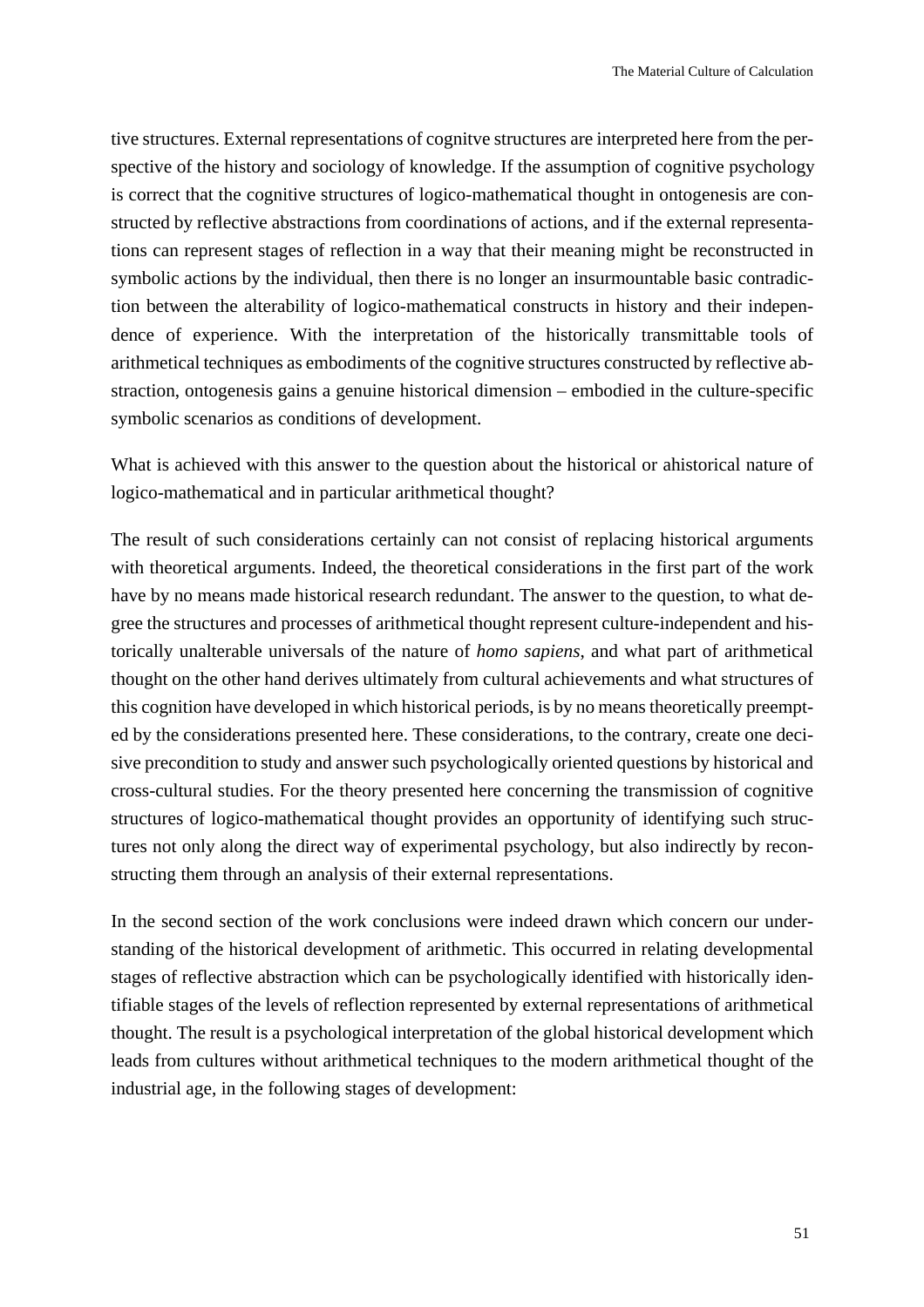tive structures. External representations of cognitve structures are interpreted here from the perspective of the history and sociology of knowledge. If the assumption of cognitive psychology is correct that the cognitive structures of logico-mathematical thought in ontogenesis are constructed by reflective abstractions from coordinations of actions, and if the external representations can represent stages of reflection in a way that their meaning might be reconstructed in symbolic actions by the individual, then there is no longer an insurmountable basic contradiction between the alterability of logico-mathematical constructs in history and their independence of experience. With the interpretation of the historically transmittable tools of arithmetical techniques as embodiments of the cognitive structures constructed by reflective abstraction, ontogenesis gains a genuine historical dimension – embodied in the culture-specific symbolic scenarios as conditions of development.

What is achieved with this answer to the question about the historical or ahistorical nature of logico-mathematical and in particular arithmetical thought?

The result of such considerations certainly can not consist of replacing historical arguments with theoretical arguments. Indeed, the theoretical considerations in the first part of the work have by no means made historical research redundant. The answer to the question, to what degree the structures and processes of arithmetical thought represent culture-independent and historically unalterable universals of the nature of *homo sapiens*, and what part of arithmetical thought on the other hand derives ultimately from cultural achievements and what structures of this cognition have developed in which historical periods, is by no means theoretically preempted by the considerations presented here. These considerations, to the contrary, create one decisive precondition to study and answer such psychologically oriented questions by historical and cross-cultural studies. For the theory presented here concerning the transmission of cognitive structures of logico-mathematical thought provides an opportunity of identifying such structures not only along the direct way of experimental psychology, but also indirectly by reconstructing them through an analysis of their external representations.

In the second section of the work conclusions were indeed drawn which concern our understanding of the historical development of arithmetic. This occurred in relating developmental stages of reflective abstraction which can be psychologically identified with historically identifiable stages of the levels of reflection represented by external representations of arithmetical thought. The result is a psychological interpretation of the global historical development which leads from cultures without arithmetical techniques to the modern arithmetical thought of the industrial age, in the following stages of development: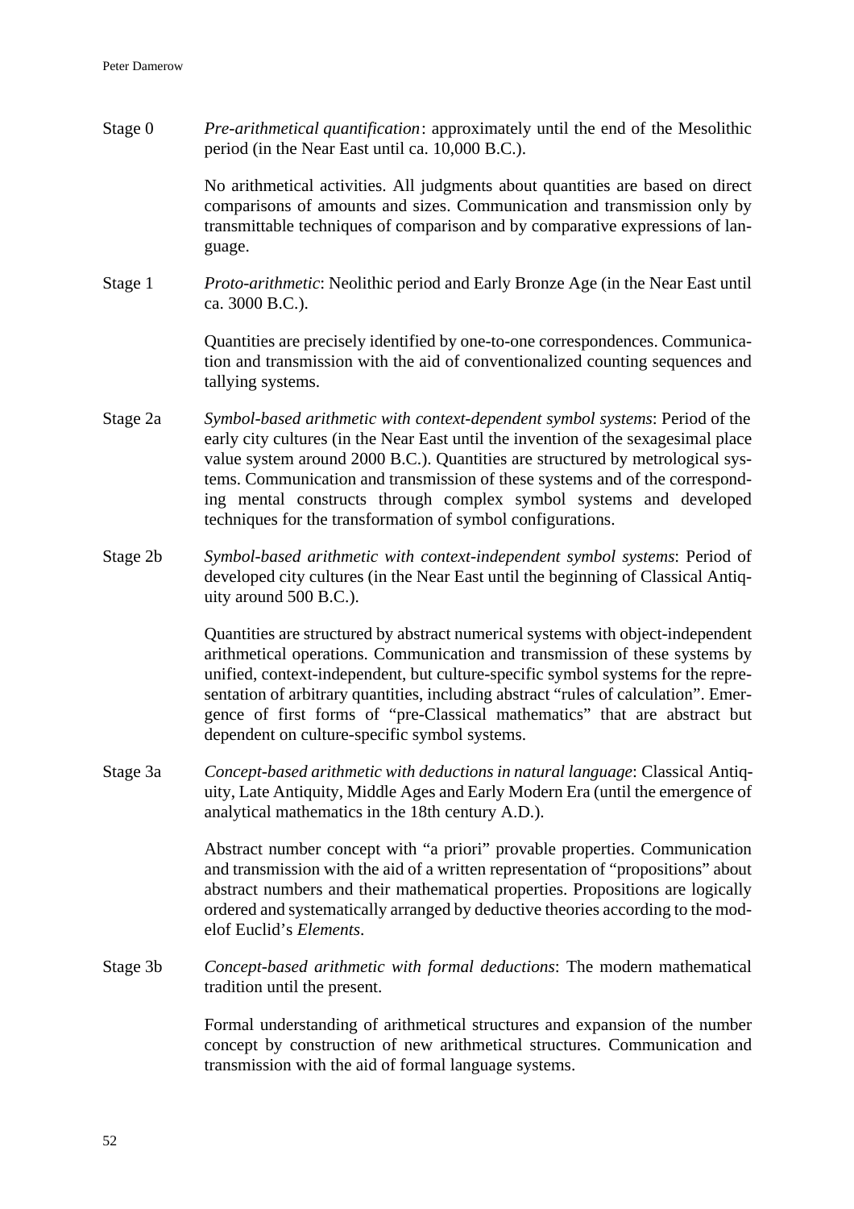Stage 0 *Pre-arithmetical quantification*: approximately until the end of the Mesolithic period (in the Near East until ca. 10,000 B.C.).

No arithmetical activities. All judgments about quantities are based on direct comparisons of amounts and sizes. Communication and transmission only by transmittable techniques of comparison and by comparative expressions of language.

Stage 1 *Proto-arithmetic*: Neolithic period and Early Bronze Age (in the Near East until ca. 3000 B.C.).

Quantities are precisely identified by one-to-one correspondences. Communication and transmission with the aid of conventionalized counting sequences and tallying systems.

Stage 2a *Symbol-based arithmetic with context-dependent symbol systems*: Period of the early city cultures (in the Near East until the invention of the sexagesimal place value system around 2000 B.C.). Quantities are structured by metrological systems. Communication and transmission of these systems and of the corresponding mental constructs through complex symbol systems and developed techniques for the transformation of symbol configurations.

Stage 2b *Symbol-based arithmetic with context-independent symbol systems*: Period of developed city cultures (in the Near East until the beginning of Classical Antiquity around 500 B.C.).

Quantities are structured by abstract numerical systems with object-independent arithmetical operations. Communication and transmission of these systems by unified, context-independent, but culture-specific symbol systems for the representation of arbitrary quantities, including abstract "rules of calculation". Emergence of first forms of "pre-Classical mathematics" that are abstract but dependent on culture-specific symbol systems.

Stage 3a *Concept-based arithmetic with deductions in natural language*: Classical Antiquity, Late Antiquity, Middle Ages and Early Modern Era (until the emergence of analytical mathematics in the 18th century A.D.).

Abstract number concept with "a priori" provable properties. Communication and transmission with the aid of a written representation of "propositions" about abstract numbers and their mathematical properties. Propositions are logically ordered and systematically arranged by deductive theories according to the modelof Euclid's *Elements*.

Stage 3b *Concept-based arithmetic with formal deductions*: The modern mathematical tradition until the present.

Formal understanding of arithmetical structures and expansion of the number concept by construction of new arithmetical structures. Communication and transmission with the aid of formal language systems.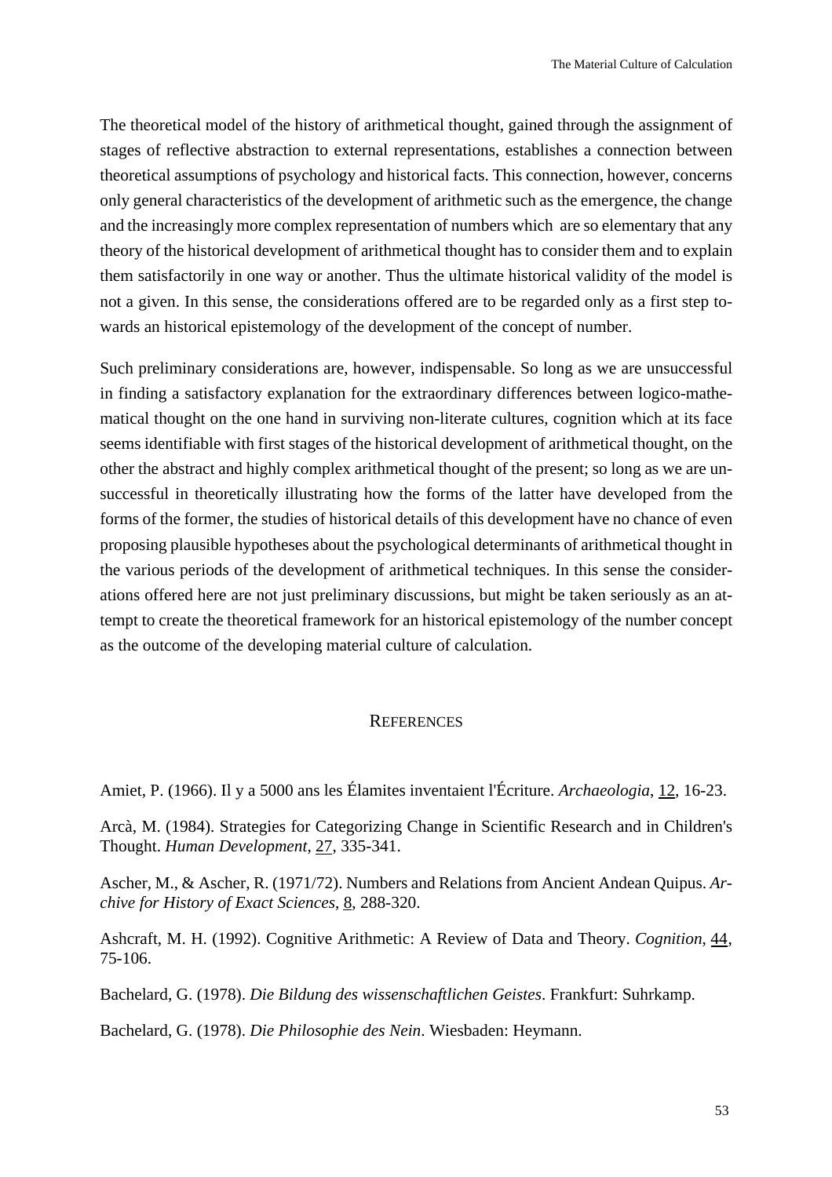The theoretical model of the history of arithmetical thought, gained through the assignment of stages of reflective abstraction to external representations, establishes a connection between theoretical assumptions of psychology and historical facts. This connection, however, concerns only general characteristics of the development of arithmetic such as the emergence, the change and the increasingly more complex representation of numbers which are so elementary that any theory of the historical development of arithmetical thought has to consider them and to explain them satisfactorily in one way or another. Thus the ultimate historical validity of the model is not a given. In this sense, the considerations offered are to be regarded only as a first step towards an historical epistemology of the development of the concept of number.

Such preliminary considerations are, however, indispensable. So long as we are unsuccessful in finding a satisfactory explanation for the extraordinary differences between logico-mathematical thought on the one hand in surviving non-literate cultures, cognition which at its face seems identifiable with first stages of the historical development of arithmetical thought, on the other the abstract and highly complex arithmetical thought of the present; so long as we are unsuccessful in theoretically illustrating how the forms of the latter have developed from the forms of the former, the studies of historical details of this development have no chance of even proposing plausible hypotheses about the psychological determinants of arithmetical thought in the various periods of the development of arithmetical techniques. In this sense the considerations offered here are not just preliminary discussions, but might be taken seriously as an attempt to create the theoretical framework for an historical epistemology of the number concept as the outcome of the developing material culture of calculation.

## References

Amiet, P. (1966). Il y a 5000 ans les Élamites inventaient l'Écriture. *Archaeologia*, 12, 16-23.

Arcà, M. (1984). Strategies for Categorizing Change in Scientific Research and in Children's Thought. *Human Development*, 27, 335-341.

Ascher, M., & Ascher, R. (1971/72). Numbers and Relations from Ancient Andean Quipus. *Archive for History of Exact Sciences*, 8, 288-320.

Ashcraft, M. H. (1992). Cognitive Arithmetic: A Review of Data and Theory. *Cognition*, 44, 75-106.

Bachelard, G. (1978). *Die Bildung des wissenschaftlichen Geistes*. Frankfurt: Suhrkamp.

Bachelard, G. (1978). *Die Philosophie des Nein*. Wiesbaden: Heymann.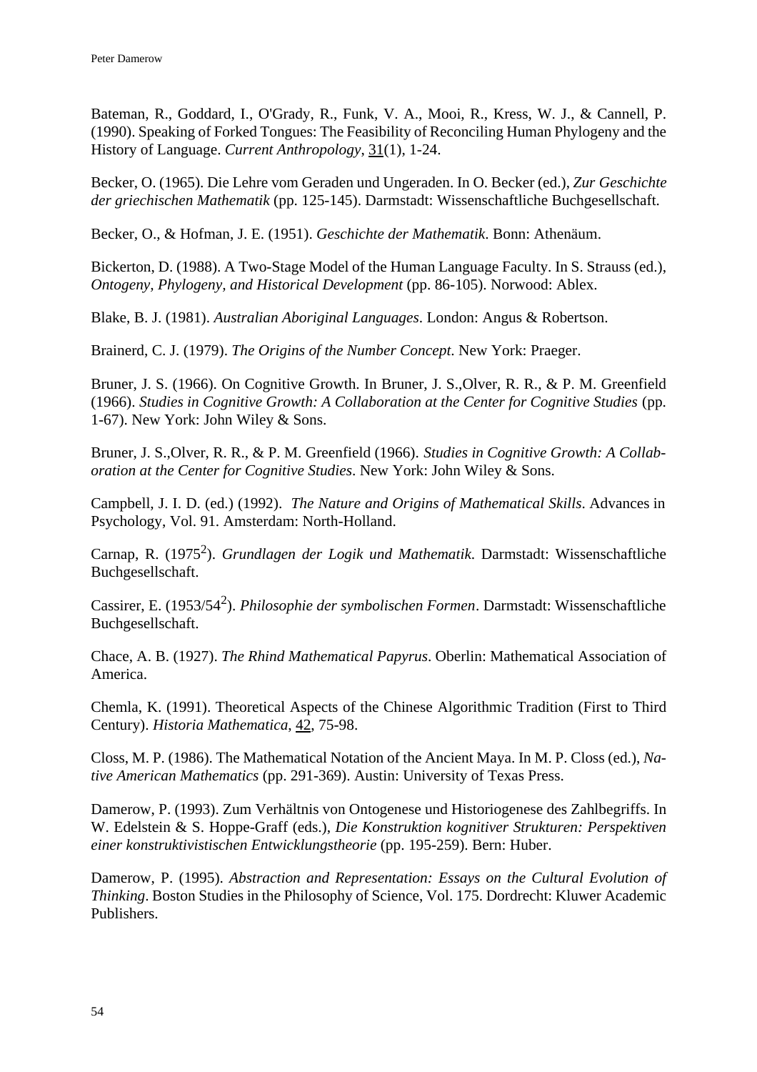Bateman, R., Goddard, I., O'Grady, R., Funk, V. A., Mooi, R., Kress, W. J., & Cannell, P. (1990). Speaking of Forked Tongues: The Feasibility of Reconciling Human Phylogeny and the History of Language. *Current Anthropology*, 31(1), 1-24.

Becker, O. (1965). Die Lehre vom Geraden und Ungeraden. In O. Becker (ed.), *Zur Geschichte der griechischen Mathematik* (pp. 125-145). Darmstadt: Wissenschaftliche Buchgesellschaft.

Becker, O., & Hofman, J. E. (1951). *Geschichte der Mathematik*. Bonn: Athenäum.

Bickerton, D. (1988). A Two-Stage Model of the Human Language Faculty. In S. Strauss (ed.), *Ontogeny, Phylogeny, and Historical Development* (pp. 86-105). Norwood: Ablex.

Blake, B. J. (1981). *Australian Aboriginal Languages*. London: Angus & Robertson.

Brainerd, C. J. (1979). *The Origins of the Number Concept*. New York: Praeger.

Bruner, J. S. (1966). On Cognitive Growth. In Bruner, J. S.,Olver, R. R., & P. M. Greenfield (1966). *Studies in Cognitive Growth: A Collaboration at the Center for Cognitive Studies* (pp. 1-67). New York: John Wiley & Sons.

Bruner, J. S.,Olver, R. R., & P. M. Greenfield (1966). *Studies in Cognitive Growth: A Collaboration at the Center for Cognitive Studies*. New York: John Wiley & Sons.

Campbell, J. I. D. (ed.) (1992). *The Nature and Origins of Mathematical Skills*. Advances in Psychology, Vol. 91. Amsterdam: North-Holland.

Carnap, R. ($1975^2$). *Grundlagen der Logik und Mathematik*. Darmstadt: Wissenschaftliche Buchgesellschaft.

Cassirer, E. ($1953/54^2$). *Philosophie der symbolischen Formen*. Darmstadt: Wissenschaftliche Buchgesellschaft.

Chace, A. B. (1927). *The Rhind Mathematical Papyrus*. Oberlin: Mathematical Association of America.

Chemla, K. (1991). Theoretical Aspects of the Chinese Algorithmic Tradition (First to Third Century). *Historia Mathematica*, 42, 75-98.

Closs, M. P. (1986). The Mathematical Notation of the Ancient Maya. In M. P. Closs (ed.), *Native American Mathematics* (pp. 291-369). Austin: University of Texas Press.

Damerow, P. (1993). Zum Verhältnis von Ontogenese und Historiogenese des Zahlbegriffs. In W. Edelstein & S. Hoppe-Graff (eds.), *Die Konstruktion kognitiver Strukturen: Perspektiven einer konstruktivistischen Entwicklungstheorie* (pp. 195-259). Bern: Huber.

Damerow, P. (1995). *Abstraction and Representation: Essays on the Cultural Evolution of Thinking*. Boston Studies in the Philosophy of Science, Vol. 175. Dordrecht: Kluwer Academic Publishers.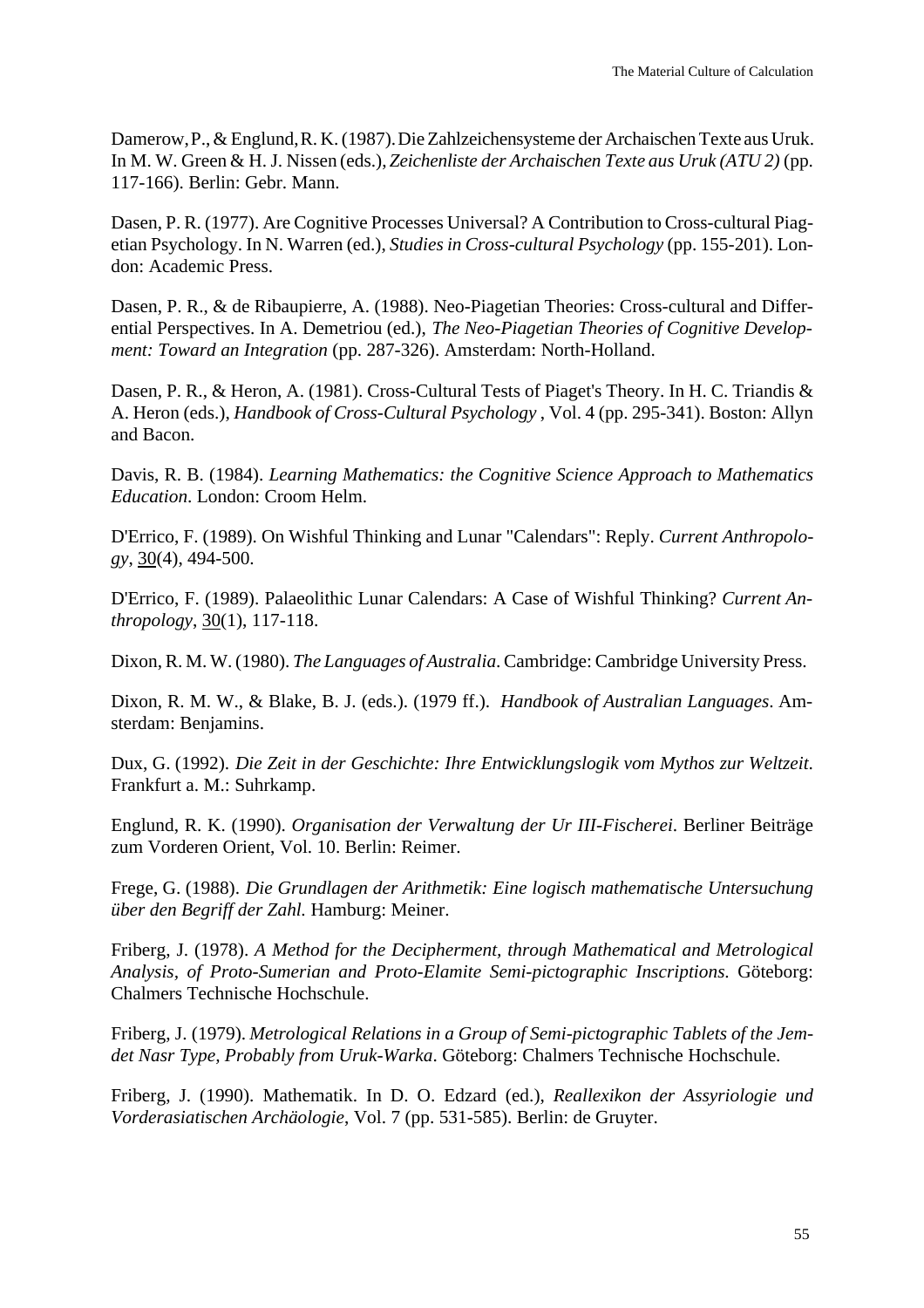Damerow, P., & Englund, R. K. (1987). Die Zahlzeichensysteme der Archaischen Texte aus Uruk. In M. W. Green & H. J. Nissen (eds.), *Zeichenliste der Archaischen Texte aus Uruk (ATU 2)* (pp. 117-166). Berlin: Gebr. Mann.

Dasen, P. R. (1977). Are Cognitive Processes Universal? A Contribution to Cross-cultural Piagetian Psychology. In N. Warren (ed.), *Studies in Cross-cultural Psychology* (pp. 155-201). London: Academic Press.

Dasen, P. R., & de Ribaupierre, A. (1988). Neo-Piagetian Theories: Cross-cultural and Differential Perspectives. In A. Demetriou (ed.), *The Neo-Piagetian Theories of Cognitive Development: Toward an Integration* (pp. 287-326). Amsterdam: North-Holland.

Dasen, P. R., & Heron, A. (1981). Cross-Cultural Tests of Piaget's Theory. In H. C. Triandis & A. Heron (eds.), *Handbook of Cross-Cultural Psychology* , Vol. 4 (pp. 295-341). Boston: Allyn and Bacon.

Davis, R. B. (1984). *Learning Mathematics: the Cognitive Science Approach to Mathematics Education*. London: Croom Helm.

D'Errico, F. (1989). On Wishful Thinking and Lunar "Calendars": Reply. *Current Anthropology*, 30(4), 494-500.

D'Errico, F. (1989). Palaeolithic Lunar Calendars: A Case of Wishful Thinking? *Current Anthropology*, 30(1), 117-118.

Dixon, R. M. W. (1980). *The Languages of Australia*. Cambridge: Cambridge University Press.

Dixon, R. M. W., & Blake, B. J. (eds.). (1979 ff.). *Handbook of Australian Languages*. Amsterdam: Benjamins.

Dux, G. (1992). *Die Zeit in der Geschichte: Ihre Entwicklungslogik vom Mythos zur Weltzeit*. Frankfurt a. M.: Suhrkamp.

Englund, R. K. (1990). *Organisation der Verwaltung der Ur III-Fischerei*. Berliner Beiträge zum Vorderen Orient, Vol. 10. Berlin: Reimer.

Frege, G. (1988). *Die Grundlagen der Arithmetik: Eine logisch mathematische Untersuchung über den Begriff der Zahl.* Hamburg: Meiner.

Friberg, J. (1978). *A Method for the Decipherment, through Mathematical and Metrological Analysis, of Proto-Sumerian and Proto-Elamite Semi-pictographic Inscriptions.* Göteborg: Chalmers Technische Hochschule.

Friberg, J. (1979). *Metrological Relations in a Group of Semi-pictographic Tablets of the Jemdet Nasr Type, Probably from Uruk-Warka*. Göteborg: Chalmers Technische Hochschule.

Friberg, J. (1990). Mathematik. In D. O. Edzard (ed.), *Reallexikon der Assyriologie und Vorderasiatischen Archäologie*, Vol. 7 (pp. 531-585). Berlin: de Gruyter.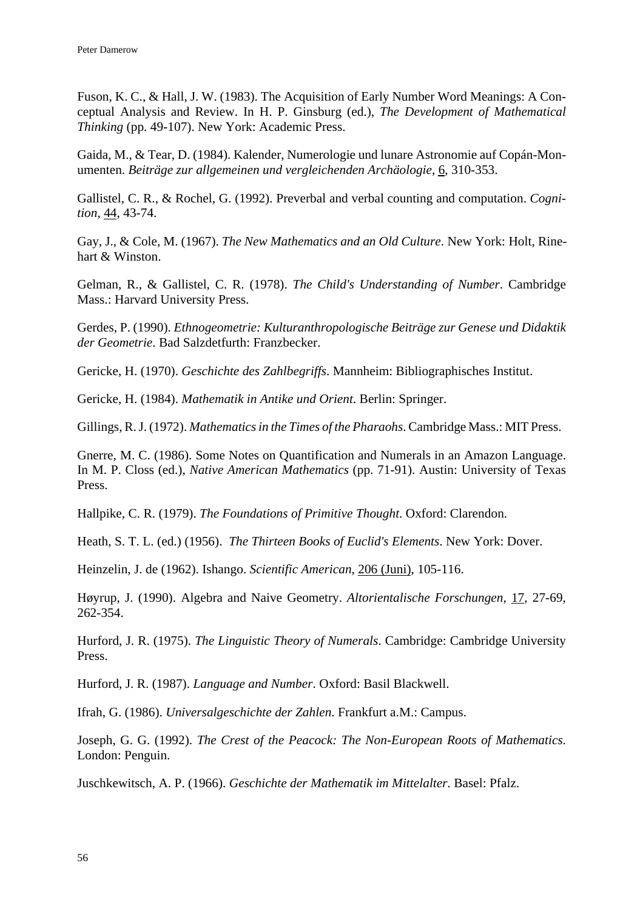Fuson, K. C., & Hall, J. W. (1983). The Acquisition of Early Number Word Meanings: A Conceptual Analysis and Review. In H. P. Ginsburg (ed.), *The Development of Mathematical Thinking* (pp. 49-107). New York: Academic Press.

Gaida, M., & Tear, D. (1984). Kalender, Numerologie und lunare Astronomie auf Copán-Monumenten. *Beiträge zur allgemeinen und vergleichenden Archäologie*, 6, 310-353.

Gallistel, C. R., & Rochel, G. (1992). Preverbal and verbal counting and computation. *Cognition*, 44, 43-74.

Gay, J., & Cole, M. (1967). *The New Mathematics and an Old Culture*. New York: Holt, Rinehart & Winston.

Gelman, R., & Gallistel, C. R. (1978). *The Child's Understanding of Number*. Cambridge Mass.: Harvard University Press.

Gerdes, P. (1990). *Ethnogeometrie: Kulturanthropologische Beiträge zur Genese und Didaktik der Geometrie*. Bad Salzdetfurth: Franzbecker.

Gericke, H. (1970). *Geschichte des Zahlbegriffs*. Mannheim: Bibliographisches Institut.

Gericke, H. (1984). *Mathematik in Antike und Orient*. Berlin: Springer.

Gillings, R. J. (1972). *Mathematics in the Times of the Pharaohs*. Cambridge Mass.: MIT Press.

Gnerre, M. C. (1986). Some Notes on Quantification and Numerals in an Amazon Language. In M. P. Closs (ed.), *Native American Mathematics* (pp. 71-91). Austin: University of Texas Press.

Hallpike, C. R. (1979). *The Foundations of Primitive Thought*. Oxford: Clarendon.

Heath, S. T. L. (ed.) (1956). *The Thirteen Books of Euclid's Elements*. New York: Dover.

Heinzelin, J. de (1962). Ishango. *Scientific American*, 206 (Juni), 105-116.

Høyrup, J. (1990). Algebra and Naive Geometry. *Altorientalische Forschungen*, 17, 27-69, 262-354.

Hurford, J. R. (1975). *The Linguistic Theory of Numerals*. Cambridge: Cambridge University Press.

Hurford, J. R. (1987). *Language and Number*. Oxford: Basil Blackwell.

Ifrah, G. (1986). *Universalgeschichte der Zahlen*. Frankfurt a.M.: Campus.

Joseph, G. G. (1992). *The Crest of the Peacock: The Non-European Roots of Mathematics*. London: Penguin.

Juschkewitsch, A. P. (1966). *Geschichte der Mathematik im Mittelalter*. Basel: Pfalz.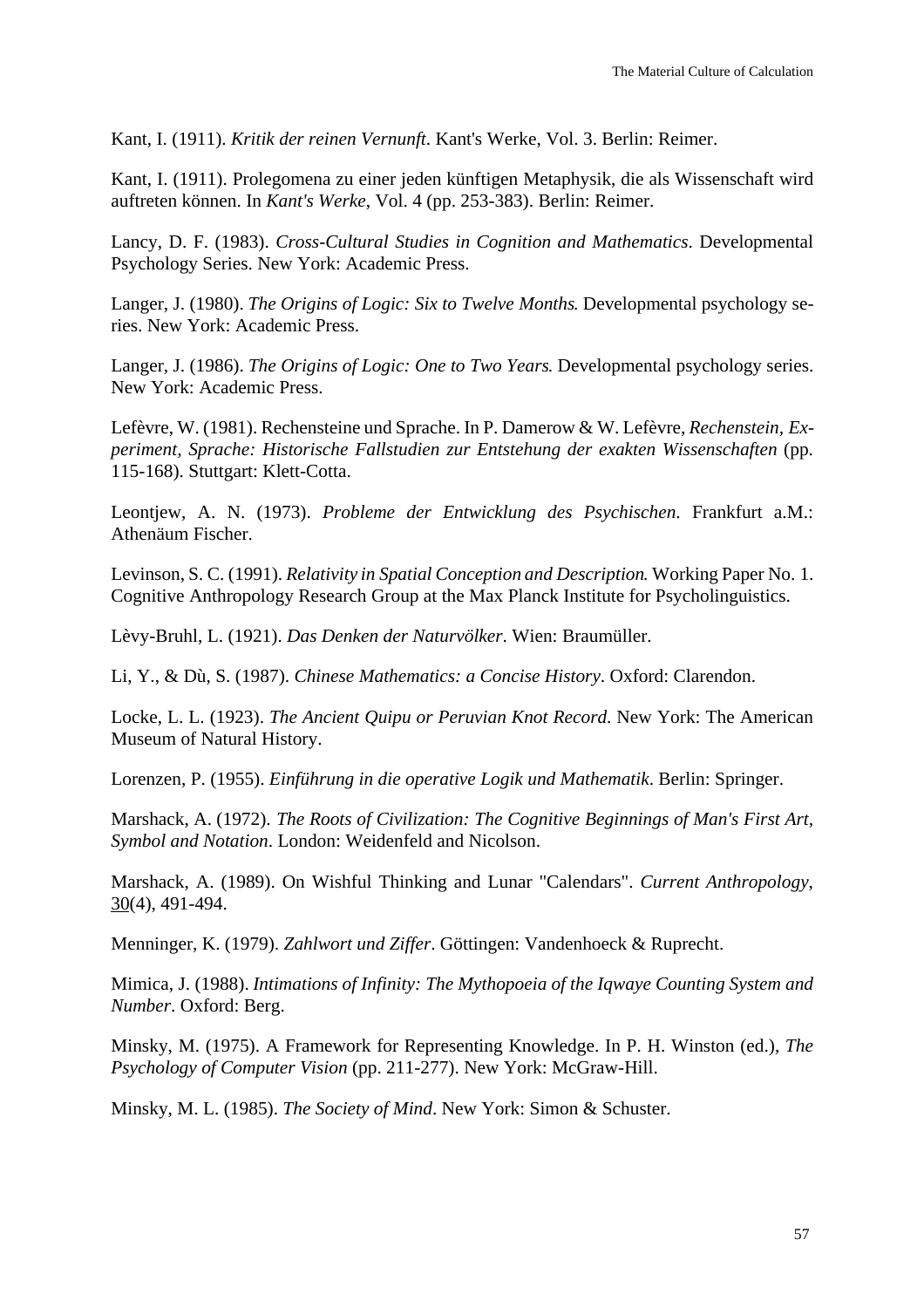Kant, I. (1911). *Kritik der reinen Vernunft*. Kant's Werke, Vol. 3. Berlin: Reimer.

Kant, I. (1911). Prolegomena zu einer jeden künftigen Metaphysik, die als Wissenschaft wird auftreten können. In *Kant's Werke*, Vol. 4 (pp. 253-383). Berlin: Reimer.

Lancy, D. F. (1983). *Cross-Cultural Studies in Cognition and Mathematics*. Developmental Psychology Series. New York: Academic Press.

Langer, J. (1980). *The Origins of Logic: Six to Twelve Months*. Developmental psychology series. New York: Academic Press.

Langer, J. (1986). *The Origins of Logic: One to Two Years*. Developmental psychology series. New York: Academic Press.

Lefèvre, W. (1981). Rechensteine und Sprache. In P. Damerow & W. Lefèvre, *Rechenstein, Experiment, Sprache: Historische Fallstudien zur Entstehung der exakten Wissenschaften* (pp. 115-168). Stuttgart: Klett-Cotta.

Leontjew, A. N. (1973). *Probleme der Entwicklung des Psychischen*. Frankfurt a.M.: Athenäum Fischer.

Levinson, S. C. (1991). *Relativity in Spatial Conception and Description*. Working Paper No. 1. Cognitive Anthropology Research Group at the Max Planck Institute for Psycholinguistics.

Lèvy-Bruhl, L. (1921). *Das Denken der Naturvölker*. Wien: Braumüller.

Li, Y., & Dù, S. (1987). *Chinese Mathematics: a Concise History*. Oxford: Clarendon.

Locke, L. L. (1923). *The Ancient Quipu or Peruvian Knot Record*. New York: The American Museum of Natural History.

Lorenzen, P. (1955). *Einführung in die operative Logik und Mathematik*. Berlin: Springer.

Marshack, A. (1972). *The Roots of Civilization: The Cognitive Beginnings of Man's First Art, Symbol and Notation*. London: Weidenfeld and Nicolson.

Marshack, A. (1989). On Wishful Thinking and Lunar "Calendars". *Current Anthropology*, 30(4), 491-494.

Menninger, K. (1979). *Zahlwort und Ziffer*. Göttingen: Vandenhoeck & Ruprecht.

Mimica, J. (1988). *Intimations of Infinity: The Mythopoeia of the Iqwaye Counting System and Number*. Oxford: Berg.

Minsky, M. (1975). A Framework for Representing Knowledge. In P. H. Winston (ed.), *The Psychology of Computer Vision* (pp. 211-277). New York: McGraw-Hill.

Minsky, M. L. (1985). *The Society of Mind*. New York: Simon & Schuster.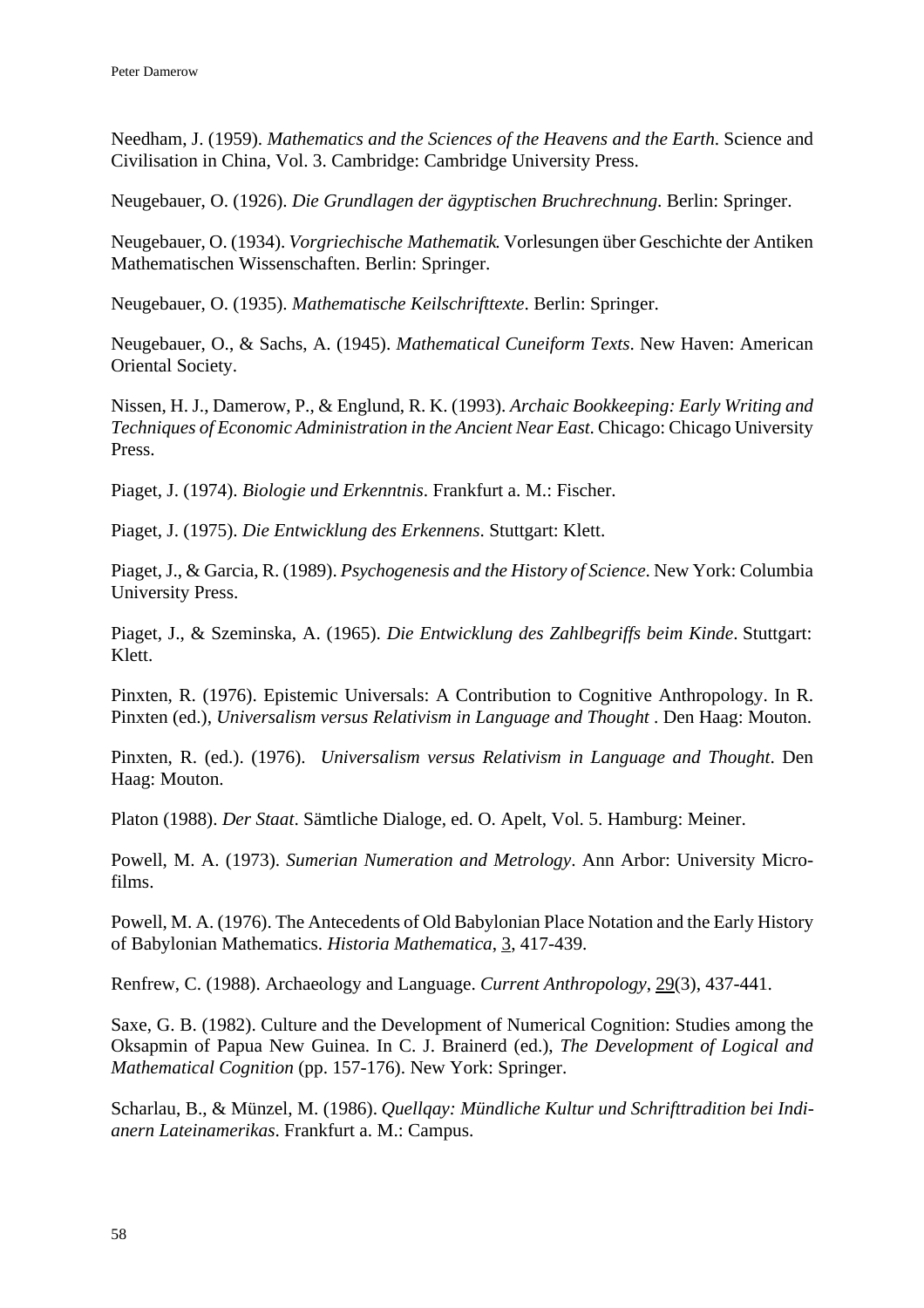Needham, J. (1959). *Mathematics and the Sciences of the Heavens and the Earth*. Science and Civilisation in China, Vol. 3. Cambridge: Cambridge University Press.

Neugebauer, O. (1926). *Die Grundlagen der ägyptischen Bruchrechnung*. Berlin: Springer.

Neugebauer, O. (1934). *Vorgriechische Mathematik*. Vorlesungen über Geschichte der Antiken Mathematischen Wissenschaften. Berlin: Springer.

Neugebauer, O. (1935). *Mathematische Keilschrifttexte*. Berlin: Springer.

Neugebauer, O., & Sachs, A. (1945). *Mathematical Cuneiform Texts*. New Haven: American Oriental Society.

Nissen, H. J., Damerow, P., & Englund, R. K. (1993). *Archaic Bookkeeping: Early Writing and Techniques of Economic Administration in the Ancient Near East*. Chicago: Chicago University Press.

Piaget, J. (1974). *Biologie und Erkenntnis*. Frankfurt a. M.: Fischer.

Piaget, J. (1975). *Die Entwicklung des Erkennens*. Stuttgart: Klett.

Piaget, J., & Garcia, R. (1989). *Psychogenesis and the History of Science*. New York: Columbia University Press.

Piaget, J., & Szeminska, A. (1965). *Die Entwicklung des Zahlbegriffs beim Kinde*. Stuttgart: Klett.

Pinxten, R. (1976). Epistemic Universals: A Contribution to Cognitive Anthropology. In R. Pinxten (ed.), *Universalism versus Relativism in Language and Thought* . Den Haag: Mouton.

Pinxten, R. (ed.). (1976). *Universalism versus Relativism in Language and Thought*. Den Haag: Mouton.

Platon (1988). *Der Staat*. Sämtliche Dialoge, ed. O. Apelt, Vol. 5. Hamburg: Meiner.

Powell, M. A. (1973). *Sumerian Numeration and Metrology*. Ann Arbor: University Microfilms.

Powell, M. A. (1976). The Antecedents of Old Babylonian Place Notation and the Early History of Babylonian Mathematics. *Historia Mathematica*, 3, 417-439.

Renfrew, C. (1988). Archaeology and Language. *Current Anthropology*, 29(3), 437-441.

Saxe, G. B. (1982). Culture and the Development of Numerical Cognition: Studies among the Oksapmin of Papua New Guinea. In C. J. Brainerd (ed.), *The Development of Logical and Mathematical Cognition* (pp. 157-176). New York: Springer.

Scharlau, B., & Münzel, M. (1986). *Quellqay: Mündliche Kultur und Schrifttradition bei Indianern Lateinamerikas*. Frankfurt a. M.: Campus.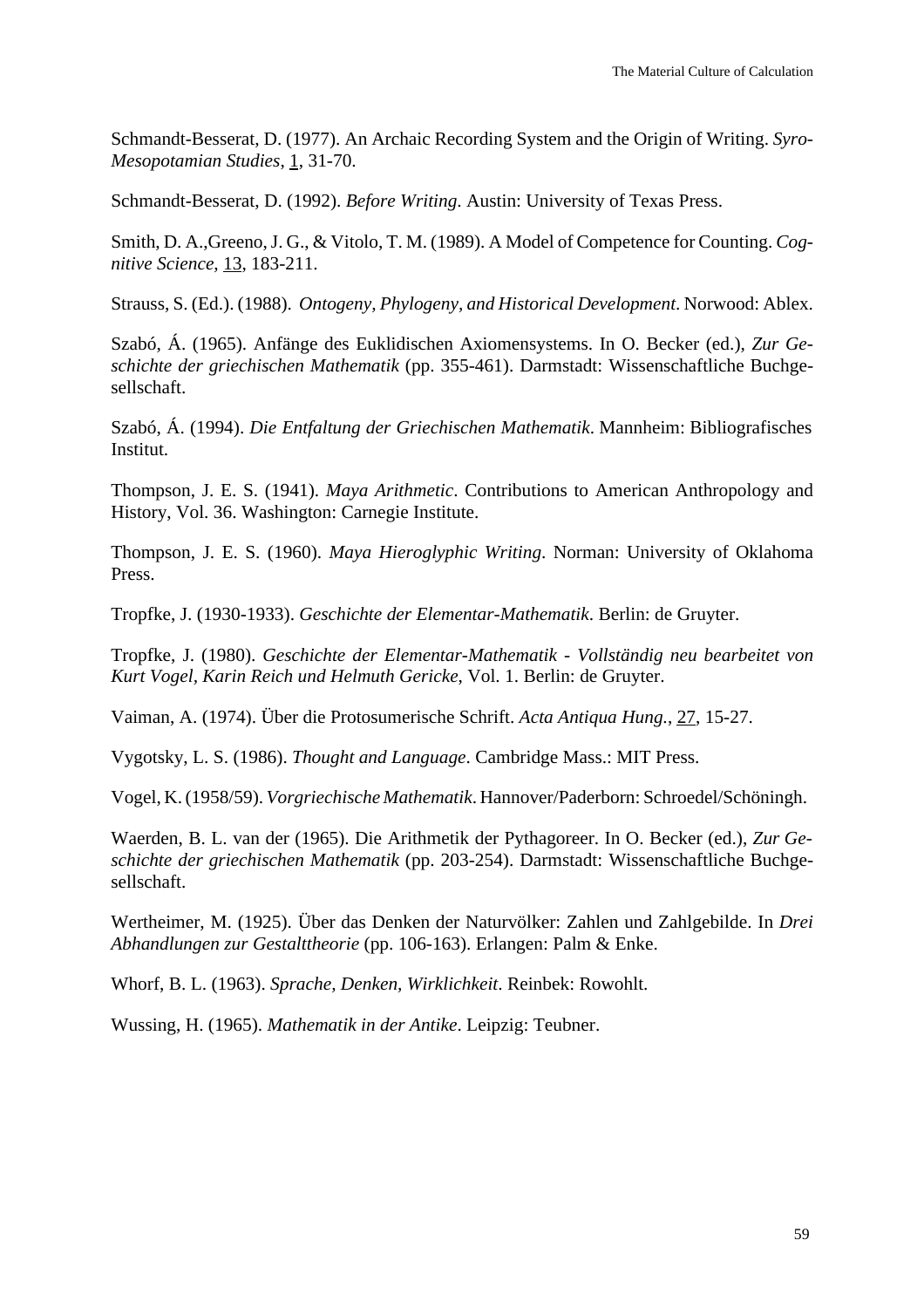Schmandt-Besserat, D. (1977). An Archaic Recording System and the Origin of Writing. *Syro-Mesopotamian Studies*, 1, 31-70.

Schmandt-Besserat, D. (1992). *Before Writing*. Austin: University of Texas Press.

Smith, D. A.,Greeno, J. G., & Vitolo, T. M. (1989). A Model of Competence for Counting. *Cognitive Science*, 13, 183-211.

Strauss, S. (Ed.). (1988). *Ontogeny, Phylogeny, and Historical Development*. Norwood: Ablex.

Szabó, Á. (1965). Anfänge des Euklidischen Axiomensystems. In O. Becker (ed.), *Zur Geschichte der griechischen Mathematik* (pp. 355-461). Darmstadt: Wissenschaftliche Buchgesellschaft.

Szabó, Á. (1994). *Die Entfaltung der Griechischen Mathematik*. Mannheim: Bibliografisches Institut.

Thompson, J. E. S. (1941). *Maya Arithmetic*. Contributions to American Anthropology and History, Vol. 36. Washington: Carnegie Institute.

Thompson, J. E. S. (1960). *Maya Hieroglyphic Writing*. Norman: University of Oklahoma Press.

Tropfke, J. (1930-1933). *Geschichte der Elementar-Mathematik*. Berlin: de Gruyter.

Tropfke, J. (1980). *Geschichte der Elementar-Mathematik - Vollständig neu bearbeitet von Kurt Vogel, Karin Reich und Helmuth Gericke*, Vol. 1. Berlin: de Gruyter.

Vaiman, A. (1974). Über die Protosumerische Schrift. *Acta Antiqua Hung.*, 27, 15-27.

Vygotsky, L. S. (1986). *Thought and Language*. Cambridge Mass.: MIT Press.

Vogel, K. (1958/59). *Vorgriechische Mathematik*. Hannover/Paderborn: Schroedel/Schöningh.

Waerden, B. L. van der (1965). Die Arithmetik der Pythagoreer. In O. Becker (ed.), *Zur Geschichte der griechischen Mathematik* (pp. 203-254). Darmstadt: Wissenschaftliche Buchgesellschaft.

Wertheimer, M. (1925). Über das Denken der Naturvölker: Zahlen und Zahlgebilde. In *Drei Abhandlungen zur Gestalttheorie* (pp. 106-163). Erlangen: Palm & Enke.

Whorf, B. L. (1963). *Sprache, Denken, Wirklichkeit*. Reinbek: Rowohlt.

Wussing, H. (1965). *Mathematik in der Antike*. Leipzig: Teubner.